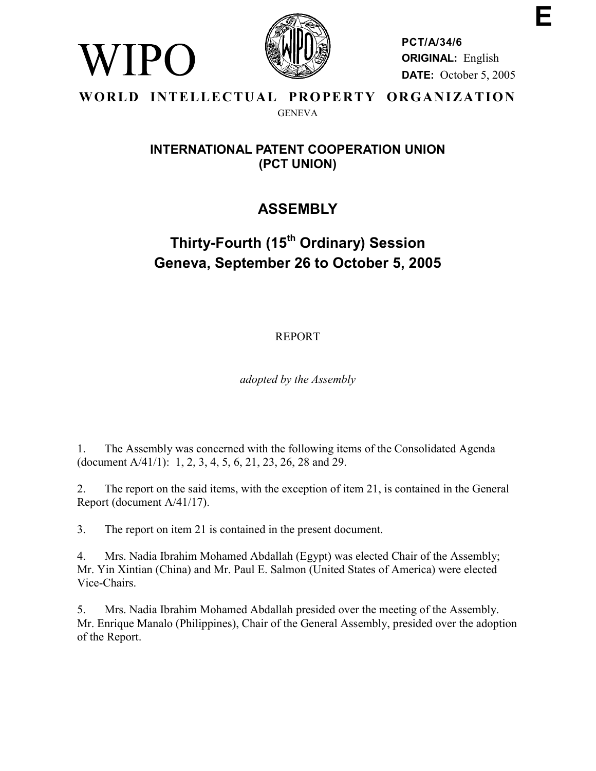E

WIPO

**PCT/A/34/6**
**ORIGINAL:** English
**DATE:** October 5, 2005

**WORLD INTELLECTUAL PROPERTY ORGANIZATION**
GENEVA

## INTERNATIONAL PATENT COOPERATION UNION (PCT UNION)

# ASSEMBLY

## Thirty-Fourth (15th Ordinary) Session
## Geneva, September 26 to October 5, 2005

REPORT

*adopted by the Assembly*

1. The Assembly was concerned with the following items of the Consolidated Agenda (document A/41/1): 1, 2, 3, 4, 5, 6, 21, 23, 26, 28 and 29.

2. The report on the said items, with the exception of item 21, is contained in the General Report (document A/41/17).

3. The report on item 21 is contained in the present document.

4. Mrs. Nadia Ibrahim Mohamed Abdallah (Egypt) was elected Chair of the Assembly; Mr. Yin Xintian (China) and Mr. Paul E. Salmon (United States of America) were elected Vice-Chairs.

5. Mrs. Nadia Ibrahim Mohamed Abdallah presided over the meeting of the Assembly. Mr. Enrique Manalo (Philippines), Chair of the General Assembly, presided over the adoption of the Report.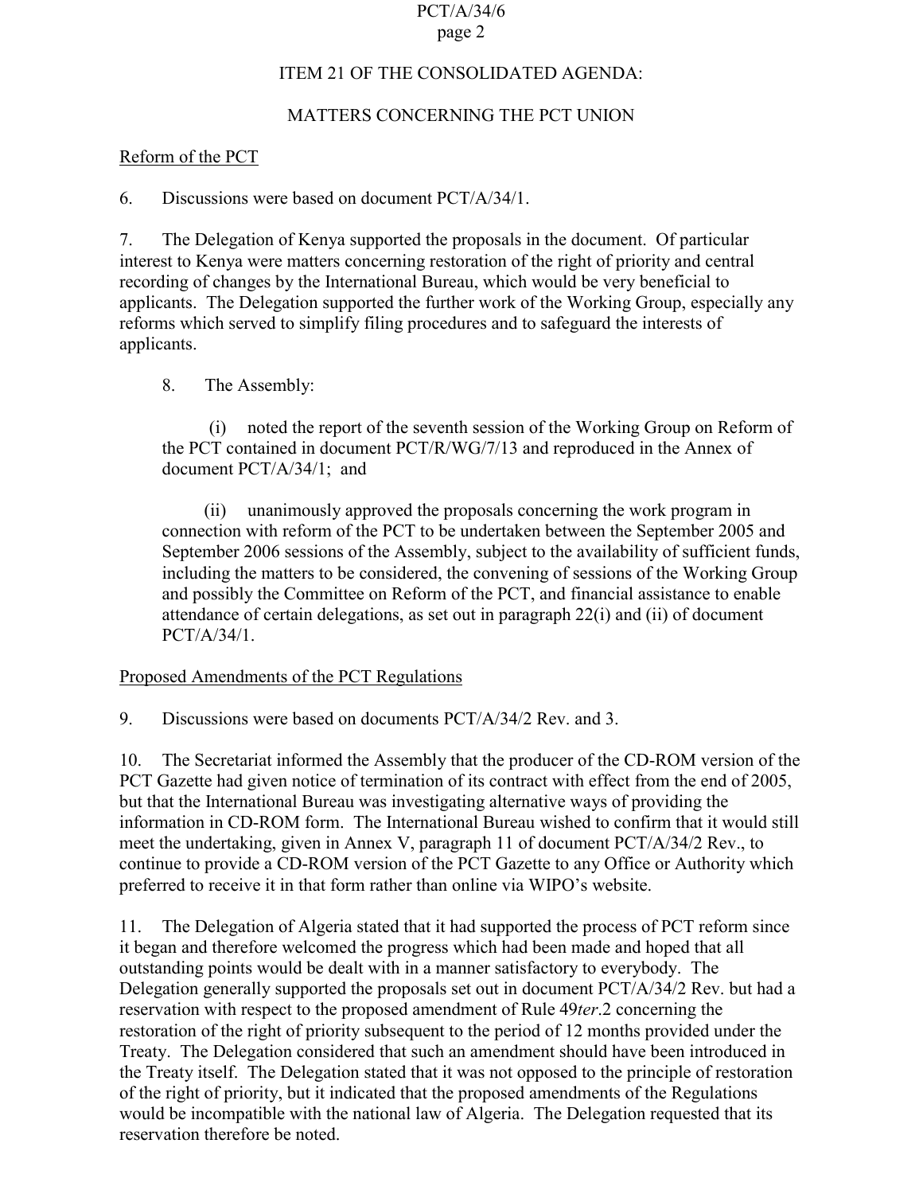## ITEM 21 OF THE CONSOLIDATED AGENDA:

## MATTERS CONCERNING THE PCT UNION

Reform of the PCT

6. Discussions were based on document PCT/A/34/1.

7. The Delegation of Kenya supported the proposals in the document. Of particular interest to Kenya were matters concerning restoration of the right of priority and central recording of changes by the International Bureau, which would be very beneficial to applicants. The Delegation supported the further work of the Working Group, especially any reforms which served to simplify filing procedures and to safeguard the interests of applicants.

> 8. The Assembly:
>
> (i) noted the report of the seventh session of the Working Group on Reform of the PCT contained in document PCT/R/WG/7/13 and reproduced in the Annex of document PCT/A/34/1; and
>
> (ii) unanimously approved the proposals concerning the work program in connection with reform of the PCT to be undertaken between the September 2005 and September 2006 sessions of the Assembly, subject to the availability of sufficient funds, including the matters to be considered, the convening of sessions of the Working Group and possibly the Committee on Reform of the PCT, and financial assistance to enable attendance of certain delegations, as set out in paragraph 22(i) and (ii) of document PCT/A/34/1.

Proposed Amendments of the PCT Regulations

9. Discussions were based on documents PCT/A/34/2 Rev. and 3.

10. The Secretariat informed the Assembly that the producer of the CD-ROM version of the PCT Gazette had given notice of termination of its contract with effect from the end of 2005, but that the International Bureau was investigating alternative ways of providing the information in CD-ROM form. The International Bureau wished to confirm that it would still meet the undertaking, given in Annex V, paragraph 11 of document PCT/A/34/2 Rev., to continue to provide a CD-ROM version of the PCT Gazette to any Office or Authority which preferred to receive it in that form rather than online via WIPO's website.

11. The Delegation of Algeria stated that it had supported the process of PCT reform since it began and therefore welcomed the progress which had been made and hoped that all outstanding points would be dealt with in a manner satisfactory to everybody. The Delegation generally supported the proposals set out in document PCT/A/34/2 Rev. but had a reservation with respect to the proposed amendment of Rule 49*ter*.2 concerning the restoration of the right of priority subsequent to the period of 12 months provided under the Treaty. The Delegation considered that such an amendment should have been introduced in the Treaty itself. The Delegation stated that it was not opposed to the principle of restoration of the right of priority, but it indicated that the proposed amendments of the Regulations would be incompatible with the national law of Algeria. The Delegation requested that its reservation therefore be noted.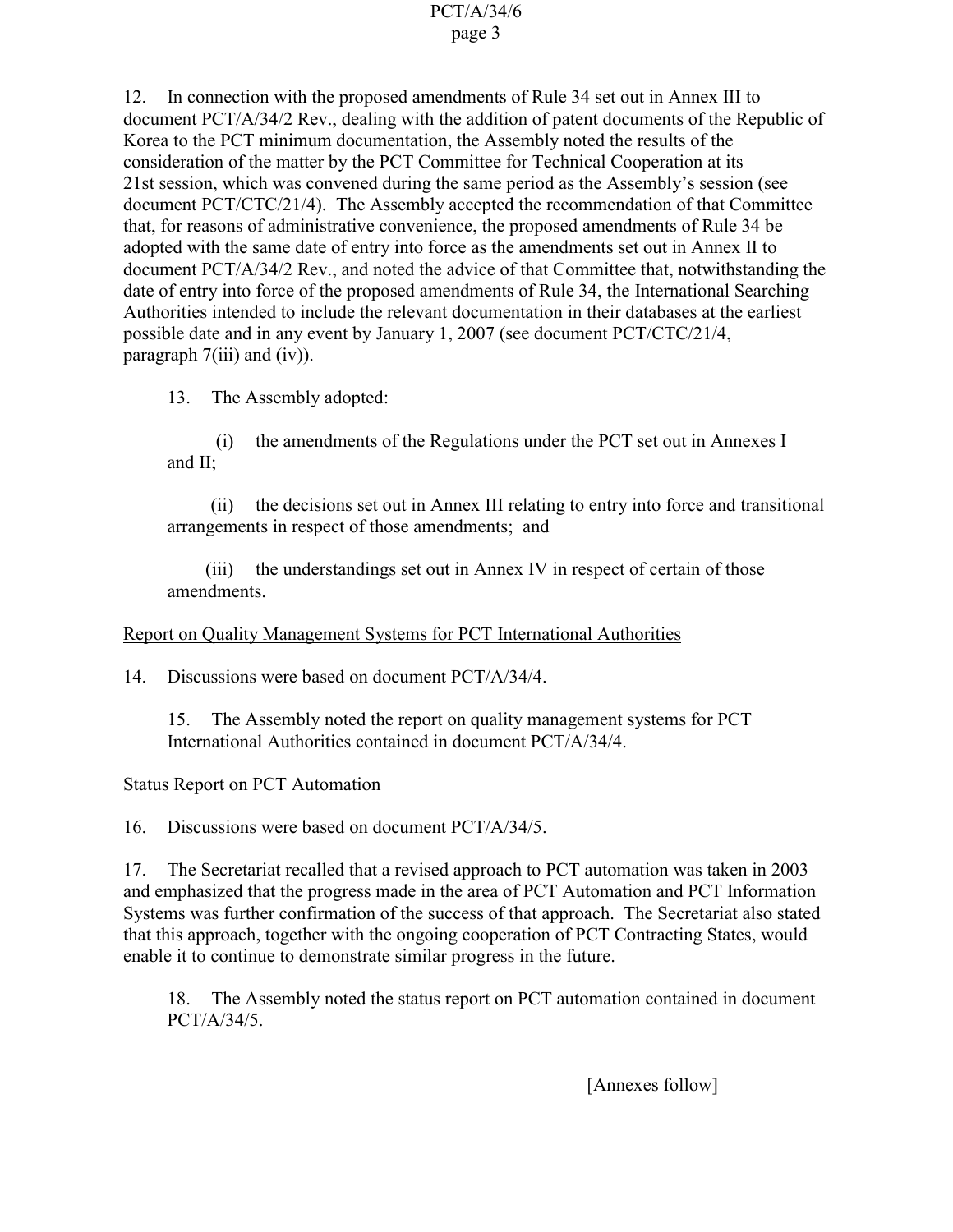12. In connection with the proposed amendments of Rule 34 set out in Annex III to document PCT/A/34/2 Rev., dealing with the addition of patent documents of the Republic of Korea to the PCT minimum documentation, the Assembly noted the results of the consideration of the matter by the PCT Committee for Technical Cooperation at its 21st session, which was convened during the same period as the Assembly's session (see document PCT/CTC/21/4). The Assembly accepted the recommendation of that Committee that, for reasons of administrative convenience, the proposed amendments of Rule 34 be adopted with the same date of entry into force as the amendments set out in Annex II to document PCT/A/34/2 Rev., and noted the advice of that Committee that, notwithstanding the date of entry into force of the proposed amendments of Rule 34, the International Searching Authorities intended to include the relevant documentation in their databases at the earliest possible date and in any event by January 1, 2007 (see document PCT/CTC/21/4, paragraph 7(iii) and (iv)).

13. The Assembly adopted:

(i) the amendments of the Regulations under the PCT set out in Annexes I and II;

(ii) the decisions set out in Annex III relating to entry into force and transitional arrangements in respect of those amendments; and

(iii) the understandings set out in Annex IV in respect of certain of those amendments.

Report on Quality Management Systems for PCT International Authorities

14. Discussions were based on document PCT/A/34/4.

15. The Assembly noted the report on quality management systems for PCT International Authorities contained in document PCT/A/34/4.

Status Report on PCT Automation

16. Discussions were based on document PCT/A/34/5.

17. The Secretariat recalled that a revised approach to PCT automation was taken in 2003 and emphasized that the progress made in the area of PCT Automation and PCT Information Systems was further confirmation of the success of that approach. The Secretariat also stated that this approach, together with the ongoing cooperation of PCT Contracting States, would enable it to continue to demonstrate similar progress in the future.

18. The Assembly noted the status report on PCT automation contained in document PCT/A/34/5.

[Annexes follow]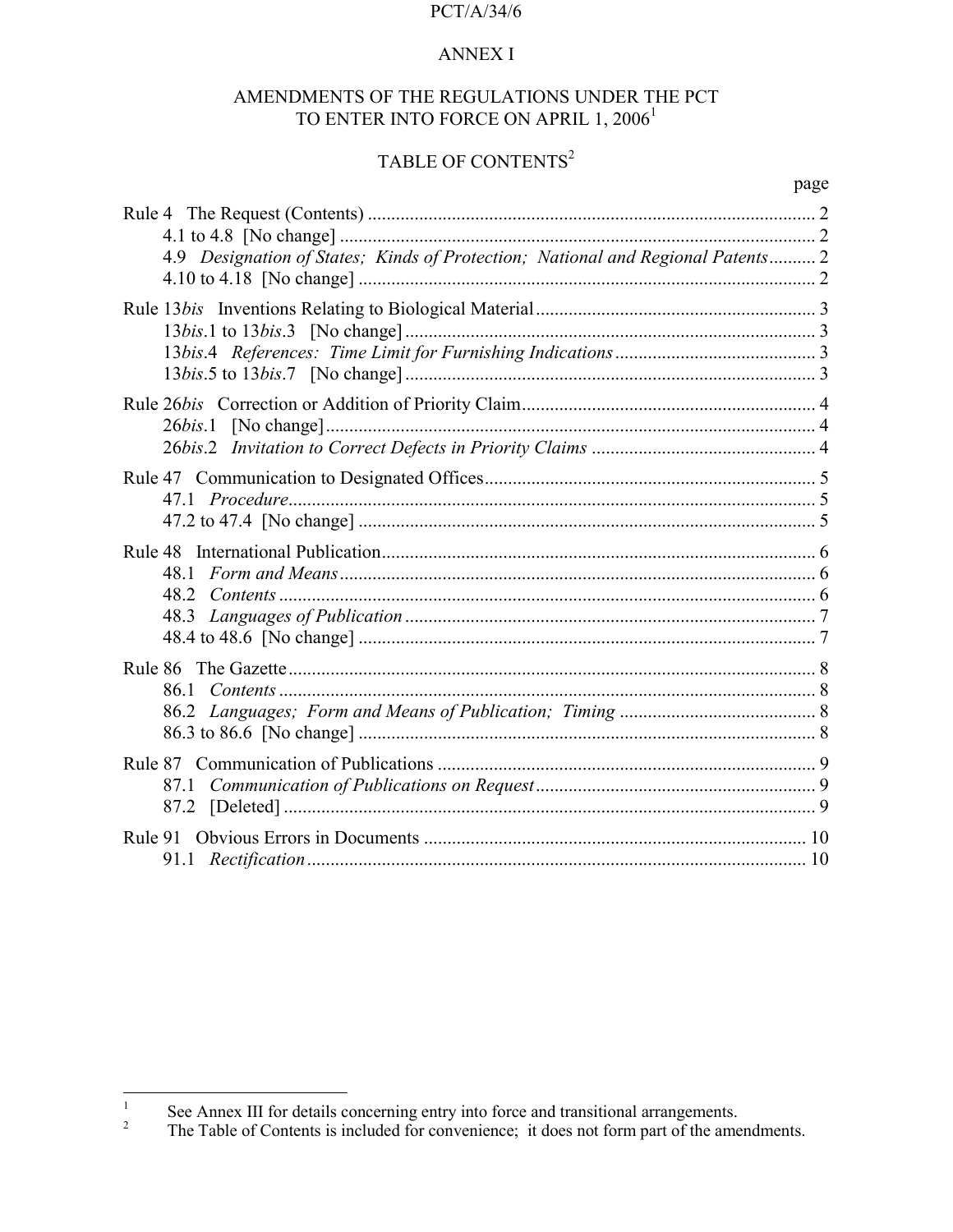ANNEX I

# AMENDMENTS OF THE REGULATIONS UNDER THE PCT TO ENTER INTO FORCE ON APRIL 1, 2006[1]

## TABLE OF CONTENTS[2]

| | page |
|---|---|
| Rule 4 The Request (Contents) | 2 |
| 4.1 to 4.8 [No change] | 2 |
| 4.9 *Designation of States; Kinds of Protection; National and Regional Patents* | 2 |
| 4.10 to 4.18 [No change] | 2 |
| Rule 13*bis* Inventions Relating to Biological Material | 3 |
| 13*bis*.1 to 13*bis*.3 [No change] | 3 |
| 13*bis*.4 *References: Time Limit for Furnishing Indications* | 3 |
| 13*bis*.5 to 13*bis*.7 [No change] | 3 |
| Rule 26*bis* Correction or Addition of Priority Claim | 4 |
| 26*bis*.1 [No change] | 4 |
| 26*bis*.2 *Invitation to Correct Defects in Priority Claims* | 4 |
| Rule 47 Communication to Designated Offices | 5 |
| 47.1 *Procedure* | 5 |
| 47.2 to 47.4 [No change] | 5 |
| Rule 48 International Publication | 6 |
| 48.1 *Form and Means* | 6 |
| 48.2 *Contents* | 6 |
| 48.3 *Languages of Publication* | 7 |
| 48.4 to 48.6 [No change] | 7 |
| Rule 86 The Gazette | 8 |
| 86.1 *Contents* | 8 |
| 86.2 *Languages; Form and Means of Publication; Timing* | 8 |
| 86.3 to 86.6 [No change] | 8 |
| Rule 87 Communication of Publications | 9 |
| 87.1 *Communication of Publications on Request* | 9 |
| 87.2 [Deleted] | 9 |
| Rule 91 Obvious Errors in Documents | 10 |
| 91.1 *Rectification* | 10 |

---

[1] See Annex III for details concerning entry into force and transitional arrangements.

[2] The Table of Contents is included for convenience; it does not form part of the amendments.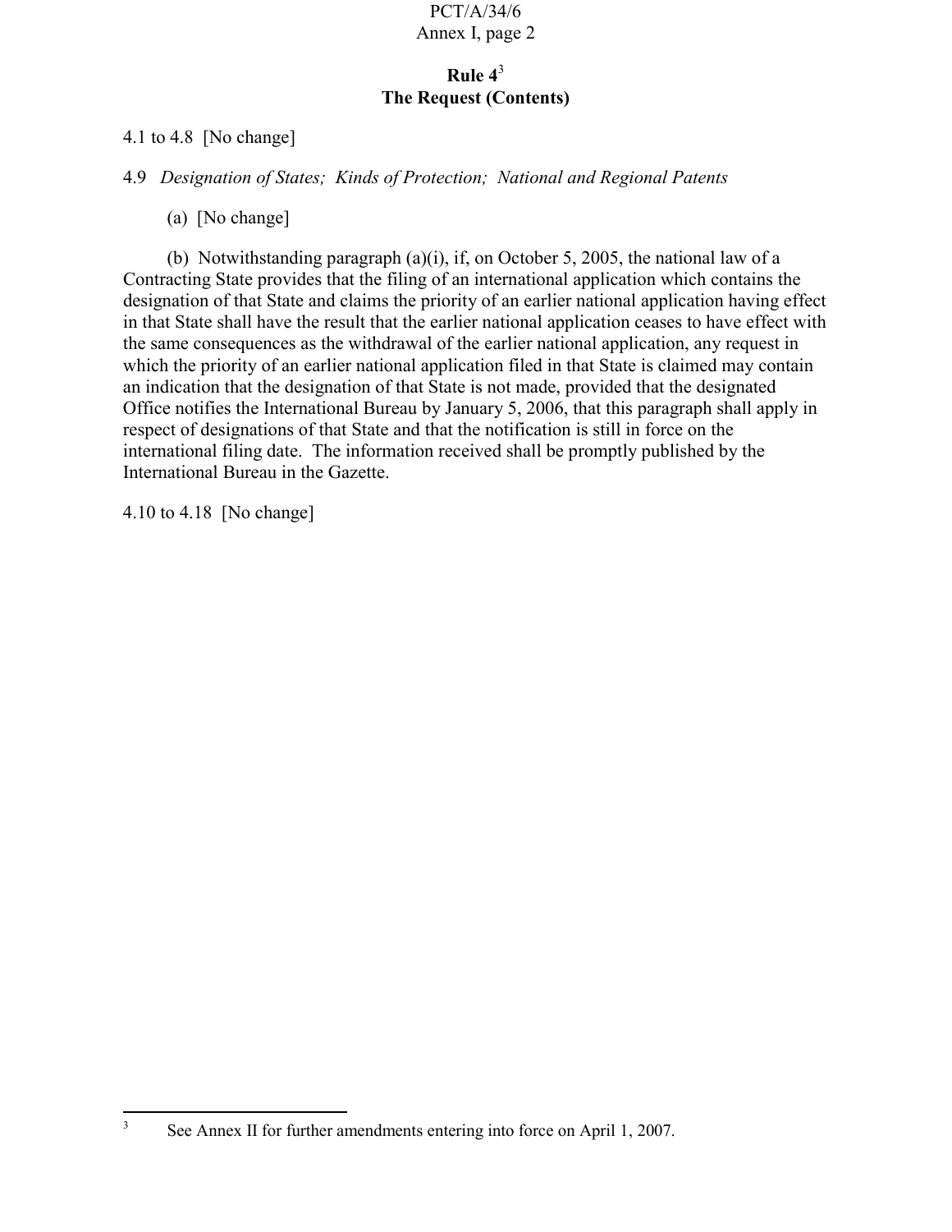## Rule 4[3]
## The Request (Contents)

4.1 to 4.8 [No change]

4.9 *Designation of States; Kinds of Protection; National and Regional Patents*

(a) [No change]

(b) Notwithstanding paragraph (a)(i), if, on October 5, 2005, the national law of a Contracting State provides that the filing of an international application which contains the designation of that State and claims the priority of an earlier national application having effect in that State shall have the result that the earlier national application ceases to have effect with the same consequences as the withdrawal of the earlier national application, any request in which the priority of an earlier national application filed in that State is claimed may contain an indication that the designation of that State is not made, provided that the designated Office notifies the International Bureau by January 5, 2006, that this paragraph shall apply in respect of designations of that State and that the notification is still in force on the international filing date. The information received shall be promptly published by the International Bureau in the Gazette.

4.10 to 4.18 [No change]

[3] See Annex II for further amendments entering into force on April 1, 2007.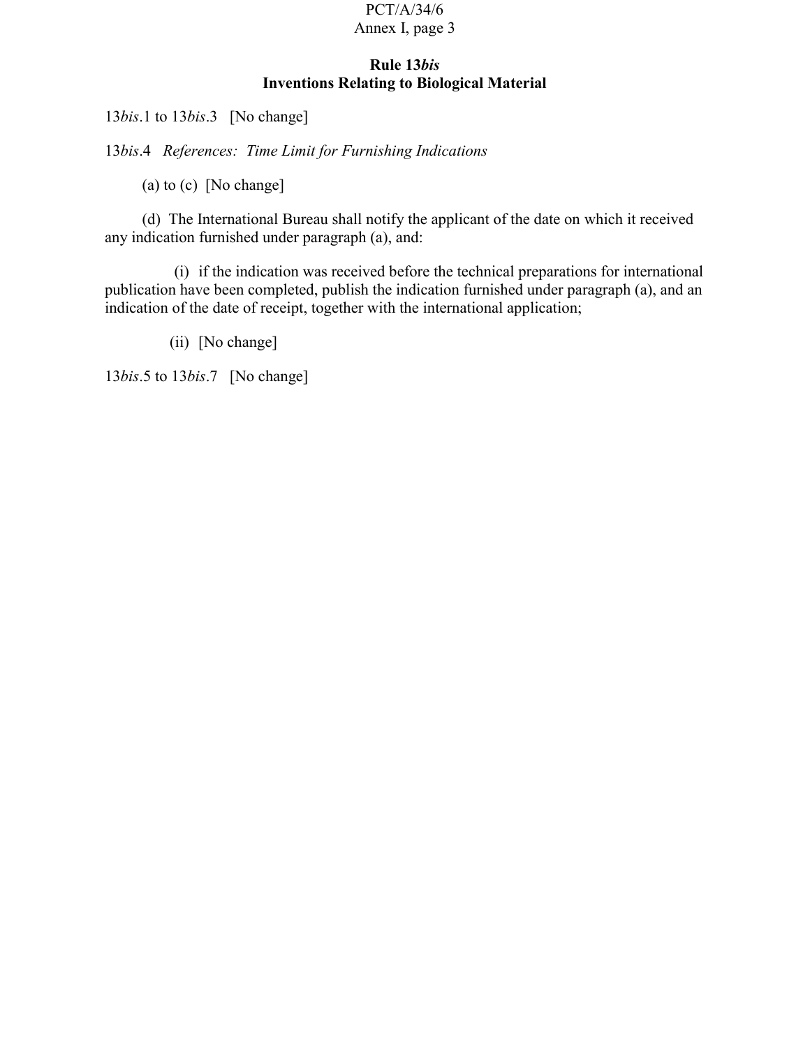# Rule 13*bis*
# Inventions Relating to Biological Material

13*bis*.1 to 13*bis*.3 [No change]

13*bis*.4 *References: Time Limit for Furnishing Indications*

(a) to (c) [No change]

(d) The International Bureau shall notify the applicant of the date on which it received any indication furnished under paragraph (a), and:

(i) if the indication was received before the technical preparations for international publication have been completed, publish the indication furnished under paragraph (a), and an indication of the date of receipt, together with the international application;

(ii) [No change]

13*bis*.5 to 13*bis*.7 [No change]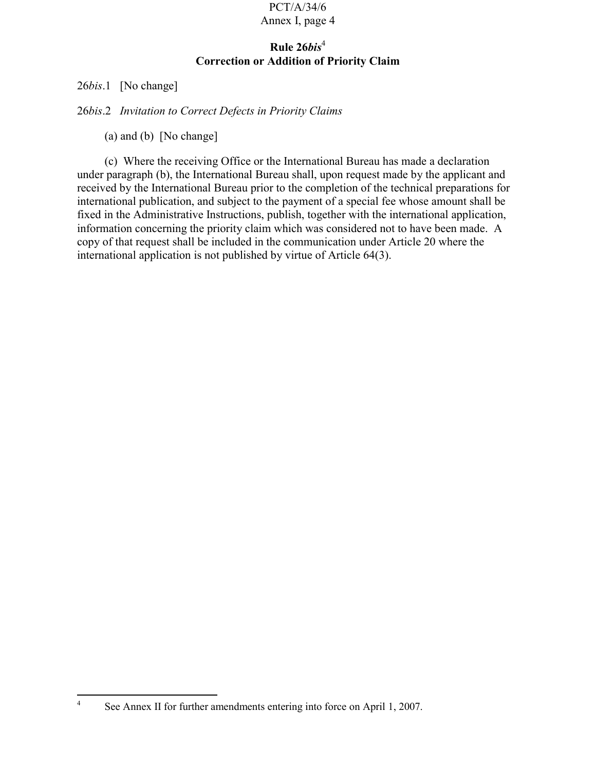## Rule 26*bis*[4]
## Correction or Addition of Priority Claim

26*bis*.1 [No change]

26*bis*.2 *Invitation to Correct Defects in Priority Claims*

(a) and (b) [No change]

(c) Where the receiving Office or the International Bureau has made a declaration under paragraph (b), the International Bureau shall, upon request made by the applicant and received by the International Bureau prior to the completion of the technical preparations for international publication, and subject to the payment of a special fee whose amount shall be fixed in the Administrative Instructions, publish, together with the international application, information concerning the priority claim which was considered not to have been made. A copy of that request shall be included in the communication under Article 20 where the international application is not published by virtue of Article 64(3).

---

[4] See Annex II for further amendments entering into force on April 1, 2007.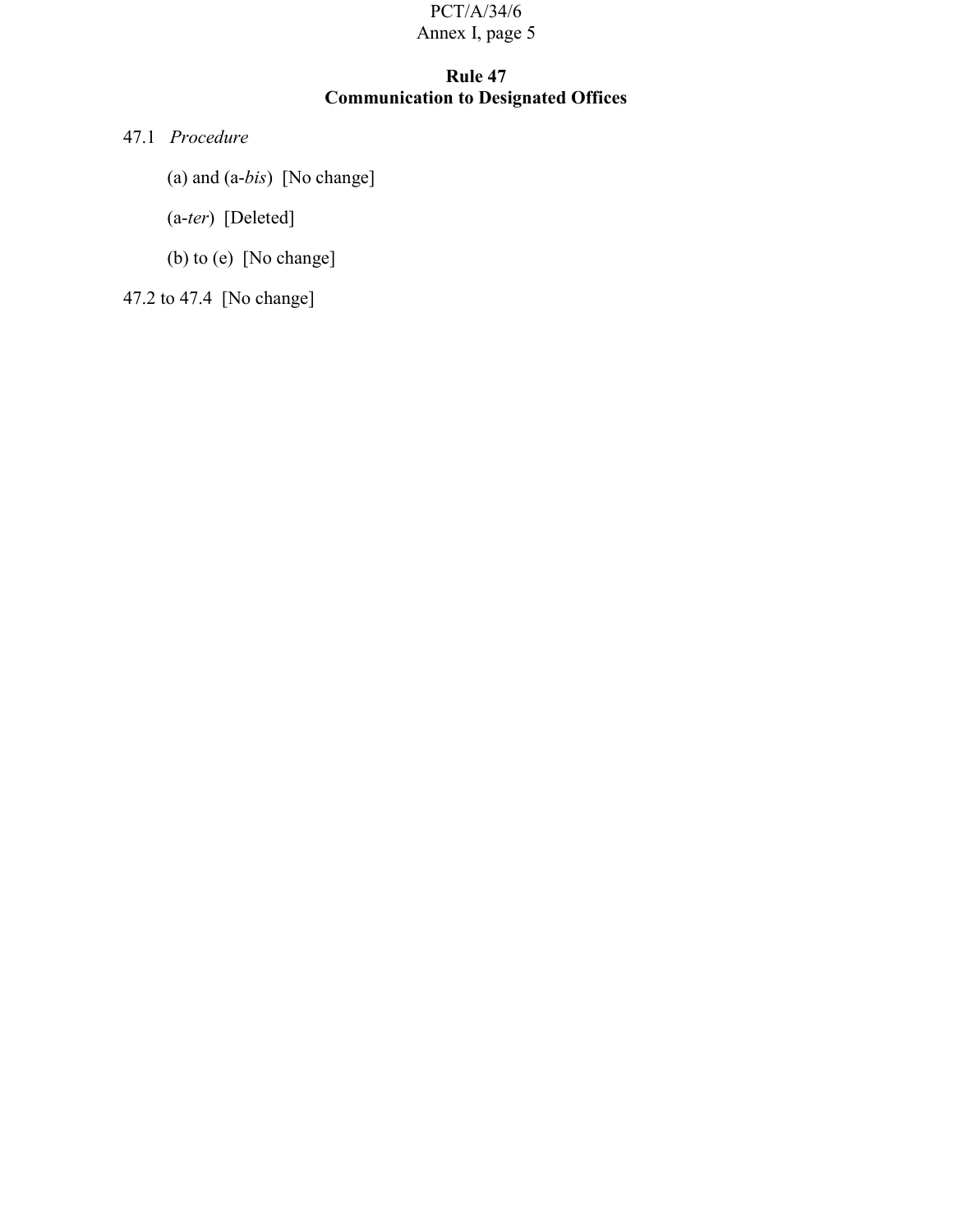## Rule 47
## Communication to Designated Offices

47.1 *Procedure*

(a) and (a-*bis*) [No change]

(a-*ter*) [Deleted]

(b) to (e) [No change]

47.2 to 47.4 [No change]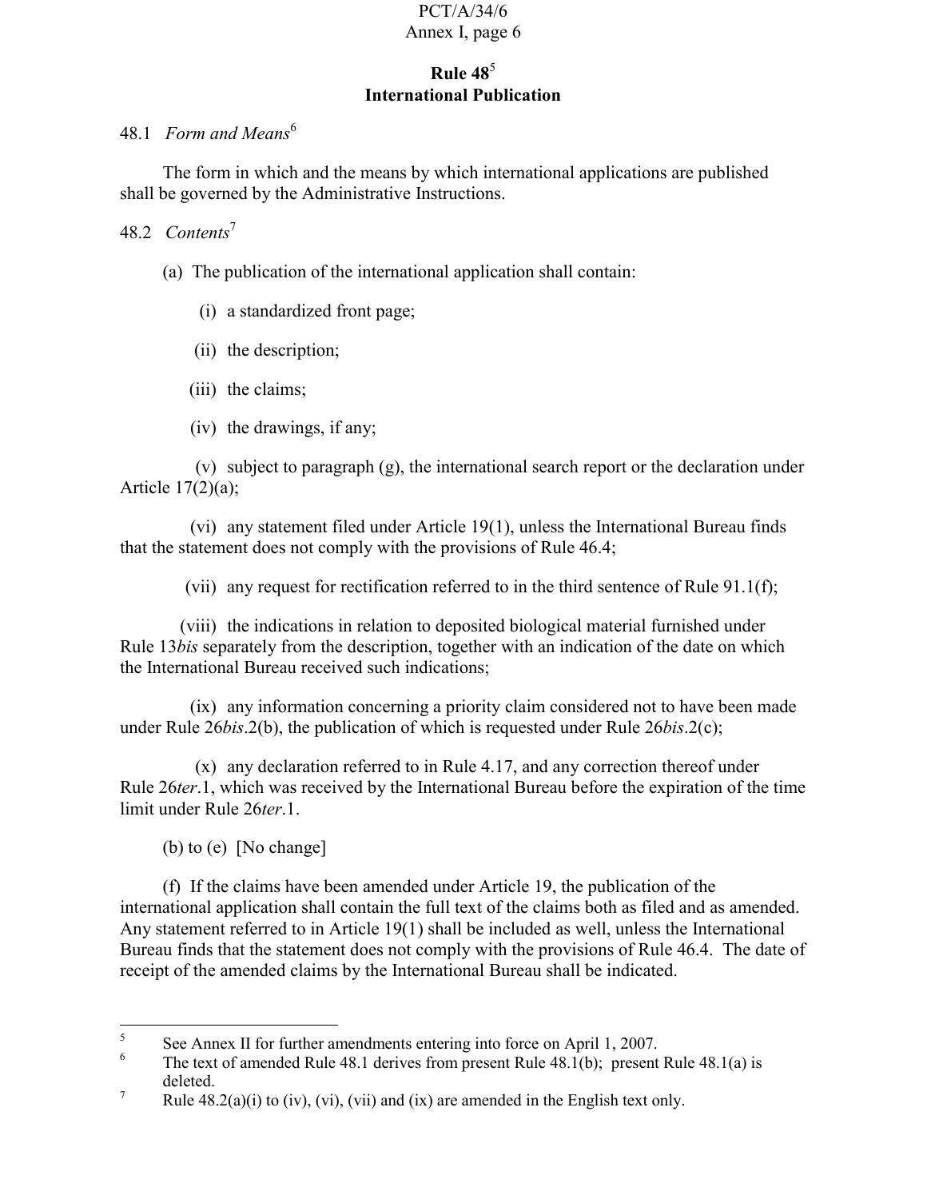## Rule 48[5]
## International Publication

48.1 *Form and Means*[6]

The form in which and the means by which international applications are published shall be governed by the Administrative Instructions.

48.2 *Contents*[7]

(a) The publication of the international application shall contain:

(i) a standardized front page;

(ii) the description;

(iii) the claims;

(iv) the drawings, if any;

(v) subject to paragraph (g), the international search report or the declaration under Article 17(2)(a);

(vi) any statement filed under Article 19(1), unless the International Bureau finds that the statement does not comply with the provisions of Rule 46.4;

(vii) any request for rectification referred to in the third sentence of Rule 91.1(f);

(viii) the indications in relation to deposited biological material furnished under Rule 13*bis* separately from the description, together with an indication of the date on which the International Bureau received such indications;

(ix) any information concerning a priority claim considered not to have been made under Rule 26*bis*.2(b), the publication of which is requested under Rule 26*bis*.2(c);

(x) any declaration referred to in Rule 4.17, and any correction thereof under Rule 26*ter*.1, which was received by the International Bureau before the expiration of the time limit under Rule 26*ter*.1.

(b) to (e) [No change]

(f) If the claims have been amended under Article 19, the publication of the international application shall contain the full text of the claims both as filed and as amended. Any statement referred to in Article 19(1) shall be included as well, unless the International Bureau finds that the statement does not comply with the provisions of Rule 46.4. The date of receipt of the amended claims by the International Bureau shall be indicated.

---

[5] See Annex II for further amendments entering into force on April 1, 2007.

[6] The text of amended Rule 48.1 derives from present Rule 48.1(b); present Rule 48.1(a) is deleted.

[7] Rule 48.2(a)(i) to (iv), (vi), (vii) and (ix) are amended in the English text only.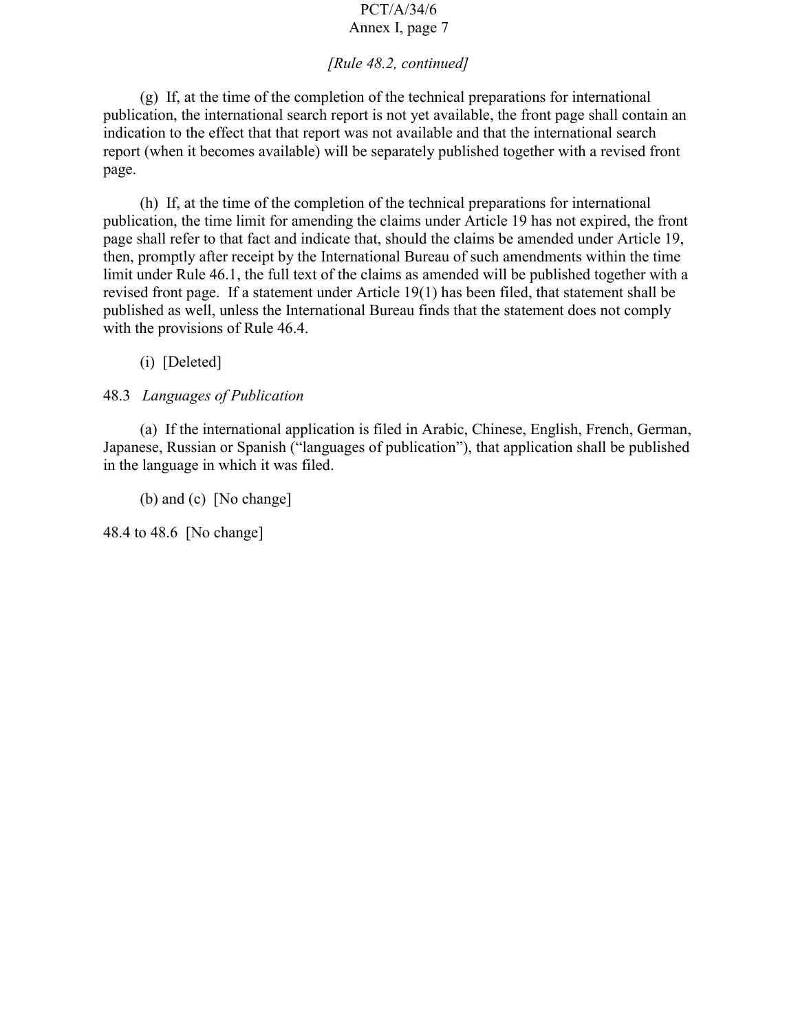*[Rule 48.2, continued]*

(g) If, at the time of the completion of the technical preparations for international publication, the international search report is not yet available, the front page shall contain an indication to the effect that that report was not available and that the international search report (when it becomes available) will be separately published together with a revised front page.

(h) If, at the time of the completion of the technical preparations for international publication, the time limit for amending the claims under Article 19 has not expired, the front page shall refer to that fact and indicate that, should the claims be amended under Article 19, then, promptly after receipt by the International Bureau of such amendments within the time limit under Rule 46.1, the full text of the claims as amended will be published together with a revised front page. If a statement under Article 19(1) has been filed, that statement shall be published as well, unless the International Bureau finds that the statement does not comply with the provisions of Rule 46.4.

(i) [Deleted]

48.3 *Languages of Publication*

(a) If the international application is filed in Arabic, Chinese, English, French, German, Japanese, Russian or Spanish ("languages of publication"), that application shall be published in the language in which it was filed.

(b) and (c) [No change]

48.4 to 48.6 [No change]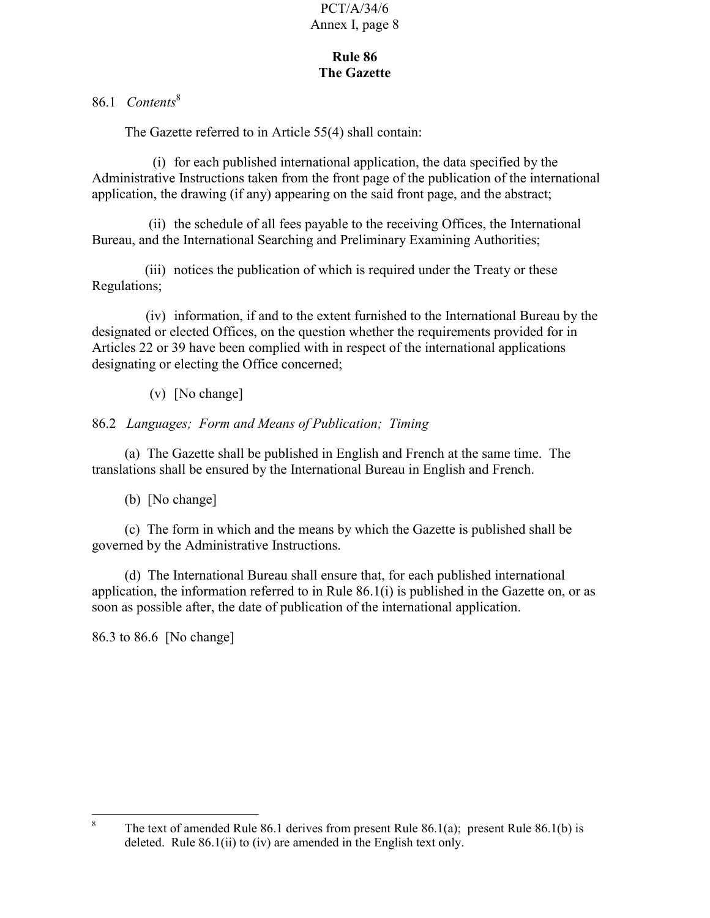## Rule 86
## The Gazette

86.1 *Contents*[8]

The Gazette referred to in Article 55(4) shall contain:

(i) for each published international application, the data specified by the Administrative Instructions taken from the front page of the publication of the international application, the drawing (if any) appearing on the said front page, and the abstract;

(ii) the schedule of all fees payable to the receiving Offices, the International Bureau, and the International Searching and Preliminary Examining Authorities;

(iii) notices the publication of which is required under the Treaty or these Regulations;

(iv) information, if and to the extent furnished to the International Bureau by the designated or elected Offices, on the question whether the requirements provided for in Articles 22 or 39 have been complied with in respect of the international applications designating or electing the Office concerned;

(v) [No change]

86.2 *Languages; Form and Means of Publication; Timing*

(a) The Gazette shall be published in English and French at the same time. The translations shall be ensured by the International Bureau in English and French.

(b) [No change]

(c) The form in which and the means by which the Gazette is published shall be governed by the Administrative Instructions.

(d) The International Bureau shall ensure that, for each published international application, the information referred to in Rule 86.1(i) is published in the Gazette on, or as soon as possible after, the date of publication of the international application.

86.3 to 86.6 [No change]

---

[8] The text of amended Rule 86.1 derives from present Rule 86.1(a); present Rule 86.1(b) is deleted. Rule 86.1(ii) to (iv) are amended in the English text only.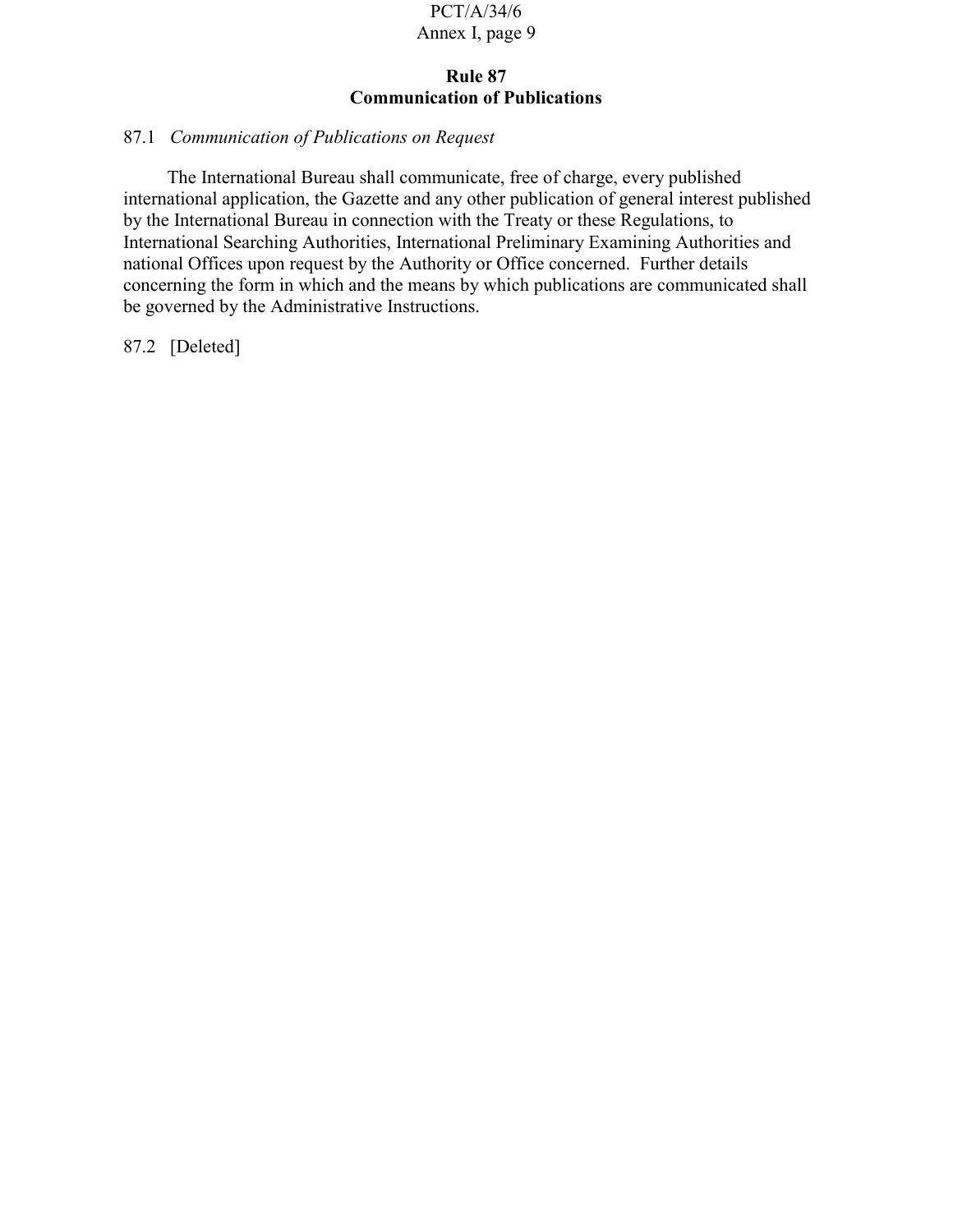## Rule 87
## Communication of Publications

87.1 *Communication of Publications on Request*

The International Bureau shall communicate, free of charge, every published international application, the Gazette and any other publication of general interest published by the International Bureau in connection with the Treaty or these Regulations, to International Searching Authorities, International Preliminary Examining Authorities and national Offices upon request by the Authority or Office concerned. Further details concerning the form in which and the means by which publications are communicated shall be governed by the Administrative Instructions.

87.2 [Deleted]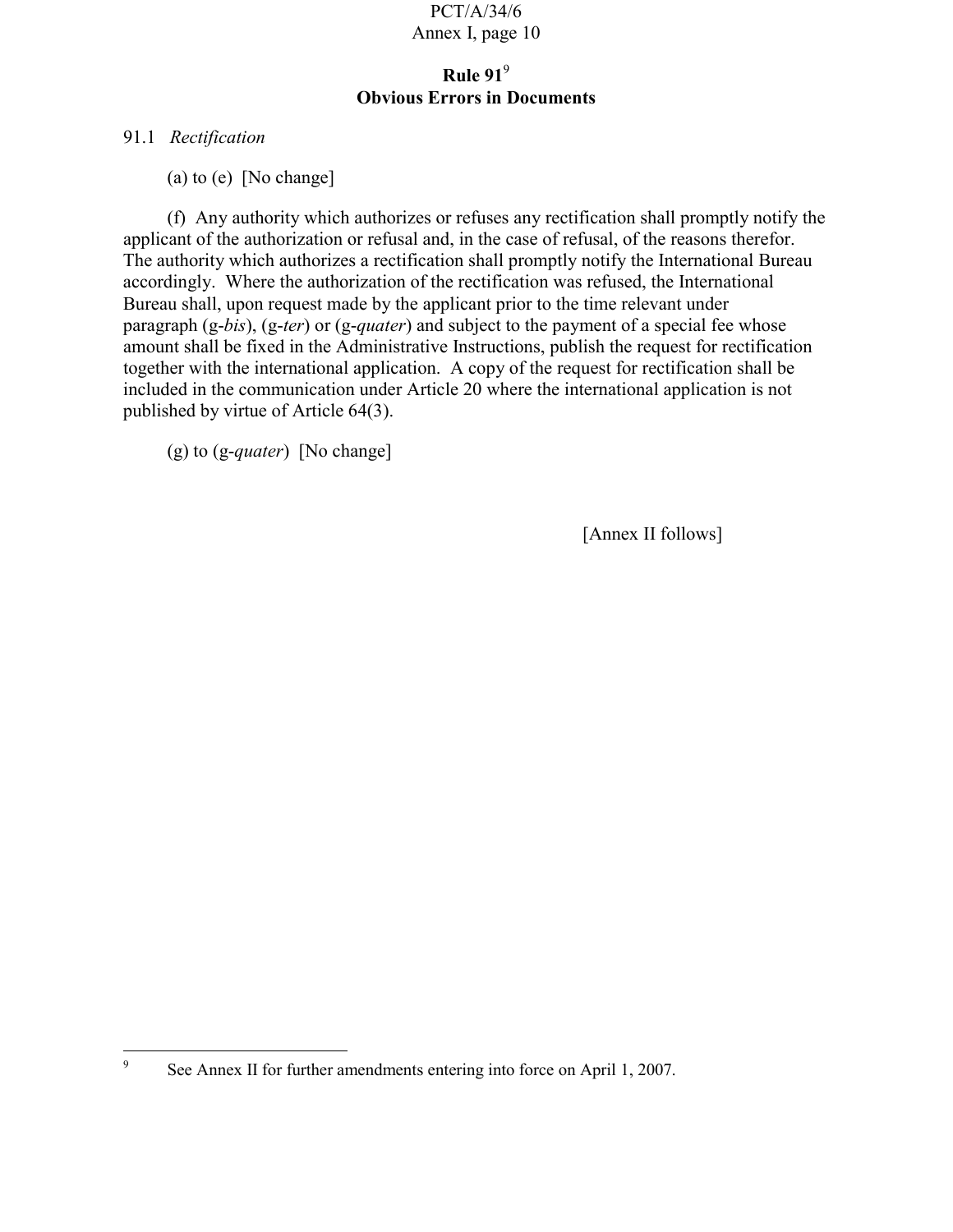# Rule 91[9]
# Obvious Errors in Documents

91.1 *Rectification*

(a) to (e) [No change]

(f) Any authority which authorizes or refuses any rectification shall promptly notify the applicant of the authorization or refusal and, in the case of refusal, of the reasons therefor. The authority which authorizes a rectification shall promptly notify the International Bureau accordingly. Where the authorization of the rectification was refused, the International Bureau shall, upon request made by the applicant prior to the time relevant under paragraph (g-*bis*), (g-*ter*) or (g-*quater*) and subject to the payment of a special fee whose amount shall be fixed in the Administrative Instructions, publish the request for rectification together with the international application. A copy of the request for rectification shall be included in the communication under Article 20 where the international application is not published by virtue of Article 64(3).

(g) to (g-*quater*) [No change]

[Annex II follows]

---

[9] See Annex II for further amendments entering into force on April 1, 2007.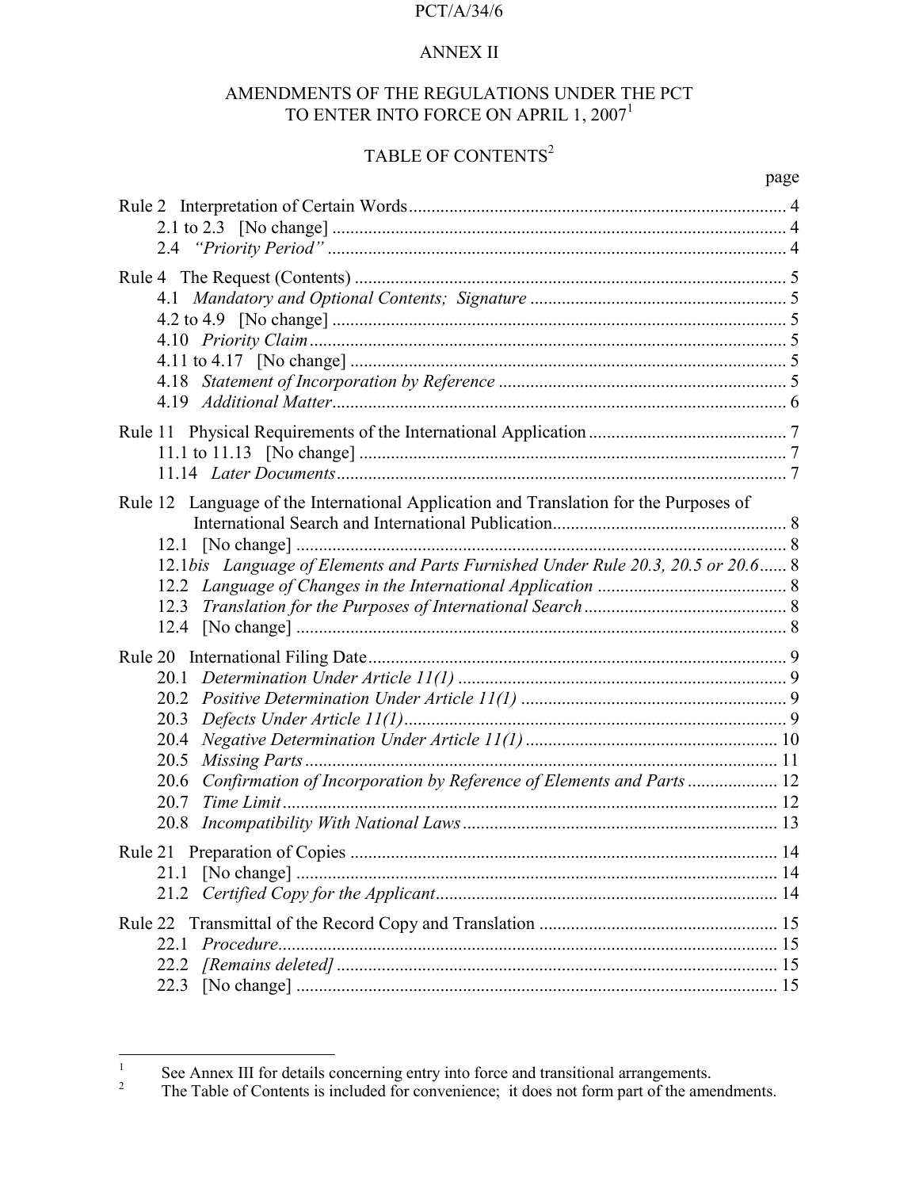PCT/A/34/6

ANNEX II

# AMENDMENTS OF THE REGULATIONS UNDER THE PCT TO ENTER INTO FORCE ON APRIL 1, 2007[1]

## TABLE OF CONTENTS[2]

| | page |
|---|---|
| Rule 2 Interpretation of Certain Words | 4 |
| 2.1 to 2.3 [No change] | 4 |
| 2.4 *"Priority Period"* | 4 |
| Rule 4 The Request (Contents) | 5 |
| 4.1 *Mandatory and Optional Contents; Signature* | 5 |
| 4.2 to 4.9 [No change] | 5 |
| 4.10 *Priority Claim* | 5 |
| 4.11 to 4.17 [No change] | 5 |
| 4.18 *Statement of Incorporation by Reference* | 5 |
| 4.19 *Additional Matter* | 6 |
| Rule 11 Physical Requirements of the International Application | 7 |
| 11.1 to 11.13 [No change] | 7 |
| 11.14 *Later Documents* | 7 |
| Rule 12 Language of the International Application and Translation for the Purposes of International Search and International Publication | 8 |
| 12.1 [No change] | 8 |
| 12.1*bis* *Language of Elements and Parts Furnished Under Rule 20.3, 20.5 or 20.6* | 8 |
| 12.2 *Language of Changes in the International Application* | 8 |
| 12.3 *Translation for the Purposes of International Search* | 8 |
| 12.4 [No change] | 8 |
| Rule 20 International Filing Date | 9 |
| 20.1 *Determination Under Article 11(1)* | 9 |
| 20.2 *Positive Determination Under Article 11(1)* | 9 |
| 20.3 *Defects Under Article 11(1)* | 9 |
| 20.4 *Negative Determination Under Article 11(1)* | 10 |
| 20.5 *Missing Parts* | 11 |
| 20.6 *Confirmation of Incorporation by Reference of Elements and Parts* | 12 |
| 20.7 *Time Limit* | 12 |
| 20.8 *Incompatibility With National Laws* | 13 |
| Rule 21 Preparation of Copies | 14 |
| 21.1 [No change] | 14 |
| 21.2 *Certified Copy for the Applicant* | 14 |
| Rule 22 Transmittal of the Record Copy and Translation | 15 |
| 22.1 *Procedure* | 15 |
| 22.2 *[Remains deleted]* | 15 |
| 22.3 [No change] | 15 |

---

[1] See Annex III for details concerning entry into force and transitional arrangements.

[2] The Table of Contents is included for convenience; it does not form part of the amendments.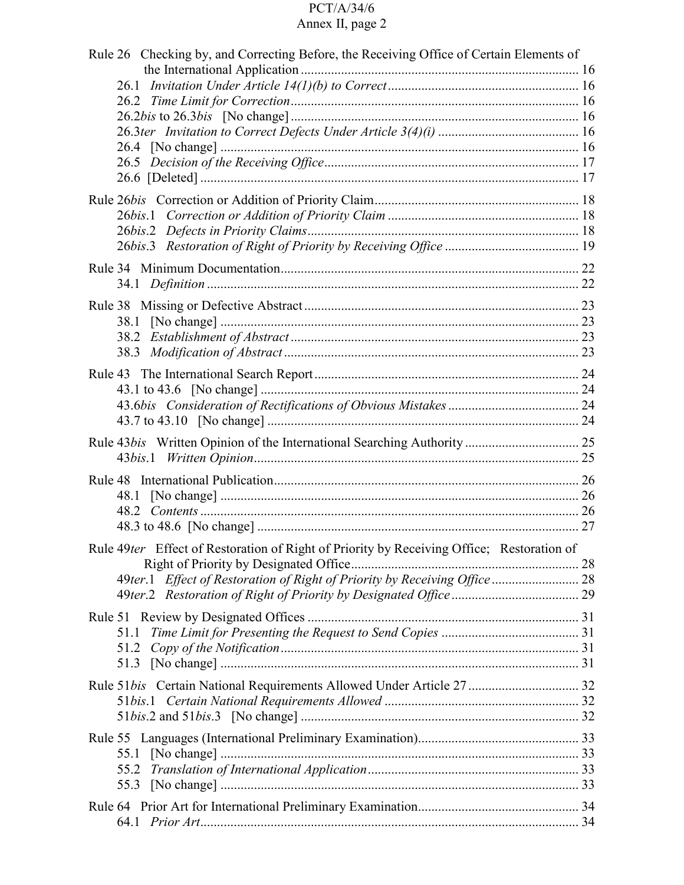Rule 26 Checking by, and Correcting Before, the Receiving Office of Certain Elements of the International Application .................................................................................. 16
- 26.1 *Invitation Under Article 14(1)(b) to Correct* ........................................................ 16
- 26.2 *Time Limit for Correction* ..................................................................................... 16
- 26.2*bis* to 26.3*bis* [No change] ..................................................................................... 16
- 26.3*ter* *Invitation to Correct Defects Under Article 3(4)(i)* .......................................... 16
- 26.4 [No change] .......................................................................................................... 16
- 26.5 *Decision of the Receiving Office* ........................................................................... 17
- 26.6 [Deleted] ................................................................................................................ 17

Rule 26*bis* Correction or Addition of Priority Claim ............................................................ 18
- 26*bis*.1 *Correction or Addition of Priority Claim* ........................................................ 18
- 26*bis*.2 *Defects in Priority Claims* ................................................................................ 18
- 26*bis*.3 *Restoration of Right of Priority by Receiving Office* ....................................... 19

Rule 34 Minimum Documentation ......................................................................................... 22
- 34.1 *Definition* .............................................................................................................. 22

Rule 38 Missing or Defective Abstract ................................................................................. 23
- 38.1 [No change] .......................................................................................................... 23
- 38.2 *Establishment of Abstract* ..................................................................................... 23
- 38.3 *Modification of Abstract* ....................................................................................... 23

Rule 43 The International Search Report .............................................................................. 24
- 43.1 to 43.6 [No change] .............................................................................................. 24
- 43.6*bis* *Consideration of Rectifications of Obvious Mistakes* ...................................... 24
- 43.7 to 43.10 [No change] ............................................................................................ 24

Rule 43*bis* Written Opinion of the International Searching Authority .................................. 25
- 43*bis*.1 *Written Opinion* ................................................................................................ 25

Rule 48 International Publication .......................................................................................... 26
- 48.1 [No change] .......................................................................................................... 26
- 48.2 *Contents* ................................................................................................................ 26
- 48.3 to 48.6 [No change] ............................................................................................... 27

Rule 49*ter* Effect of Restoration of Right of Priority by Receiving Office; Restoration of Right of Priority by Designated Office .................................................................... 28
- 49*ter*.1 *Effect of Restoration of Right of Priority by Receiving Office* .......................... 28
- 49*ter*.2 *Restoration of Right of Priority by Designated Office* ...................................... 29

Rule 51 Review by Designated Offices ................................................................................ 31
- 51.1 *Time Limit for Presenting the Request to Send Copies* ......................................... 31
- 51.2 *Copy of the Notification* ........................................................................................ 31
- 51.3 [No change] .......................................................................................................... 31

Rule 51*bis* Certain National Requirements Allowed Under Article 27 ................................. 32
- 51*bis*.1 *Certain National Requirements Allowed* .......................................................... 32
- 51*bis*.2 and 51*bis*.3 [No change] .................................................................................. 32

Rule 55 Languages (International Preliminary Examination) ............................................... 33
- 55.1 [No change] .......................................................................................................... 33
- 55.2 *Translation of International Application* .............................................................. 33
- 55.3 [No change] .......................................................................................................... 33

Rule 64 Prior Art for International Preliminary Examination ............................................... 34
- 64.1 *Prior Art* ................................................................................................................ 34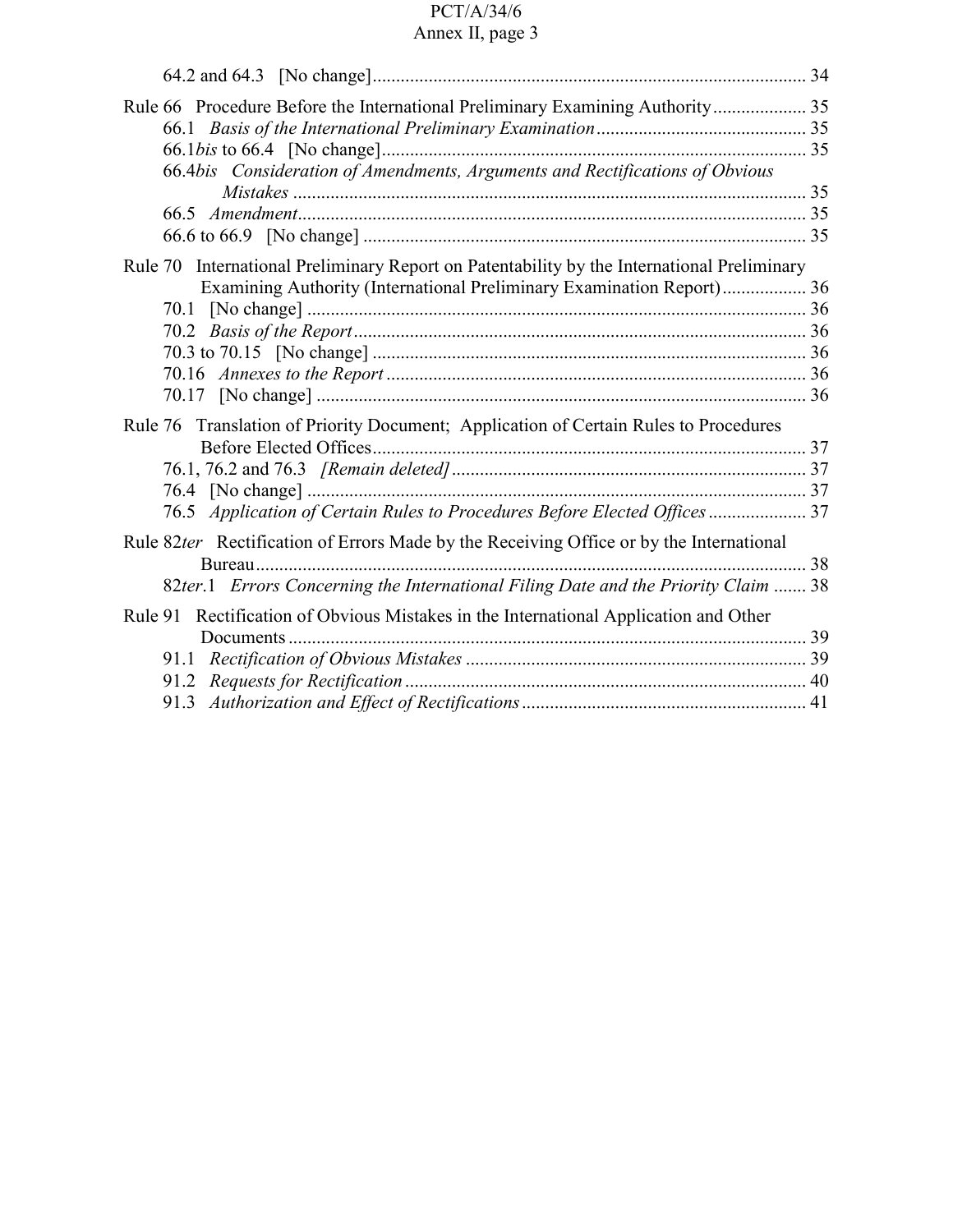64.2 and 64.3 [No change] ........................................................................................... 34

Rule 66 Procedure Before the International Preliminary Examining Authority .................... 35
- 66.1 *Basis of the International Preliminary Examination* ............................................ 35
- 66.1*bis* to 66.4 [No change] .......................................................................................... 35
- 66.4*bis* *Consideration of Amendments, Arguments and Rectifications of Obvious Mistakes* ............................................................................................................. 35
- 66.5 *Amendment* ............................................................................................................ 35
- 66.6 to 66.9 [No change] .............................................................................................. 35

Rule 70 International Preliminary Report on Patentability by the International Preliminary Examining Authority (International Preliminary Examination Report) .................. 36
- 70.1 [No change] .......................................................................................................... 36
- 70.2 *Basis of the Report* ................................................................................................ 36
- 70.3 to 70.15 [No change] ............................................................................................ 36
- 70.16 *Annexes to the Report* ......................................................................................... 36
- 70.17 [No change] ........................................................................................................ 36

Rule 76 Translation of Priority Document; Application of Certain Rules to Procedures Before Elected Offices ........................................................................................... 37
- 76.1, 76.2 and 76.3 *[Remain deleted]* ........................................................................... 37
- 76.4 [No change] .......................................................................................................... 37
- 76.5 *Application of Certain Rules to Procedures Before Elected Offices* ..................... 37

Rule 82*ter* Rectification of Errors Made by the Receiving Office or by the International Bureau ..................................................................................................................... 38
- 82*ter*.1 *Errors Concerning the International Filing Date and the Priority Claim* ....... 38

Rule 91 Rectification of Obvious Mistakes in the International Application and Other Documents ............................................................................................................... 39
- 91.1 *Rectification of Obvious Mistakes* ......................................................................... 39
- 91.2 *Requests for Rectification* ..................................................................................... 40
- 91.3 *Authorization and Effect of Rectifications* ............................................................ 41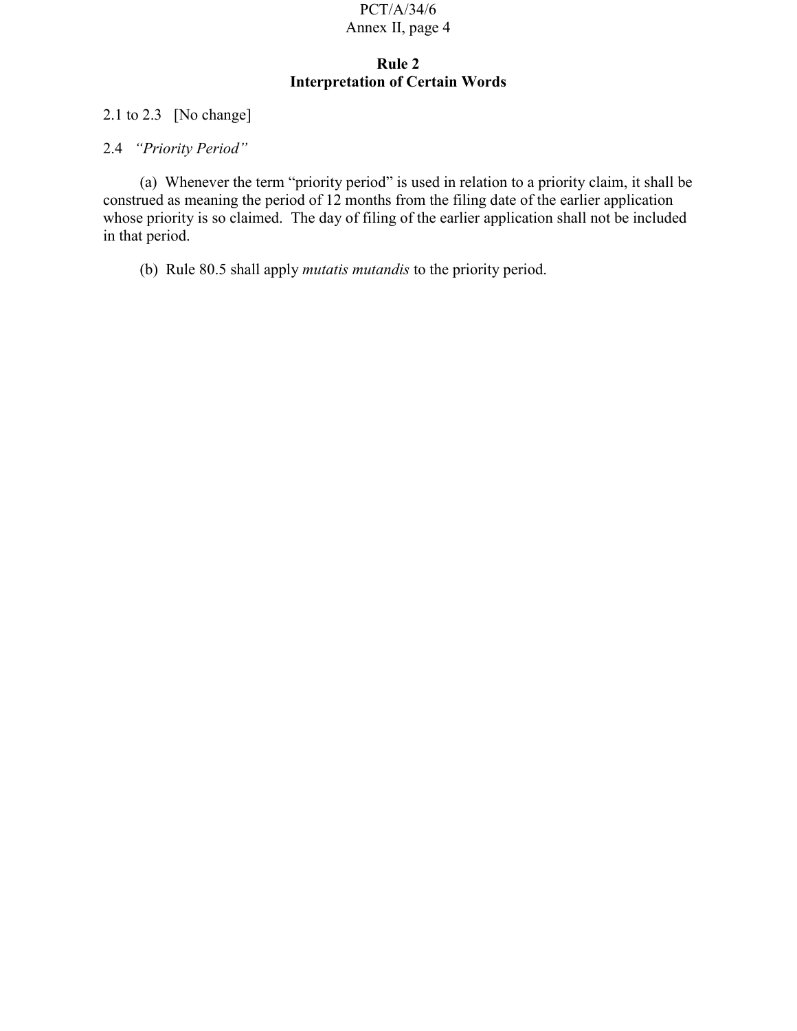**Rule 2**
**Interpretation of Certain Words**

2.1 to 2.3 [No change]

2.4 *"Priority Period"*

(a) Whenever the term "priority period" is used in relation to a priority claim, it shall be construed as meaning the period of 12 months from the filing date of the earlier application whose priority is so claimed. The day of filing of the earlier application shall not be included in that period.

(b) Rule 80.5 shall apply *mutatis mutandis* to the priority period.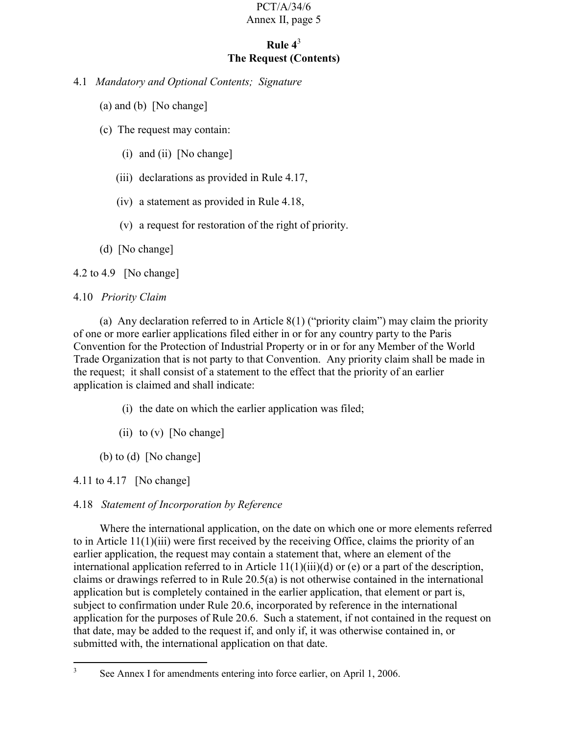# Rule 4[3]
# The Request (Contents)

4.1 *Mandatory and Optional Contents; Signature*

(a) and (b) [No change]

(c) The request may contain:

(i) and (ii) [No change]

(iii) declarations as provided in Rule 4.17,

(iv) a statement as provided in Rule 4.18,

(v) a request for restoration of the right of priority.

(d) [No change]

4.2 to 4.9 [No change]

4.10 *Priority Claim*

(a) Any declaration referred to in Article 8(1) ("priority claim") may claim the priority of one or more earlier applications filed either in or for any country party to the Paris Convention for the Protection of Industrial Property or in or for any Member of the World Trade Organization that is not party to that Convention. Any priority claim shall be made in the request; it shall consist of a statement to the effect that the priority of an earlier application is claimed and shall indicate:

(i) the date on which the earlier application was filed;

(ii) to (v) [No change]

(b) to (d) [No change]

4.11 to 4.17 [No change]

4.18 *Statement of Incorporation by Reference*

Where the international application, on the date on which one or more elements referred to in Article 11(1)(iii) were first received by the receiving Office, claims the priority of an earlier application, the request may contain a statement that, where an element of the international application referred to in Article 11(1)(iii)(d) or (e) or a part of the description, claims or drawings referred to in Rule 20.5(a) is not otherwise contained in the international application but is completely contained in the earlier application, that element or part is, subject to confirmation under Rule 20.6, incorporated by reference in the international application for the purposes of Rule 20.6. Such a statement, if not contained in the request on that date, may be added to the request if, and only if, it was otherwise contained in, or submitted with, the international application on that date.

---

[3] See Annex I for amendments entering into force earlier, on April 1, 2006.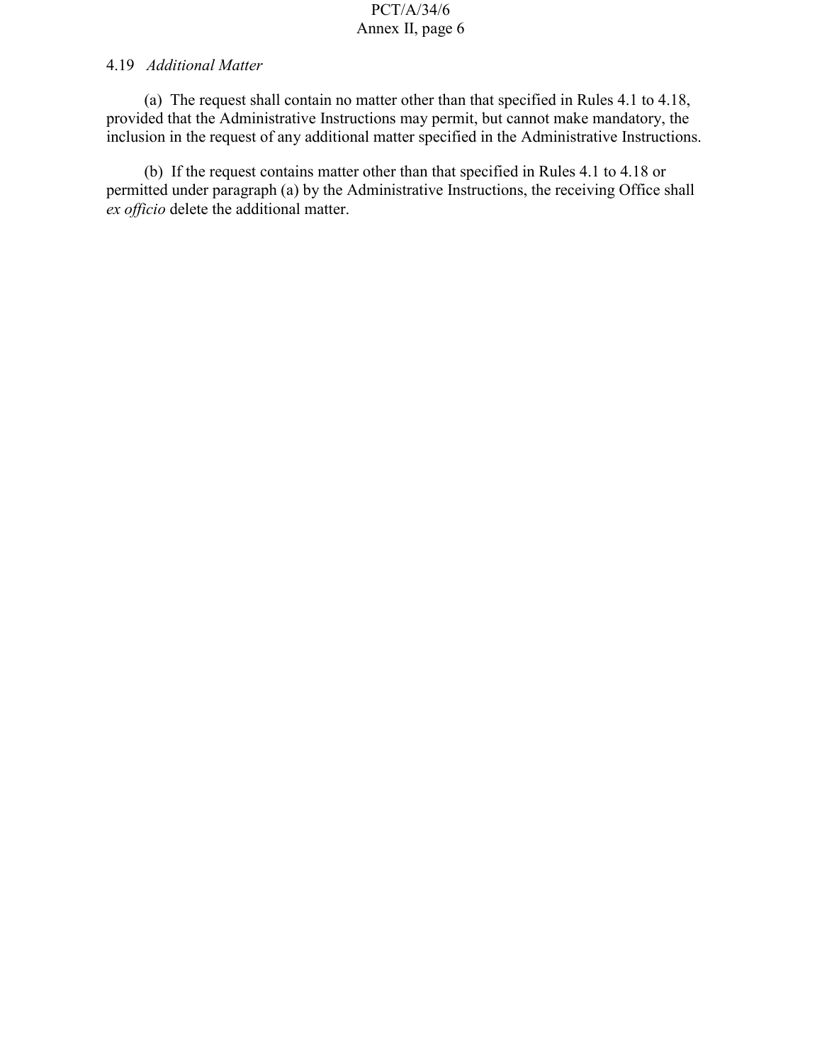4.19 *Additional Matter*

(a) The request shall contain no matter other than that specified in Rules 4.1 to 4.18, provided that the Administrative Instructions may permit, but cannot make mandatory, the inclusion in the request of any additional matter specified in the Administrative Instructions.

(b) If the request contains matter other than that specified in Rules 4.1 to 4.18 or permitted under paragraph (a) by the Administrative Instructions, the receiving Office shall *ex officio* delete the additional matter.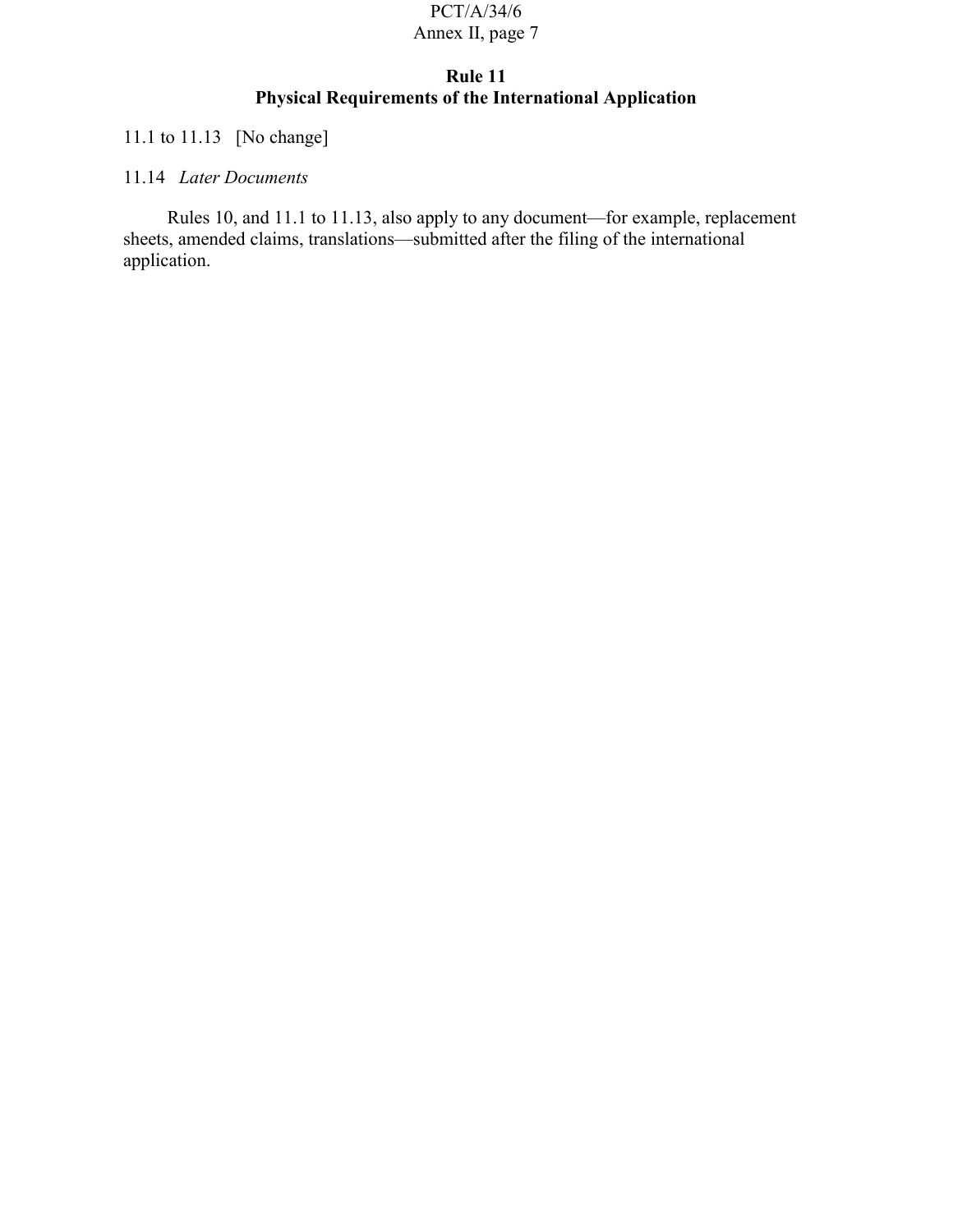## Rule 11
## Physical Requirements of the International Application

11.1 to 11.13 [No change]

11.14 *Later Documents*

Rules 10, and 11.1 to 11.13, also apply to any document—for example, replacement sheets, amended claims, translations—submitted after the filing of the international application.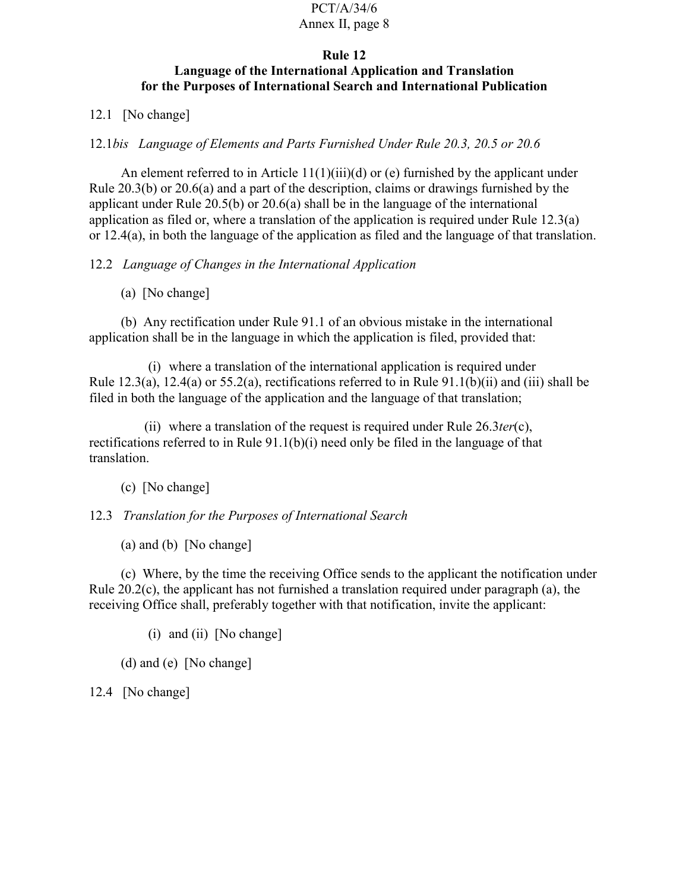## Rule 12
## Language of the International Application and Translation for the Purposes of International Search and International Publication

12.1 [No change]

12.1*bis* *Language of Elements and Parts Furnished Under Rule 20.3, 20.5 or 20.6*

An element referred to in Article 11(1)(iii)(d) or (e) furnished by the applicant under Rule 20.3(b) or 20.6(a) and a part of the description, claims or drawings furnished by the applicant under Rule 20.5(b) or 20.6(a) shall be in the language of the international application as filed or, where a translation of the application is required under Rule 12.3(a) or 12.4(a), in both the language of the application as filed and the language of that translation.

12.2 *Language of Changes in the International Application*

(a) [No change]

(b) Any rectification under Rule 91.1 of an obvious mistake in the international application shall be in the language in which the application is filed, provided that:

(i) where a translation of the international application is required under Rule 12.3(a), 12.4(a) or 55.2(a), rectifications referred to in Rule 91.1(b)(ii) and (iii) shall be filed in both the language of the application and the language of that translation;

(ii) where a translation of the request is required under Rule 26.3*ter*(c), rectifications referred to in Rule 91.1(b)(i) need only be filed in the language of that translation.

(c) [No change]

12.3 *Translation for the Purposes of International Search*

(a) and (b) [No change]

(c) Where, by the time the receiving Office sends to the applicant the notification under Rule 20.2(c), the applicant has not furnished a translation required under paragraph (a), the receiving Office shall, preferably together with that notification, invite the applicant:

(i) and (ii) [No change]

(d) and (e) [No change]

12.4 [No change]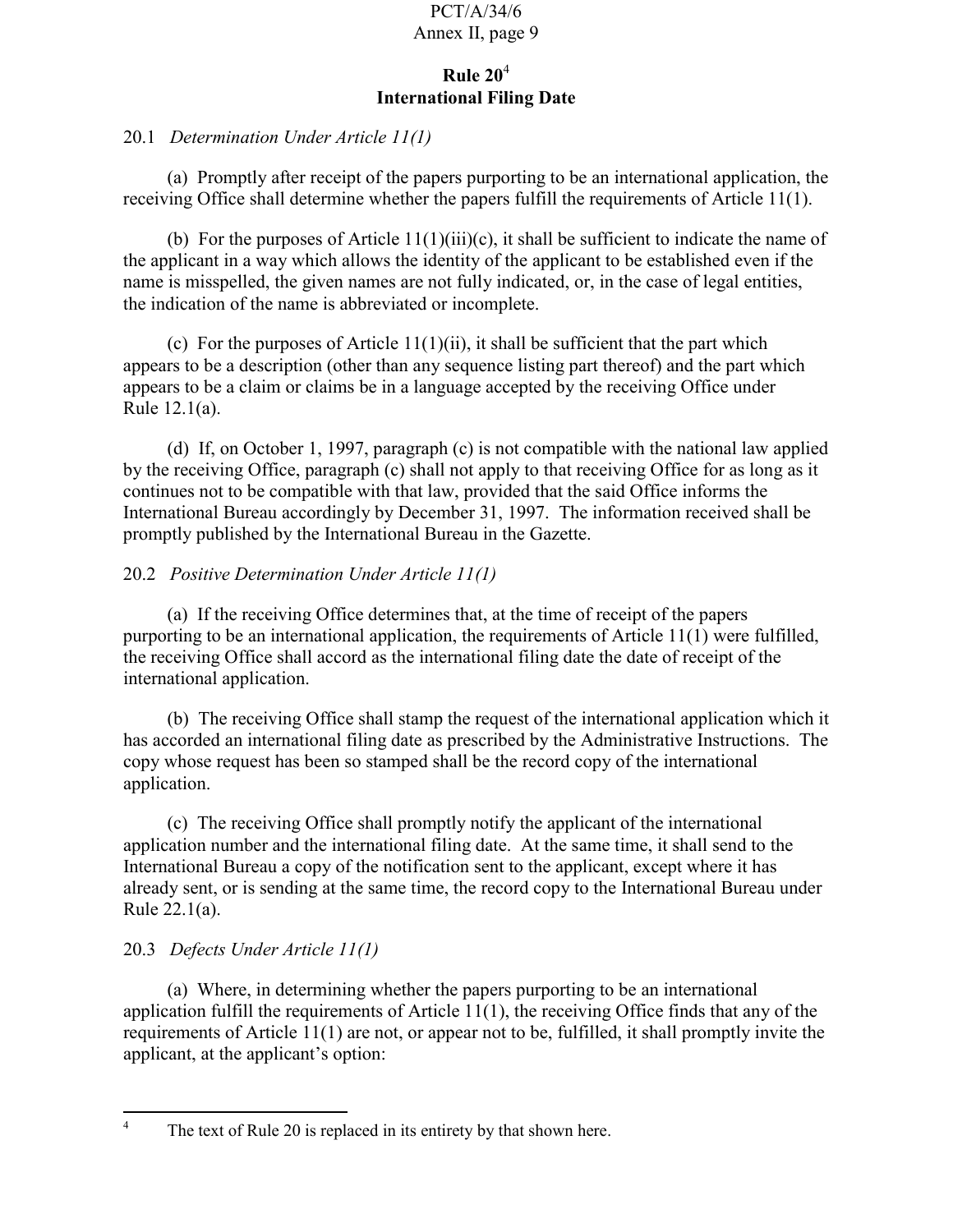## Rule 20[4]
## International Filing Date

20.1 *Determination Under Article 11(1)*

(a) Promptly after receipt of the papers purporting to be an international application, the receiving Office shall determine whether the papers fulfill the requirements of Article 11(1).

(b) For the purposes of Article 11(1)(iii)(c), it shall be sufficient to indicate the name of the applicant in a way which allows the identity of the applicant to be established even if the name is misspelled, the given names are not fully indicated, or, in the case of legal entities, the indication of the name is abbreviated or incomplete.

(c) For the purposes of Article 11(1)(ii), it shall be sufficient that the part which appears to be a description (other than any sequence listing part thereof) and the part which appears to be a claim or claims be in a language accepted by the receiving Office under Rule 12.1(a).

(d) If, on October 1, 1997, paragraph (c) is not compatible with the national law applied by the receiving Office, paragraph (c) shall not apply to that receiving Office for as long as it continues not to be compatible with that law, provided that the said Office informs the International Bureau accordingly by December 31, 1997. The information received shall be promptly published by the International Bureau in the Gazette.

20.2 *Positive Determination Under Article 11(1)*

(a) If the receiving Office determines that, at the time of receipt of the papers purporting to be an international application, the requirements of Article 11(1) were fulfilled, the receiving Office shall accord as the international filing date the date of receipt of the international application.

(b) The receiving Office shall stamp the request of the international application which it has accorded an international filing date as prescribed by the Administrative Instructions. The copy whose request has been so stamped shall be the record copy of the international application.

(c) The receiving Office shall promptly notify the applicant of the international application number and the international filing date. At the same time, it shall send to the International Bureau a copy of the notification sent to the applicant, except where it has already sent, or is sending at the same time, the record copy to the International Bureau under Rule 22.1(a).

20.3 *Defects Under Article 11(1)*

(a) Where, in determining whether the papers purporting to be an international application fulfill the requirements of Article 11(1), the receiving Office finds that any of the requirements of Article 11(1) are not, or appear not to be, fulfilled, it shall promptly invite the applicant, at the applicant's option:

---

[4] The text of Rule 20 is replaced in its entirety by that shown here.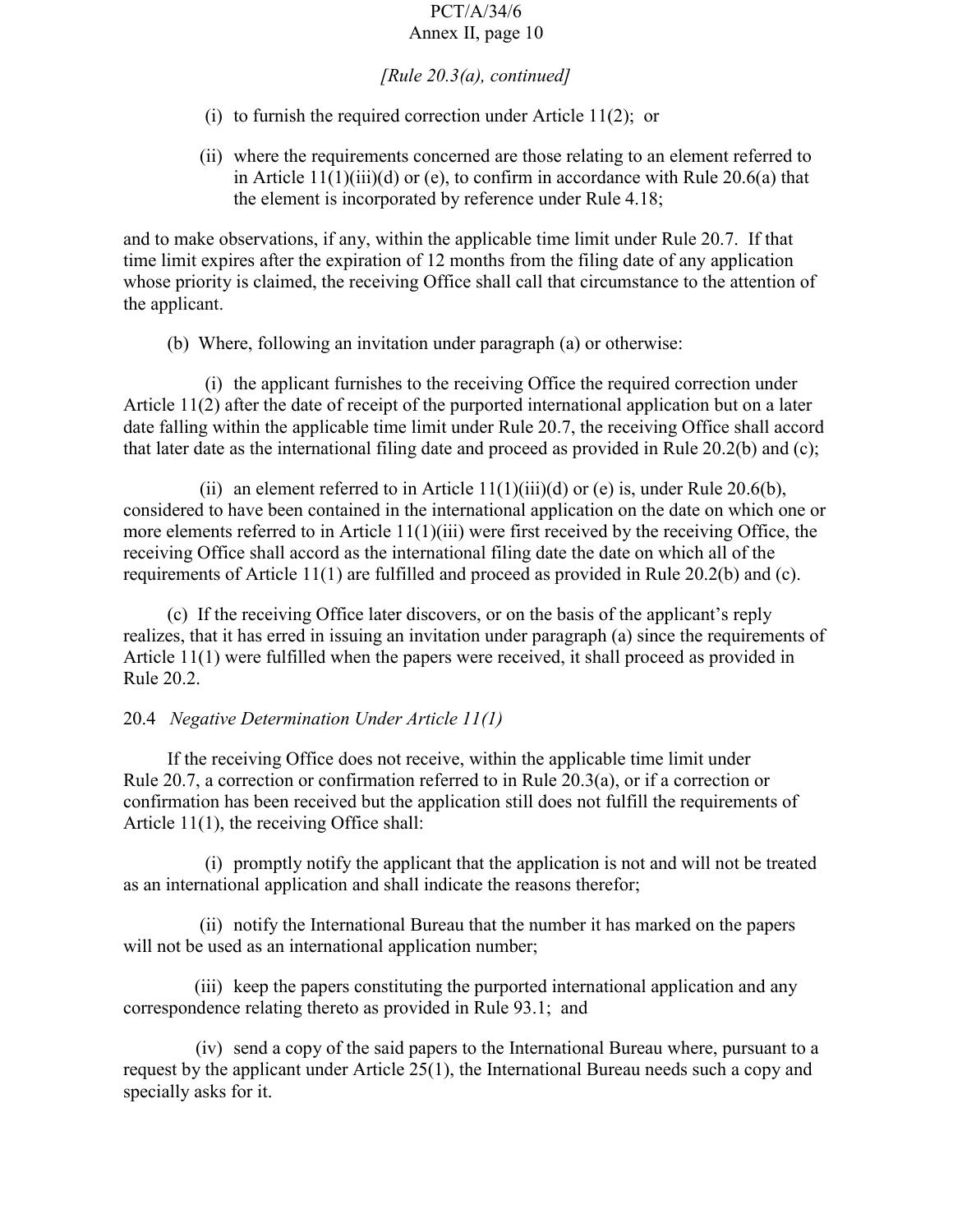*[Rule 20.3(a), continued]*

(i) to furnish the required correction under Article 11(2); or

(ii) where the requirements concerned are those relating to an element referred to in Article 11(1)(iii)(d) or (e), to confirm in accordance with Rule 20.6(a) that the element is incorporated by reference under Rule 4.18;

and to make observations, if any, within the applicable time limit under Rule 20.7. If that time limit expires after the expiration of 12 months from the filing date of any application whose priority is claimed, the receiving Office shall call that circumstance to the attention of the applicant.

(b) Where, following an invitation under paragraph (a) or otherwise:

(i) the applicant furnishes to the receiving Office the required correction under Article 11(2) after the date of receipt of the purported international application but on a later date falling within the applicable time limit under Rule 20.7, the receiving Office shall accord that later date as the international filing date and proceed as provided in Rule 20.2(b) and (c);

(ii) an element referred to in Article 11(1)(iii)(d) or (e) is, under Rule 20.6(b), considered to have been contained in the international application on the date on which one or more elements referred to in Article 11(1)(iii) were first received by the receiving Office, the receiving Office shall accord as the international filing date the date on which all of the requirements of Article 11(1) are fulfilled and proceed as provided in Rule 20.2(b) and (c).

(c) If the receiving Office later discovers, or on the basis of the applicant's reply realizes, that it has erred in issuing an invitation under paragraph (a) since the requirements of Article 11(1) were fulfilled when the papers were received, it shall proceed as provided in Rule 20.2.

20.4 *Negative Determination Under Article 11(1)*

If the receiving Office does not receive, within the applicable time limit under Rule 20.7, a correction or confirmation referred to in Rule 20.3(a), or if a correction or confirmation has been received but the application still does not fulfill the requirements of Article 11(1), the receiving Office shall:

(i) promptly notify the applicant that the application is not and will not be treated as an international application and shall indicate the reasons therefor;

(ii) notify the International Bureau that the number it has marked on the papers will not be used as an international application number;

(iii) keep the papers constituting the purported international application and any correspondence relating thereto as provided in Rule 93.1; and

(iv) send a copy of the said papers to the International Bureau where, pursuant to a request by the applicant under Article 25(1), the International Bureau needs such a copy and specially asks for it.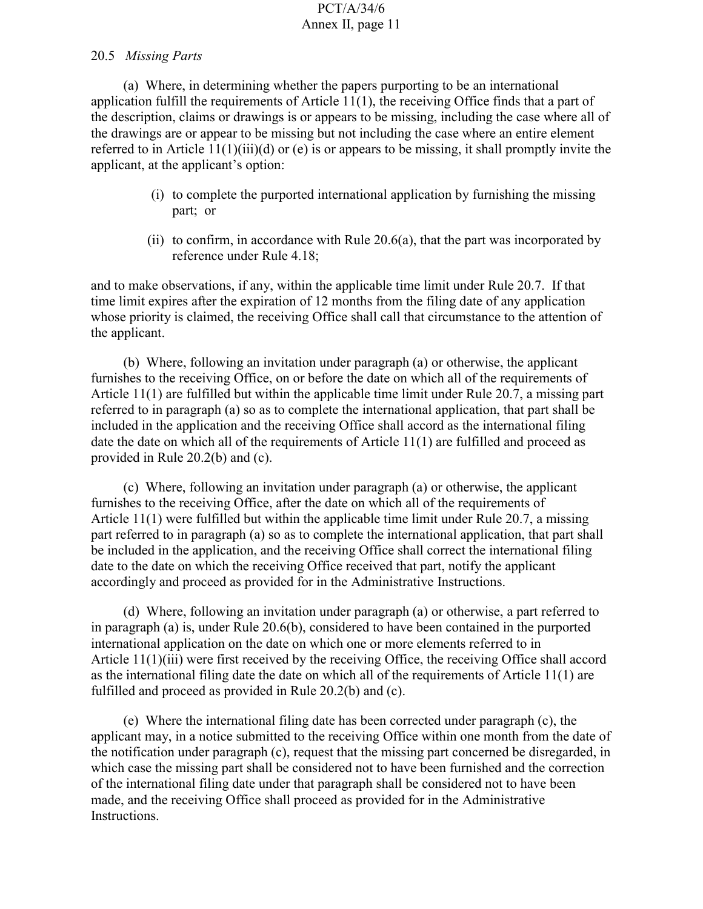20.5 *Missing Parts*

(a) Where, in determining whether the papers purporting to be an international application fulfill the requirements of Article 11(1), the receiving Office finds that a part of the description, claims or drawings is or appears to be missing, including the case where all of the drawings are or appear to be missing but not including the case where an entire element referred to in Article 11(1)(iii)(d) or (e) is or appears to be missing, it shall promptly invite the applicant, at the applicant's option:

(i) to complete the purported international application by furnishing the missing part; or

(ii) to confirm, in accordance with Rule 20.6(a), that the part was incorporated by reference under Rule 4.18;

and to make observations, if any, within the applicable time limit under Rule 20.7. If that time limit expires after the expiration of 12 months from the filing date of any application whose priority is claimed, the receiving Office shall call that circumstance to the attention of the applicant.

(b) Where, following an invitation under paragraph (a) or otherwise, the applicant furnishes to the receiving Office, on or before the date on which all of the requirements of Article 11(1) are fulfilled but within the applicable time limit under Rule 20.7, a missing part referred to in paragraph (a) so as to complete the international application, that part shall be included in the application and the receiving Office shall accord as the international filing date the date on which all of the requirements of Article 11(1) are fulfilled and proceed as provided in Rule 20.2(b) and (c).

(c) Where, following an invitation under paragraph (a) or otherwise, the applicant furnishes to the receiving Office, after the date on which all of the requirements of Article 11(1) were fulfilled but within the applicable time limit under Rule 20.7, a missing part referred to in paragraph (a) so as to complete the international application, that part shall be included in the application, and the receiving Office shall correct the international filing date to the date on which the receiving Office received that part, notify the applicant accordingly and proceed as provided for in the Administrative Instructions.

(d) Where, following an invitation under paragraph (a) or otherwise, a part referred to in paragraph (a) is, under Rule 20.6(b), considered to have been contained in the purported international application on the date on which one or more elements referred to in Article 11(1)(iii) were first received by the receiving Office, the receiving Office shall accord as the international filing date the date on which all of the requirements of Article 11(1) are fulfilled and proceed as provided in Rule 20.2(b) and (c).

(e) Where the international filing date has been corrected under paragraph (c), the applicant may, in a notice submitted to the receiving Office within one month from the date of the notification under paragraph (c), request that the missing part concerned be disregarded, in which case the missing part shall be considered not to have been furnished and the correction of the international filing date under that paragraph shall be considered not to have been made, and the receiving Office shall proceed as provided for in the Administrative Instructions.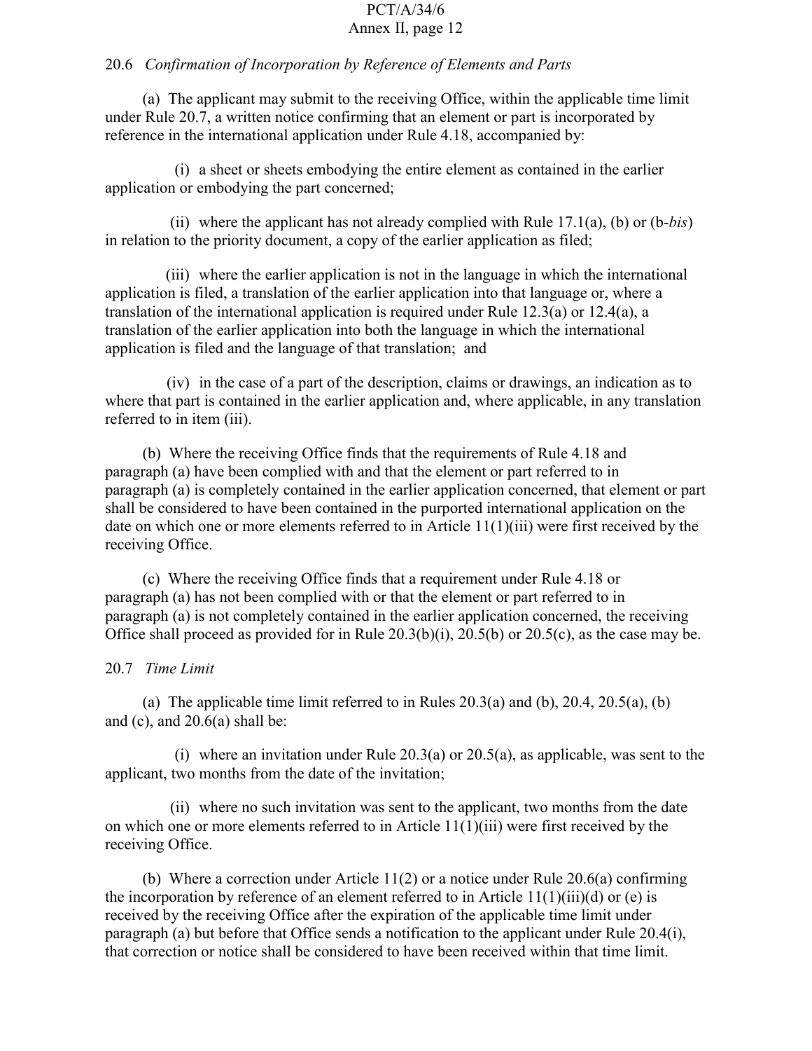20.6 *Confirmation of Incorporation by Reference of Elements and Parts*

(a) The applicant may submit to the receiving Office, within the applicable time limit under Rule 20.7, a written notice confirming that an element or part is incorporated by reference in the international application under Rule 4.18, accompanied by:

(i) a sheet or sheets embodying the entire element as contained in the earlier application or embodying the part concerned;

(ii) where the applicant has not already complied with Rule 17.1(a), (b) or (b-*bis*) in relation to the priority document, a copy of the earlier application as filed;

(iii) where the earlier application is not in the language in which the international application is filed, a translation of the earlier application into that language or, where a translation of the international application is required under Rule 12.3(a) or 12.4(a), a translation of the earlier application into both the language in which the international application is filed and the language of that translation; and

(iv) in the case of a part of the description, claims or drawings, an indication as to where that part is contained in the earlier application and, where applicable, in any translation referred to in item (iii).

(b) Where the receiving Office finds that the requirements of Rule 4.18 and paragraph (a) have been complied with and that the element or part referred to in paragraph (a) is completely contained in the earlier application concerned, that element or part shall be considered to have been contained in the purported international application on the date on which one or more elements referred to in Article 11(1)(iii) were first received by the receiving Office.

(c) Where the receiving Office finds that a requirement under Rule 4.18 or paragraph (a) has not been complied with or that the element or part referred to in paragraph (a) is not completely contained in the earlier application concerned, the receiving Office shall proceed as provided for in Rule 20.3(b)(i), 20.5(b) or 20.5(c), as the case may be.

20.7 *Time Limit*

(a) The applicable time limit referred to in Rules 20.3(a) and (b), 20.4, 20.5(a), (b) and (c), and 20.6(a) shall be:

(i) where an invitation under Rule 20.3(a) or 20.5(a), as applicable, was sent to the applicant, two months from the date of the invitation;

(ii) where no such invitation was sent to the applicant, two months from the date on which one or more elements referred to in Article 11(1)(iii) were first received by the receiving Office.

(b) Where a correction under Article 11(2) or a notice under Rule 20.6(a) confirming the incorporation by reference of an element referred to in Article 11(1)(iii)(d) or (e) is received by the receiving Office after the expiration of the applicable time limit under paragraph (a) but before that Office sends a notification to the applicant under Rule 20.4(i), that correction or notice shall be considered to have been received within that time limit.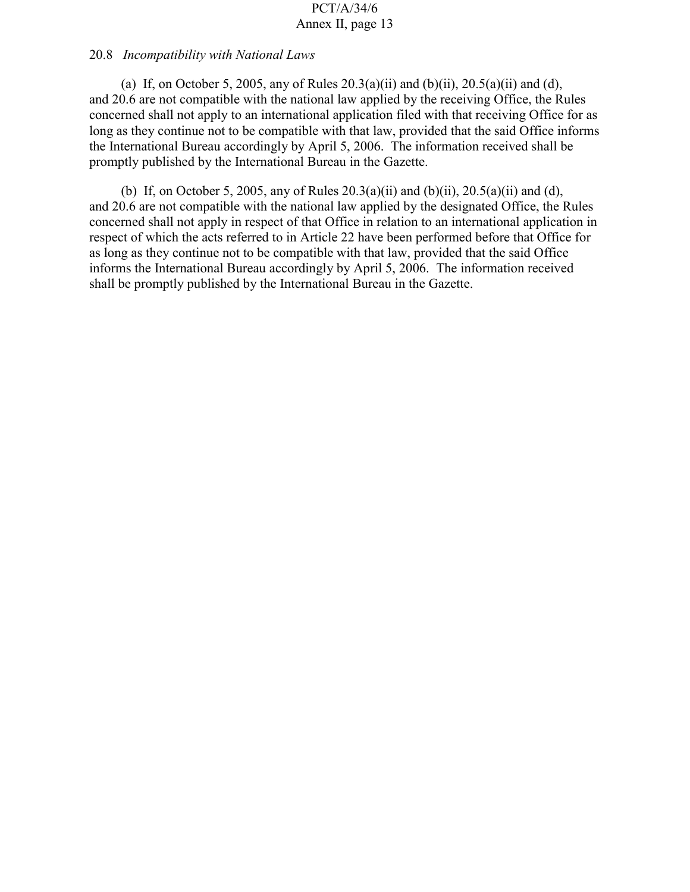20.8 *Incompatibility with National Laws*

(a) If, on October 5, 2005, any of Rules 20.3(a)(ii) and (b)(ii), 20.5(a)(ii) and (d), and 20.6 are not compatible with the national law applied by the receiving Office, the Rules concerned shall not apply to an international application filed with that receiving Office for as long as they continue not to be compatible with that law, provided that the said Office informs the International Bureau accordingly by April 5, 2006. The information received shall be promptly published by the International Bureau in the Gazette.

(b) If, on October 5, 2005, any of Rules 20.3(a)(ii) and (b)(ii), 20.5(a)(ii) and (d), and 20.6 are not compatible with the national law applied by the designated Office, the Rules concerned shall not apply in respect of that Office in relation to an international application in respect of which the acts referred to in Article 22 have been performed before that Office for as long as they continue not to be compatible with that law, provided that the said Office informs the International Bureau accordingly by April 5, 2006. The information received shall be promptly published by the International Bureau in the Gazette.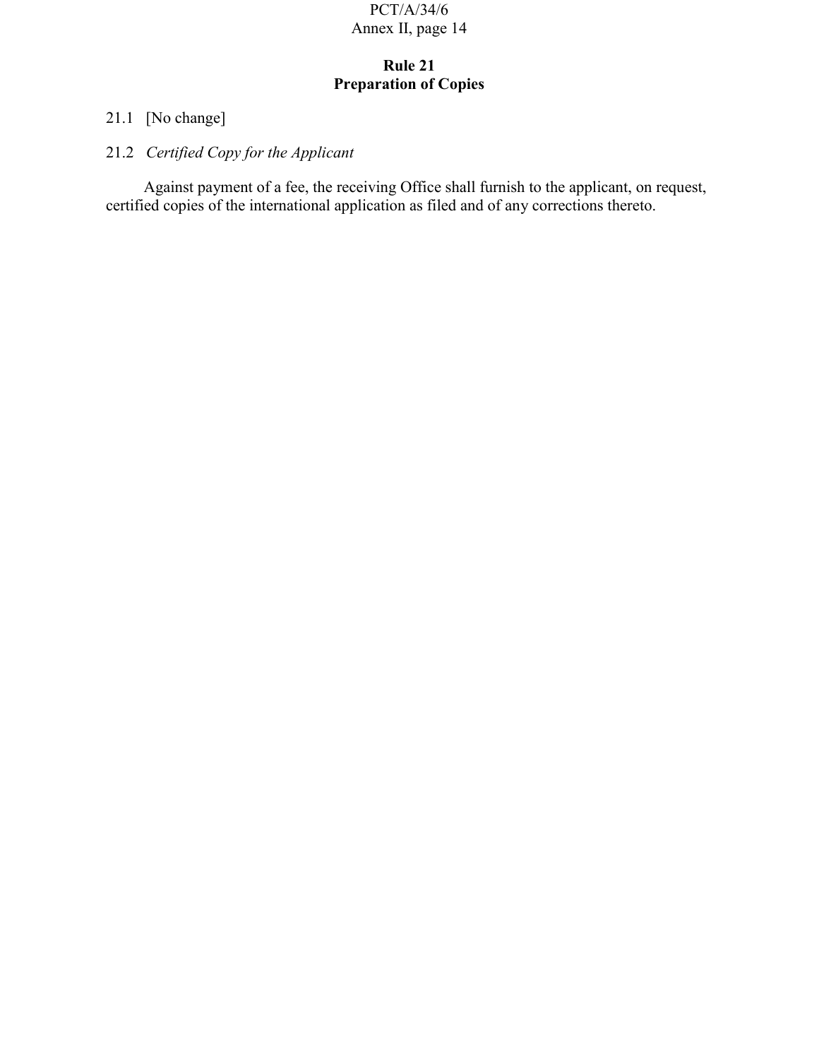## Rule 21
## Preparation of Copies

21.1 [No change]

21.2 *Certified Copy for the Applicant*

Against payment of a fee, the receiving Office shall furnish to the applicant, on request, certified copies of the international application as filed and of any corrections thereto.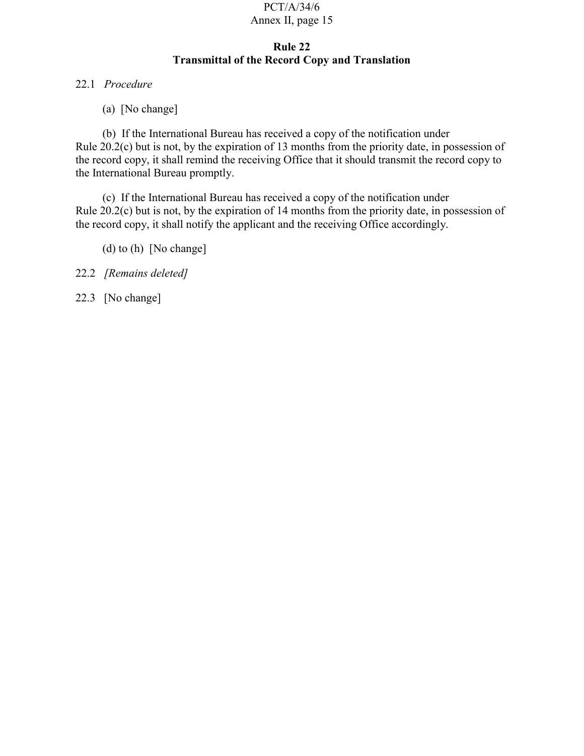## Rule 22
## Transmittal of the Record Copy and Translation

22.1 *Procedure*

(a) [No change]

(b) If the International Bureau has received a copy of the notification under Rule 20.2(c) but is not, by the expiration of 13 months from the priority date, in possession of the record copy, it shall remind the receiving Office that it should transmit the record copy to the International Bureau promptly.

(c) If the International Bureau has received a copy of the notification under Rule 20.2(c) but is not, by the expiration of 14 months from the priority date, in possession of the record copy, it shall notify the applicant and the receiving Office accordingly.

(d) to (h) [No change]

22.2 *[Remains deleted]*

22.3 [No change]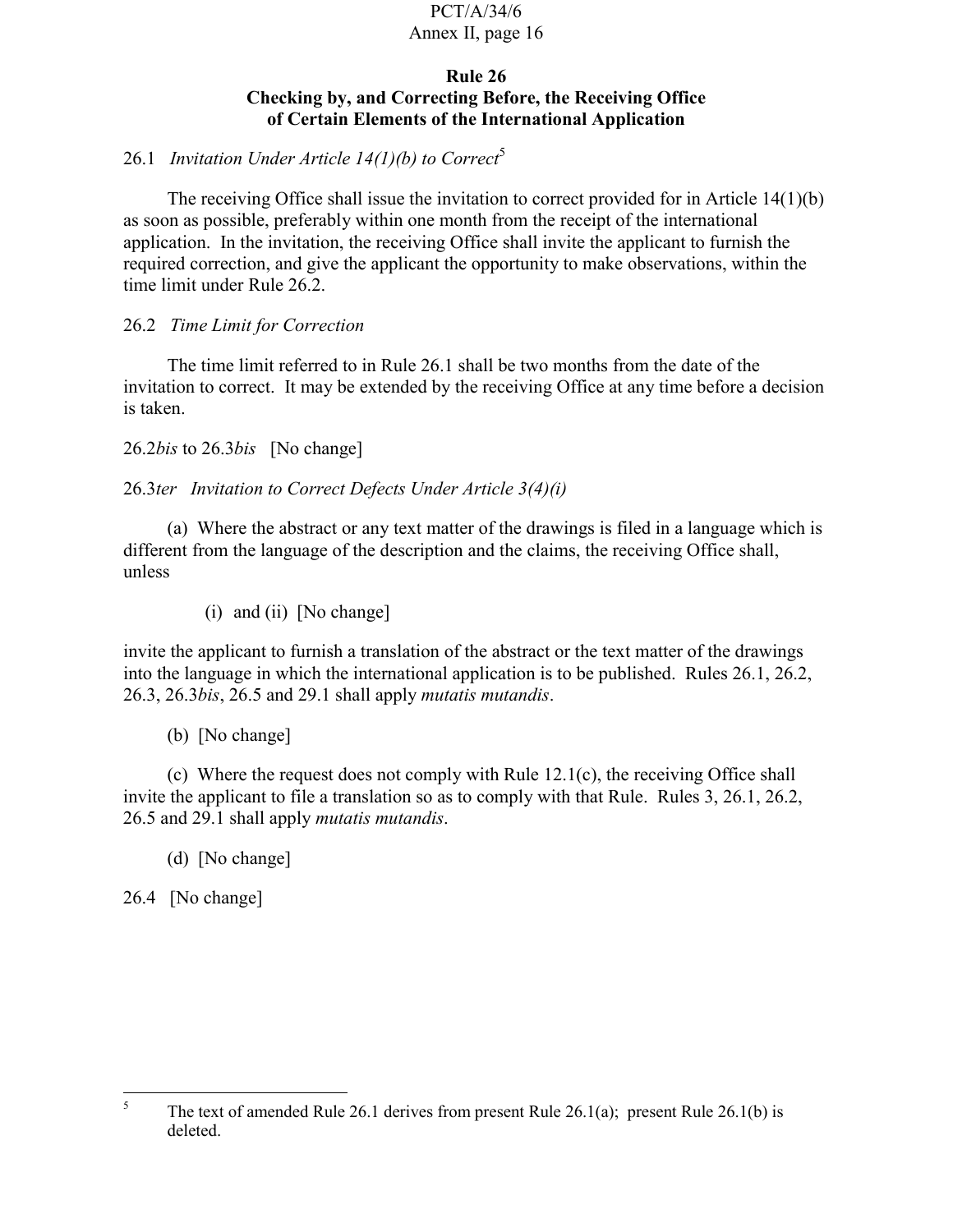## Rule 26
## Checking by, and Correcting Before, the Receiving Office of Certain Elements of the International Application

26.1 *Invitation Under Article 14(1)(b) to Correct*[5]

The receiving Office shall issue the invitation to correct provided for in Article 14(1)(b) as soon as possible, preferably within one month from the receipt of the international application. In the invitation, the receiving Office shall invite the applicant to furnish the required correction, and give the applicant the opportunity to make observations, within the time limit under Rule 26.2.

26.2 *Time Limit for Correction*

The time limit referred to in Rule 26.1 shall be two months from the date of the invitation to correct. It may be extended by the receiving Office at any time before a decision is taken.

26.2*bis* to 26.3*bis* [No change]

26.3*ter* *Invitation to Correct Defects Under Article 3(4)(i)*

(a) Where the abstract or any text matter of the drawings is filed in a language which is different from the language of the description and the claims, the receiving Office shall, unless

(i) and (ii) [No change]

invite the applicant to furnish a translation of the abstract or the text matter of the drawings into the language in which the international application is to be published. Rules 26.1, 26.2, 26.3, 26.3*bis*, 26.5 and 29.1 shall apply *mutatis mutandis*.

(b) [No change]

(c) Where the request does not comply with Rule 12.1(c), the receiving Office shall invite the applicant to file a translation so as to comply with that Rule. Rules 3, 26.1, 26.2, 26.5 and 29.1 shall apply *mutatis mutandis*.

(d) [No change]

26.4 [No change]

---

[5] The text of amended Rule 26.1 derives from present Rule 26.1(a); present Rule 26.1(b) is deleted.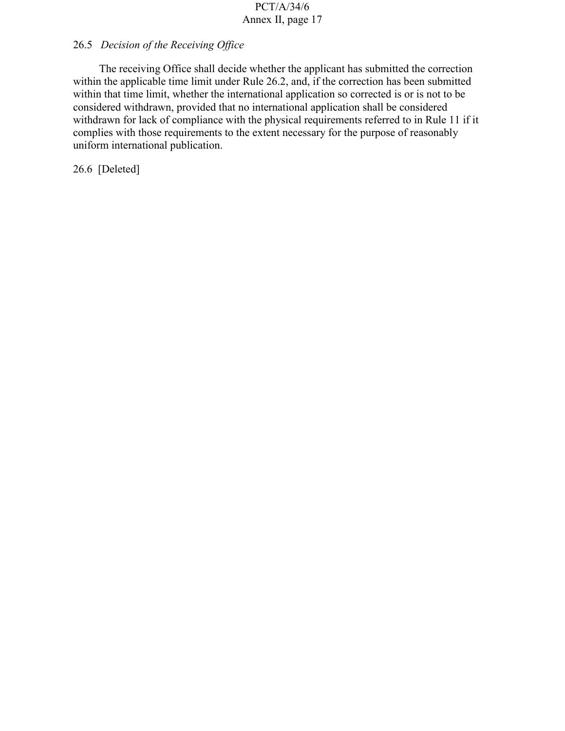26.5 *Decision of the Receiving Office*

The receiving Office shall decide whether the applicant has submitted the correction within the applicable time limit under Rule 26.2, and, if the correction has been submitted within that time limit, whether the international application so corrected is or is not to be considered withdrawn, provided that no international application shall be considered withdrawn for lack of compliance with the physical requirements referred to in Rule 11 if it complies with those requirements to the extent necessary for the purpose of reasonably uniform international publication.

26.6 [Deleted]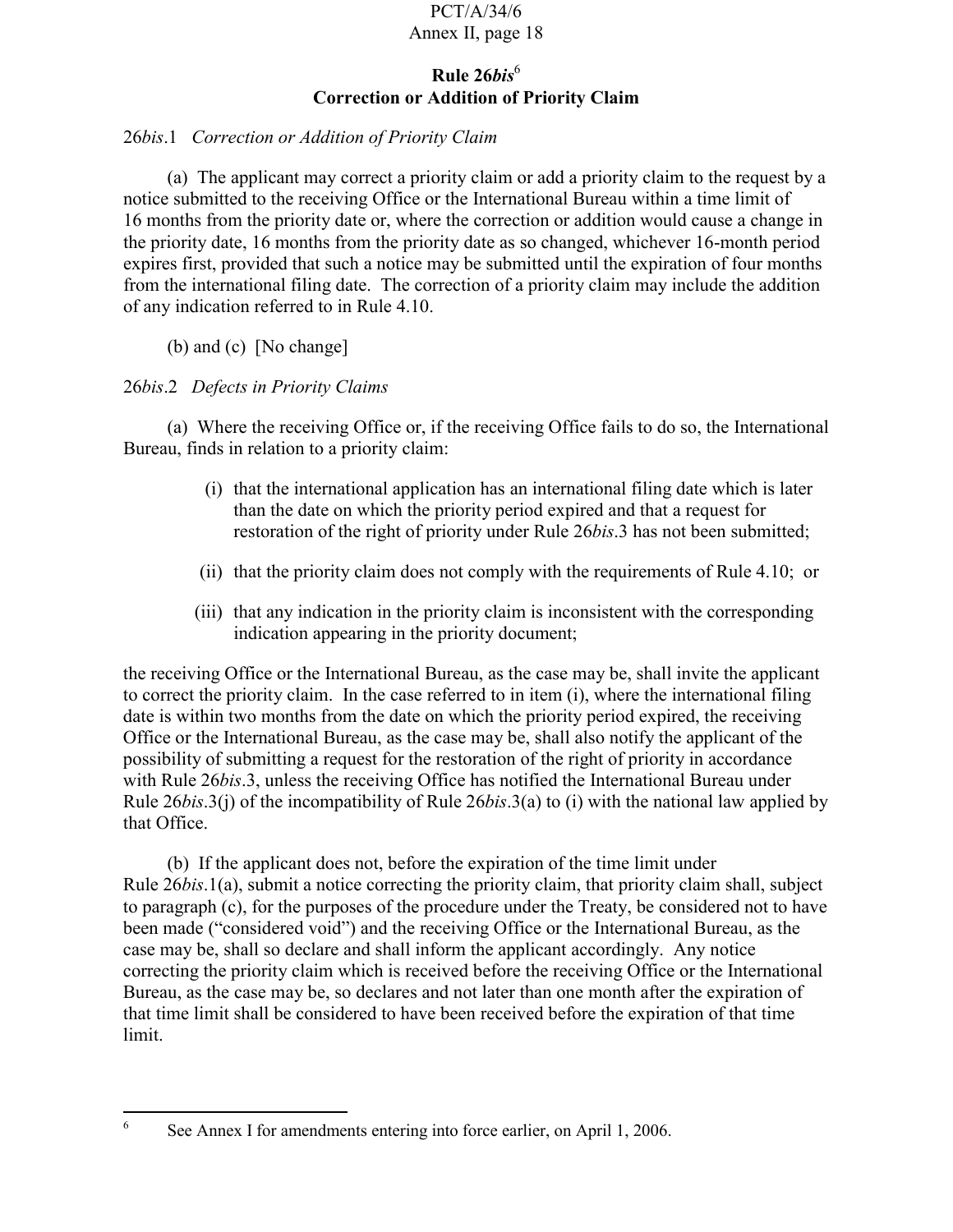### Rule 26*bis*[6]
### Correction or Addition of Priority Claim

26*bis*.1 *Correction or Addition of Priority Claim*

(a) The applicant may correct a priority claim or add a priority claim to the request by a notice submitted to the receiving Office or the International Bureau within a time limit of 16 months from the priority date or, where the correction or addition would cause a change in the priority date, 16 months from the priority date as so changed, whichever 16-month period expires first, provided that such a notice may be submitted until the expiration of four months from the international filing date. The correction of a priority claim may include the addition of any indication referred to in Rule 4.10.

(b) and (c) [No change]

26*bis*.2 *Defects in Priority Claims*

(a) Where the receiving Office or, if the receiving Office fails to do so, the International Bureau, finds in relation to a priority claim:

(i) that the international application has an international filing date which is later than the date on which the priority period expired and that a request for restoration of the right of priority under Rule 26*bis*.3 has not been submitted;

(ii) that the priority claim does not comply with the requirements of Rule 4.10; or

(iii) that any indication in the priority claim is inconsistent with the corresponding indication appearing in the priority document;

the receiving Office or the International Bureau, as the case may be, shall invite the applicant to correct the priority claim. In the case referred to in item (i), where the international filing date is within two months from the date on which the priority period expired, the receiving Office or the International Bureau, as the case may be, shall also notify the applicant of the possibility of submitting a request for the restoration of the right of priority in accordance with Rule 26*bis*.3, unless the receiving Office has notified the International Bureau under Rule 26*bis*.3(j) of the incompatibility of Rule 26*bis*.3(a) to (i) with the national law applied by that Office.

(b) If the applicant does not, before the expiration of the time limit under Rule 26*bis*.1(a), submit a notice correcting the priority claim, that priority claim shall, subject to paragraph (c), for the purposes of the procedure under the Treaty, be considered not to have been made ("considered void") and the receiving Office or the International Bureau, as the case may be, shall so declare and shall inform the applicant accordingly. Any notice correcting the priority claim which is received before the receiving Office or the International Bureau, as the case may be, so declares and not later than one month after the expiration of that time limit shall be considered to have been received before the expiration of that time limit.

---

[6] See Annex I for amendments entering into force earlier, on April 1, 2006.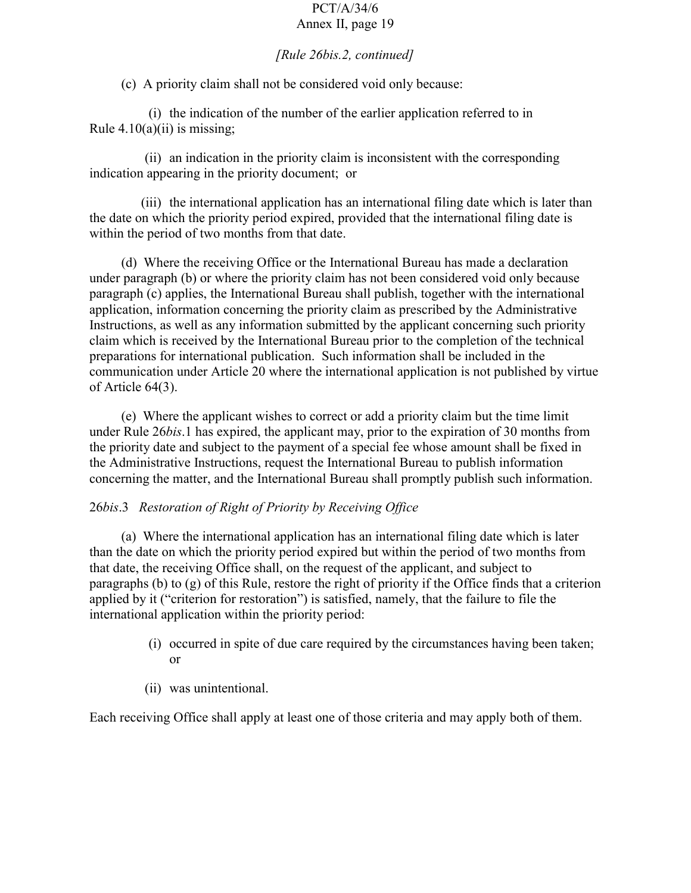*[Rule 26bis.2, continued]*

(c) A priority claim shall not be considered void only because:

(i) the indication of the number of the earlier application referred to in Rule 4.10(a)(ii) is missing;

(ii) an indication in the priority claim is inconsistent with the corresponding indication appearing in the priority document; or

(iii) the international application has an international filing date which is later than the date on which the priority period expired, provided that the international filing date is within the period of two months from that date.

(d) Where the receiving Office or the International Bureau has made a declaration under paragraph (b) or where the priority claim has not been considered void only because paragraph (c) applies, the International Bureau shall publish, together with the international application, information concerning the priority claim as prescribed by the Administrative Instructions, as well as any information submitted by the applicant concerning such priority claim which is received by the International Bureau prior to the completion of the technical preparations for international publication. Such information shall be included in the communication under Article 20 where the international application is not published by virtue of Article 64(3).

(e) Where the applicant wishes to correct or add a priority claim but the time limit under Rule 26*bis*.1 has expired, the applicant may, prior to the expiration of 30 months from the priority date and subject to the payment of a special fee whose amount shall be fixed in the Administrative Instructions, request the International Bureau to publish information concerning the matter, and the International Bureau shall promptly publish such information.

26*bis*.3 *Restoration of Right of Priority by Receiving Office*

(a) Where the international application has an international filing date which is later than the date on which the priority period expired but within the period of two months from that date, the receiving Office shall, on the request of the applicant, and subject to paragraphs (b) to (g) of this Rule, restore the right of priority if the Office finds that a criterion applied by it ("criterion for restoration") is satisfied, namely, that the failure to file the international application within the priority period:

(i) occurred in spite of due care required by the circumstances having been taken; or

(ii) was unintentional.

Each receiving Office shall apply at least one of those criteria and may apply both of them.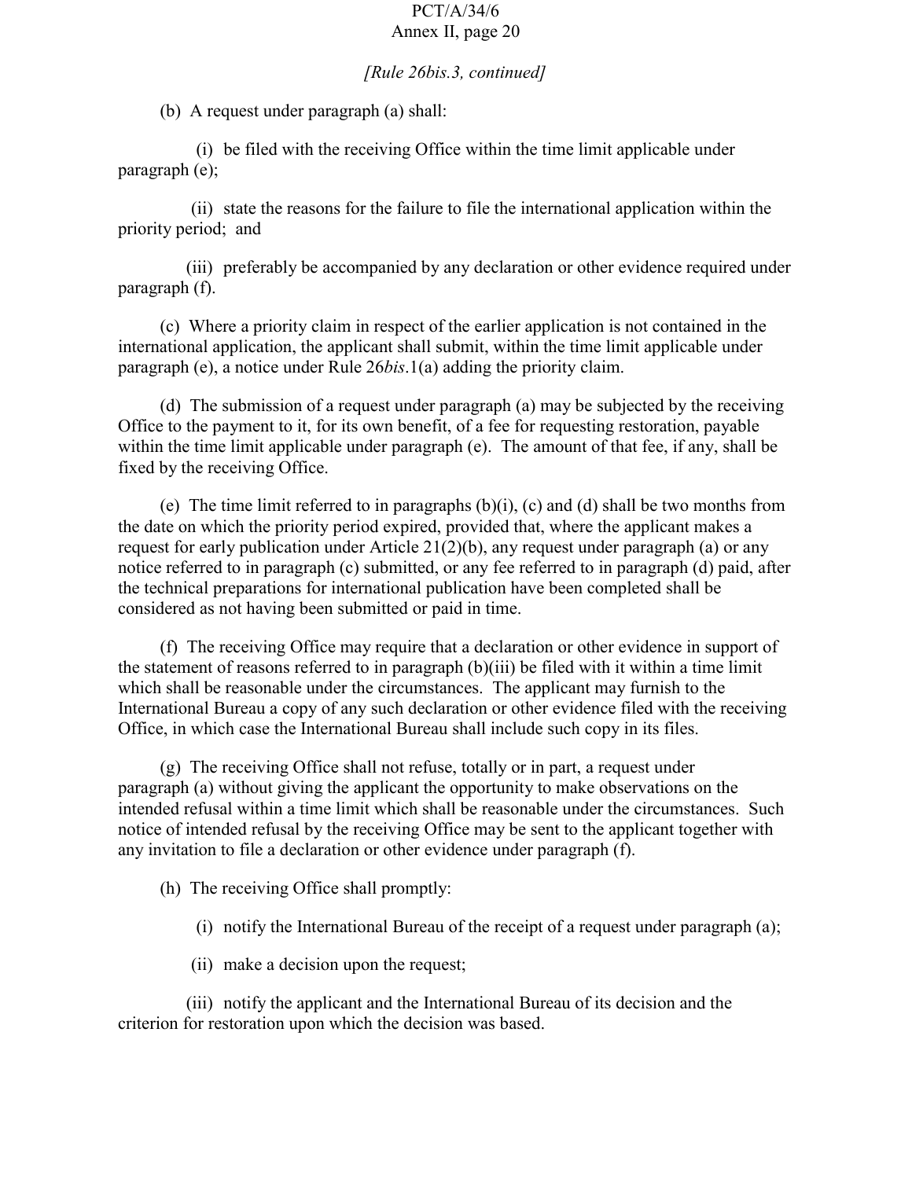*[Rule 26bis.3, continued]*

(b) A request under paragraph (a) shall:

(i) be filed with the receiving Office within the time limit applicable under paragraph (e);

(ii) state the reasons for the failure to file the international application within the priority period; and

(iii) preferably be accompanied by any declaration or other evidence required under paragraph (f).

(c) Where a priority claim in respect of the earlier application is not contained in the international application, the applicant shall submit, within the time limit applicable under paragraph (e), a notice under Rule 26*bis*.1(a) adding the priority claim.

(d) The submission of a request under paragraph (a) may be subjected by the receiving Office to the payment to it, for its own benefit, of a fee for requesting restoration, payable within the time limit applicable under paragraph (e). The amount of that fee, if any, shall be fixed by the receiving Office.

(e) The time limit referred to in paragraphs (b)(i), (c) and (d) shall be two months from the date on which the priority period expired, provided that, where the applicant makes a request for early publication under Article 21(2)(b), any request under paragraph (a) or any notice referred to in paragraph (c) submitted, or any fee referred to in paragraph (d) paid, after the technical preparations for international publication have been completed shall be considered as not having been submitted or paid in time.

(f) The receiving Office may require that a declaration or other evidence in support of the statement of reasons referred to in paragraph (b)(iii) be filed with it within a time limit which shall be reasonable under the circumstances. The applicant may furnish to the International Bureau a copy of any such declaration or other evidence filed with the receiving Office, in which case the International Bureau shall include such copy in its files.

(g) The receiving Office shall not refuse, totally or in part, a request under paragraph (a) without giving the applicant the opportunity to make observations on the intended refusal within a time limit which shall be reasonable under the circumstances. Such notice of intended refusal by the receiving Office may be sent to the applicant together with any invitation to file a declaration or other evidence under paragraph (f).

(h) The receiving Office shall promptly:

(i) notify the International Bureau of the receipt of a request under paragraph (a);

(ii) make a decision upon the request;

(iii) notify the applicant and the International Bureau of its decision and the criterion for restoration upon which the decision was based.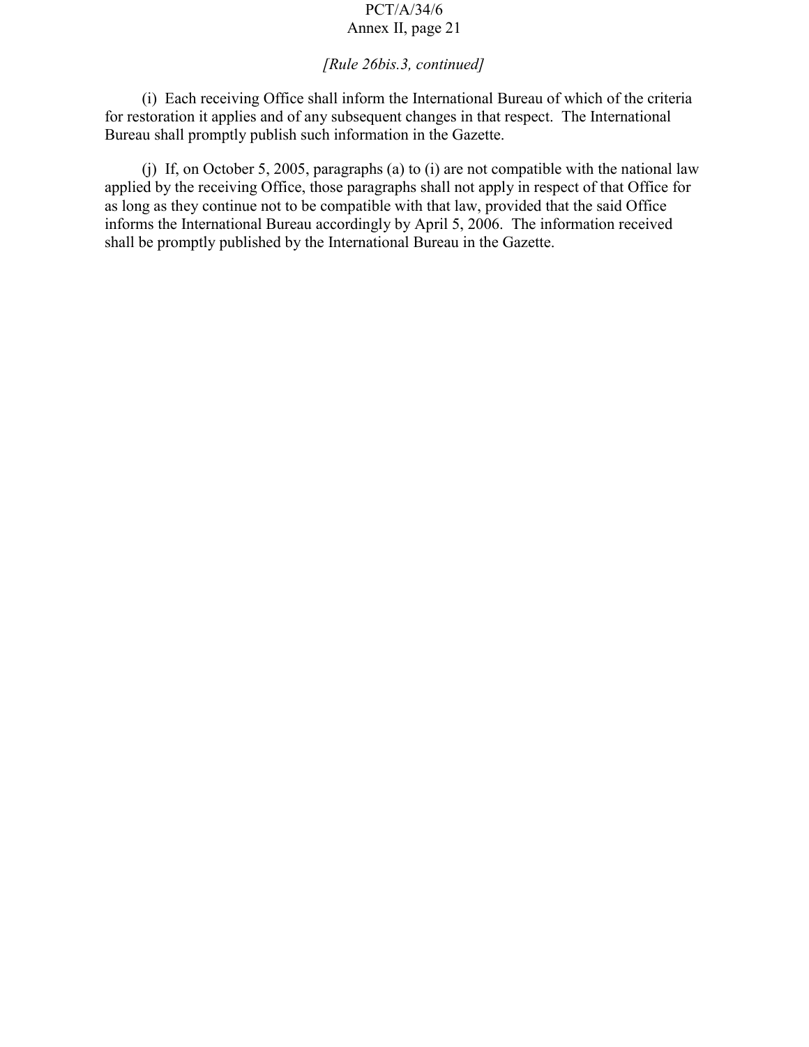*[Rule 26bis.3, continued]*

(i) Each receiving Office shall inform the International Bureau of which of the criteria for restoration it applies and of any subsequent changes in that respect. The International Bureau shall promptly publish such information in the Gazette.

(j) If, on October 5, 2005, paragraphs (a) to (i) are not compatible with the national law applied by the receiving Office, those paragraphs shall not apply in respect of that Office for as long as they continue not to be compatible with that law, provided that the said Office informs the International Bureau accordingly by April 5, 2006. The information received shall be promptly published by the International Bureau in the Gazette.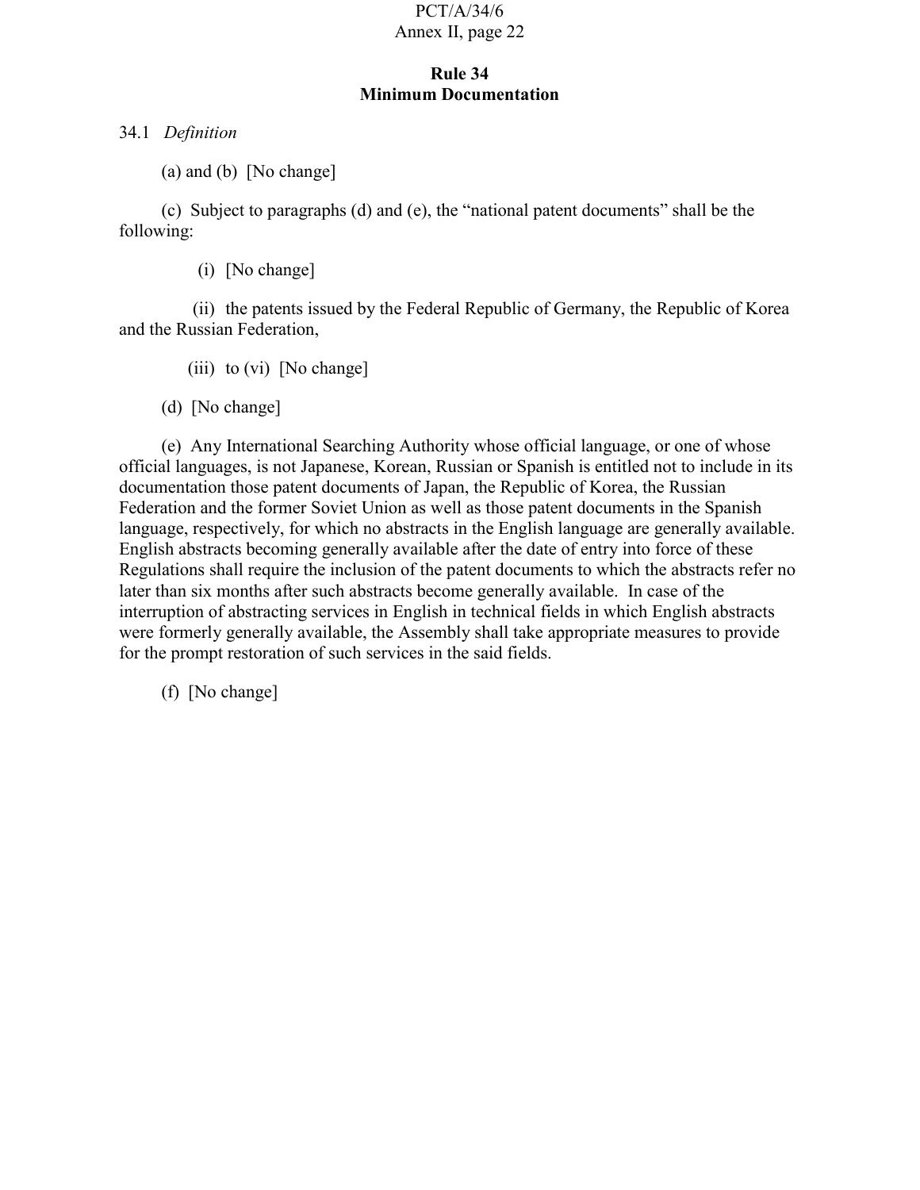## Rule 34
## Minimum Documentation

34.1 *Definition*

(a) and (b) [No change]

(c) Subject to paragraphs (d) and (e), the "national patent documents" shall be the following:

(i) [No change]

(ii) the patents issued by the Federal Republic of Germany, the Republic of Korea and the Russian Federation,

(iii) to (vi) [No change]

(d) [No change]

(e) Any International Searching Authority whose official language, or one of whose official languages, is not Japanese, Korean, Russian or Spanish is entitled not to include in its documentation those patent documents of Japan, the Republic of Korea, the Russian Federation and the former Soviet Union as well as those patent documents in the Spanish language, respectively, for which no abstracts in the English language are generally available. English abstracts becoming generally available after the date of entry into force of these Regulations shall require the inclusion of the patent documents to which the abstracts refer no later than six months after such abstracts become generally available. In case of the interruption of abstracting services in English in technical fields in which English abstracts were formerly generally available, the Assembly shall take appropriate measures to provide for the prompt restoration of such services in the said fields.

(f) [No change]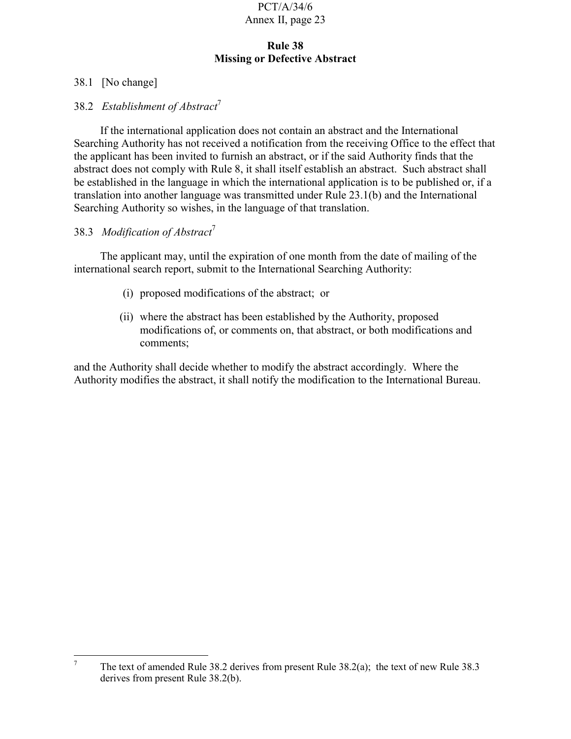## Rule 38
## Missing or Defective Abstract

38.1 [No change]

38.2 *Establishment of Abstract*[7]

If the international application does not contain an abstract and the International Searching Authority has not received a notification from the receiving Office to the effect that the applicant has been invited to furnish an abstract, or if the said Authority finds that the abstract does not comply with Rule 8, it shall itself establish an abstract. Such abstract shall be established in the language in which the international application is to be published or, if a translation into another language was transmitted under Rule 23.1(b) and the International Searching Authority so wishes, in the language of that translation.

38.3 *Modification of Abstract*[7]

The applicant may, until the expiration of one month from the date of mailing of the international search report, submit to the International Searching Authority:

(i) proposed modifications of the abstract; or

(ii) where the abstract has been established by the Authority, proposed modifications of, or comments on, that abstract, or both modifications and comments;

and the Authority shall decide whether to modify the abstract accordingly. Where the Authority modifies the abstract, it shall notify the modification to the International Bureau.

---

[7] The text of amended Rule 38.2 derives from present Rule 38.2(a); the text of new Rule 38.3 derives from present Rule 38.2(b).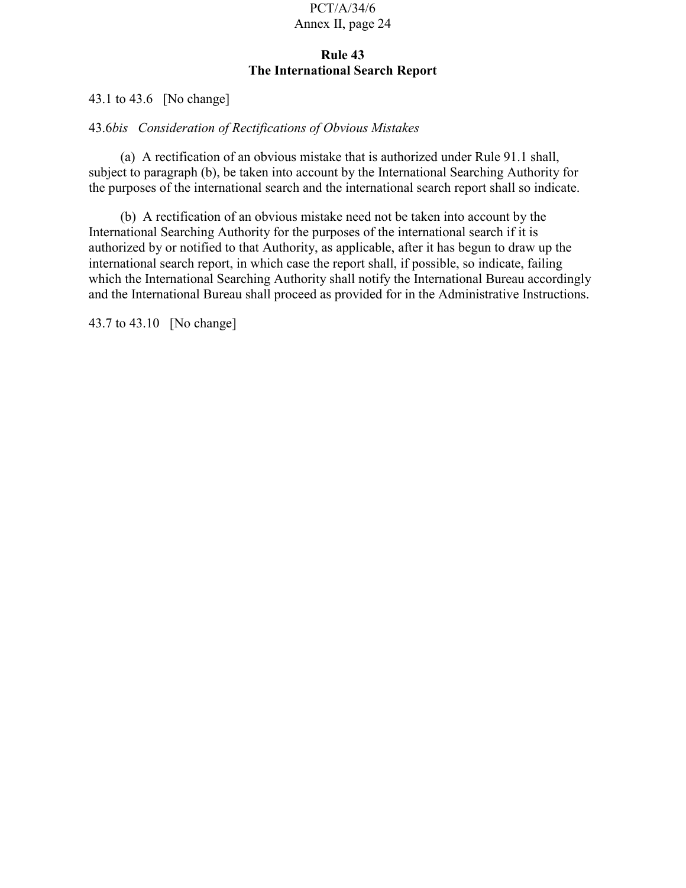## Rule 43
## The International Search Report

43.1 to 43.6 [No change]

43.6*bis* *Consideration of Rectifications of Obvious Mistakes*

(a) A rectification of an obvious mistake that is authorized under Rule 91.1 shall, subject to paragraph (b), be taken into account by the International Searching Authority for the purposes of the international search and the international search report shall so indicate.

(b) A rectification of an obvious mistake need not be taken into account by the International Searching Authority for the purposes of the international search if it is authorized by or notified to that Authority, as applicable, after it has begun to draw up the international search report, in which case the report shall, if possible, so indicate, failing which the International Searching Authority shall notify the International Bureau accordingly and the International Bureau shall proceed as provided for in the Administrative Instructions.

43.7 to 43.10 [No change]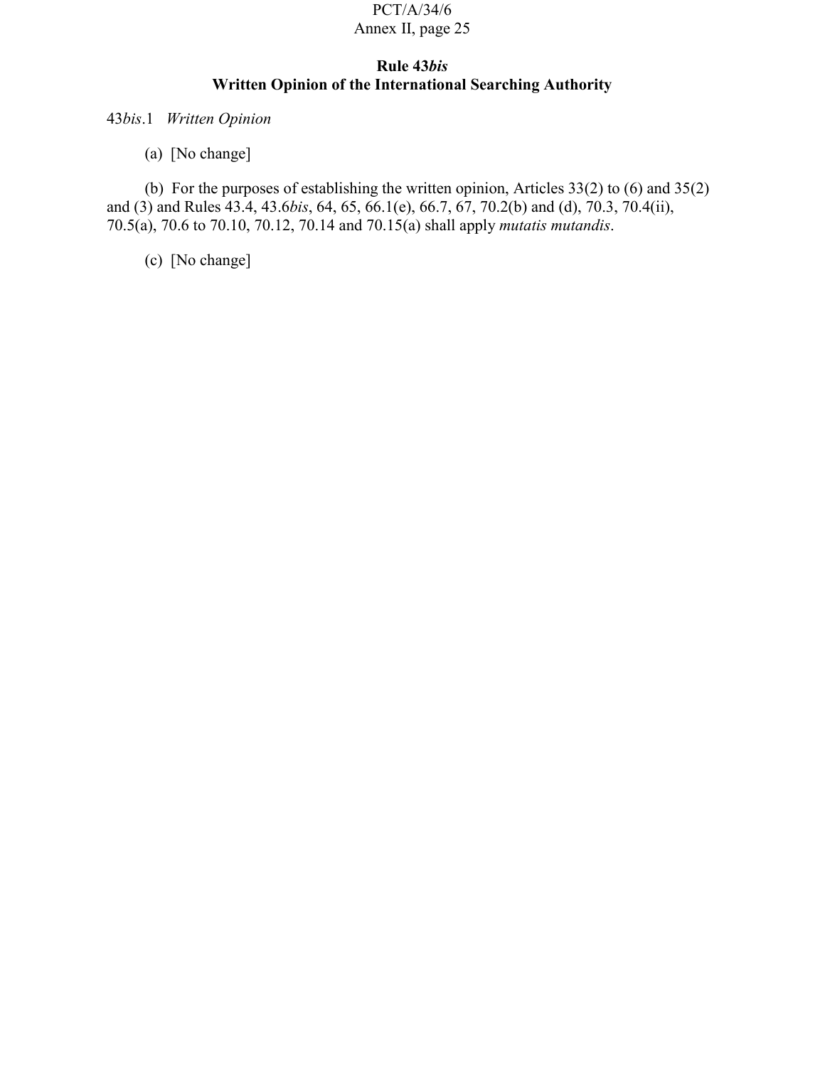**Rule 43*bis***
**Written Opinion of the International Searching Authority**

43*bis*.1 *Written Opinion*

(a) [No change]

(b) For the purposes of establishing the written opinion, Articles 33(2) to (6) and 35(2) and (3) and Rules 43.4, 43.6*bis*, 64, 65, 66.1(e), 66.7, 67, 70.2(b) and (d), 70.3, 70.4(ii), 70.5(a), 70.6 to 70.10, 70.12, 70.14 and 70.15(a) shall apply *mutatis mutandis*.

(c) [No change]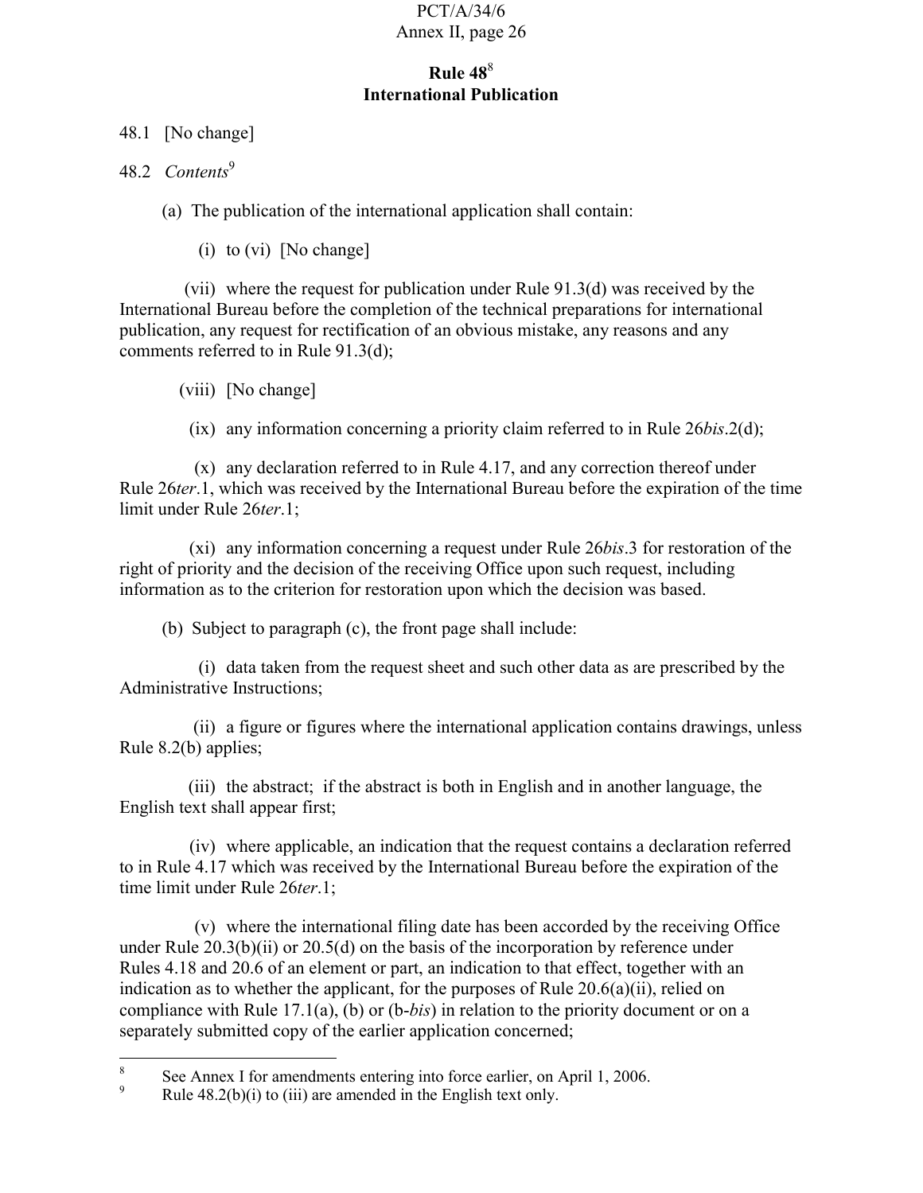# Rule 48[8]
# International Publication

48.1 [No change]

48.2 *Contents*[9]

(a) The publication of the international application shall contain:

(i) to (vi) [No change]

(vii) where the request for publication under Rule 91.3(d) was received by the International Bureau before the completion of the technical preparations for international publication, any request for rectification of an obvious mistake, any reasons and any comments referred to in Rule 91.3(d);

(viii) [No change]

(ix) any information concerning a priority claim referred to in Rule 26*bis*.2(d);

(x) any declaration referred to in Rule 4.17, and any correction thereof under Rule 26*ter*.1, which was received by the International Bureau before the expiration of the time limit under Rule 26*ter*.1;

(xi) any information concerning a request under Rule 26*bis*.3 for restoration of the right of priority and the decision of the receiving Office upon such request, including information as to the criterion for restoration upon which the decision was based.

(b) Subject to paragraph (c), the front page shall include:

(i) data taken from the request sheet and such other data as are prescribed by the Administrative Instructions;

(ii) a figure or figures where the international application contains drawings, unless Rule 8.2(b) applies;

(iii) the abstract; if the abstract is both in English and in another language, the English text shall appear first;

(iv) where applicable, an indication that the request contains a declaration referred to in Rule 4.17 which was received by the International Bureau before the expiration of the time limit under Rule 26*ter*.1;

(v) where the international filing date has been accorded by the receiving Office under Rule 20.3(b)(ii) or 20.5(d) on the basis of the incorporation by reference under Rules 4.18 and 20.6 of an element or part, an indication to that effect, together with an indication as to whether the applicant, for the purposes of Rule 20.6(a)(ii), relied on compliance with Rule 17.1(a), (b) or (b-*bis*) in relation to the priority document or on a separately submitted copy of the earlier application concerned;

---

[8] See Annex I for amendments entering into force earlier, on April 1, 2006.

[9] Rule 48.2(b)(i) to (iii) are amended in the English text only.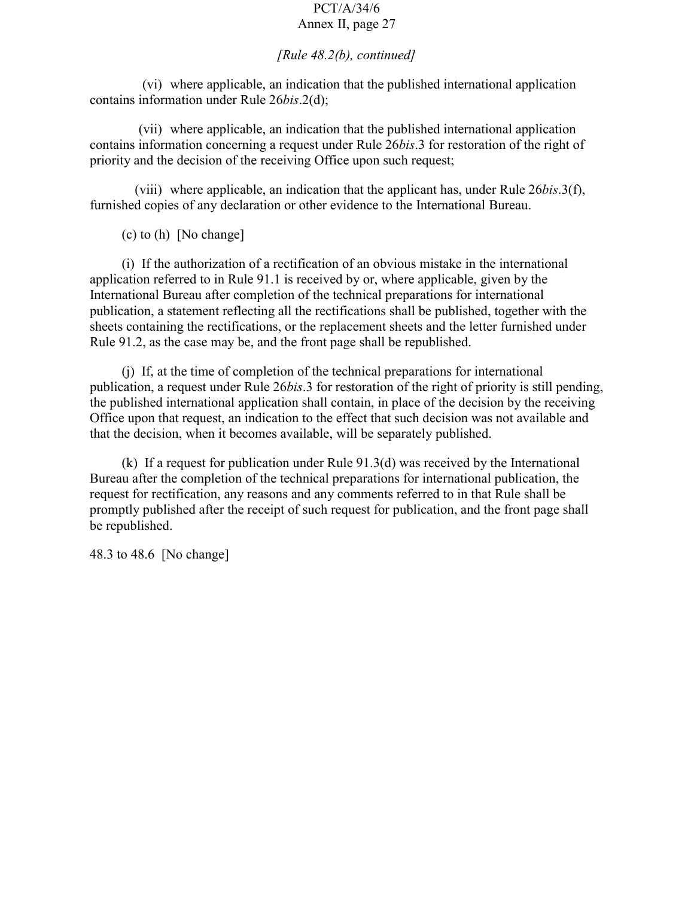*[Rule 48.2(b), continued]*

(vi) where applicable, an indication that the published international application contains information under Rule 26*bis*.2(d);

(vii) where applicable, an indication that the published international application contains information concerning a request under Rule 26*bis*.3 for restoration of the right of priority and the decision of the receiving Office upon such request;

(viii) where applicable, an indication that the applicant has, under Rule 26*bis*.3(f), furnished copies of any declaration or other evidence to the International Bureau.

(c) to (h) [No change]

(i) If the authorization of a rectification of an obvious mistake in the international application referred to in Rule 91.1 is received by or, where applicable, given by the International Bureau after completion of the technical preparations for international publication, a statement reflecting all the rectifications shall be published, together with the sheets containing the rectifications, or the replacement sheets and the letter furnished under Rule 91.2, as the case may be, and the front page shall be republished.

(j) If, at the time of completion of the technical preparations for international publication, a request under Rule 26*bis*.3 for restoration of the right of priority is still pending, the published international application shall contain, in place of the decision by the receiving Office upon that request, an indication to the effect that such decision was not available and that the decision, when it becomes available, will be separately published.

(k) If a request for publication under Rule 91.3(d) was received by the International Bureau after the completion of the technical preparations for international publication, the request for rectification, any reasons and any comments referred to in that Rule shall be promptly published after the receipt of such request for publication, and the front page shall be republished.

48.3 to 48.6 [No change]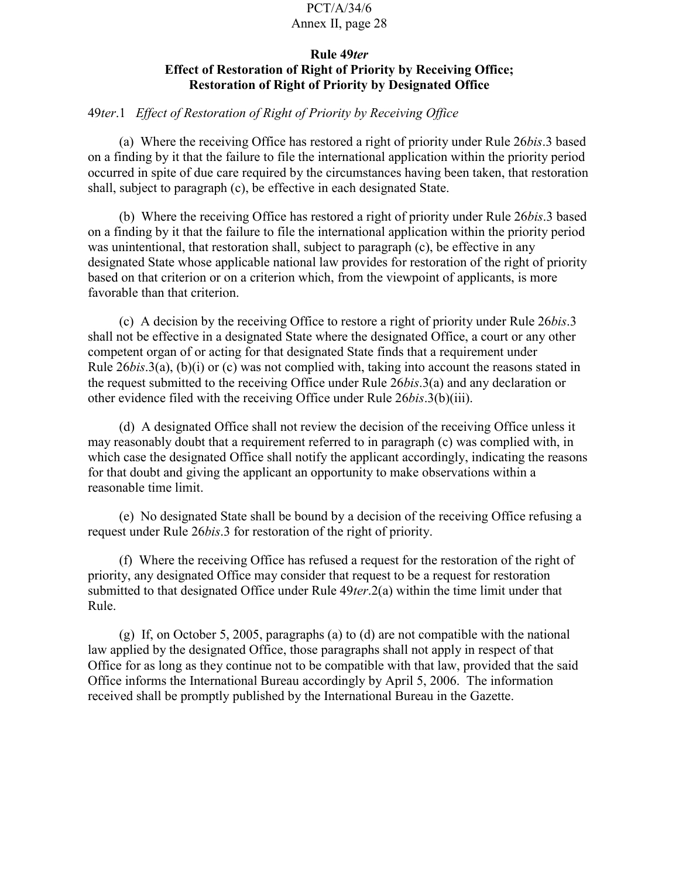### Rule 49*ter*
### Effect of Restoration of Right of Priority by Receiving Office; Restoration of Right of Priority by Designated Office

49*ter*.1 *Effect of Restoration of Right of Priority by Receiving Office*

(a) Where the receiving Office has restored a right of priority under Rule 26*bis*.3 based on a finding by it that the failure to file the international application within the priority period occurred in spite of due care required by the circumstances having been taken, that restoration shall, subject to paragraph (c), be effective in each designated State.

(b) Where the receiving Office has restored a right of priority under Rule 26*bis*.3 based on a finding by it that the failure to file the international application within the priority period was unintentional, that restoration shall, subject to paragraph (c), be effective in any designated State whose applicable national law provides for restoration of the right of priority based on that criterion or on a criterion which, from the viewpoint of applicants, is more favorable than that criterion.

(c) A decision by the receiving Office to restore a right of priority under Rule 26*bis*.3 shall not be effective in a designated State where the designated Office, a court or any other competent organ of or acting for that designated State finds that a requirement under Rule 26*bis*.3(a), (b)(i) or (c) was not complied with, taking into account the reasons stated in the request submitted to the receiving Office under Rule 26*bis*.3(a) and any declaration or other evidence filed with the receiving Office under Rule 26*bis*.3(b)(iii).

(d) A designated Office shall not review the decision of the receiving Office unless it may reasonably doubt that a requirement referred to in paragraph (c) was complied with, in which case the designated Office shall notify the applicant accordingly, indicating the reasons for that doubt and giving the applicant an opportunity to make observations within a reasonable time limit.

(e) No designated State shall be bound by a decision of the receiving Office refusing a request under Rule 26*bis*.3 for restoration of the right of priority.

(f) Where the receiving Office has refused a request for the restoration of the right of priority, any designated Office may consider that request to be a request for restoration submitted to that designated Office under Rule 49*ter*.2(a) within the time limit under that Rule.

(g) If, on October 5, 2005, paragraphs (a) to (d) are not compatible with the national law applied by the designated Office, those paragraphs shall not apply in respect of that Office for as long as they continue not to be compatible with that law, provided that the said Office informs the International Bureau accordingly by April 5, 2006. The information received shall be promptly published by the International Bureau in the Gazette.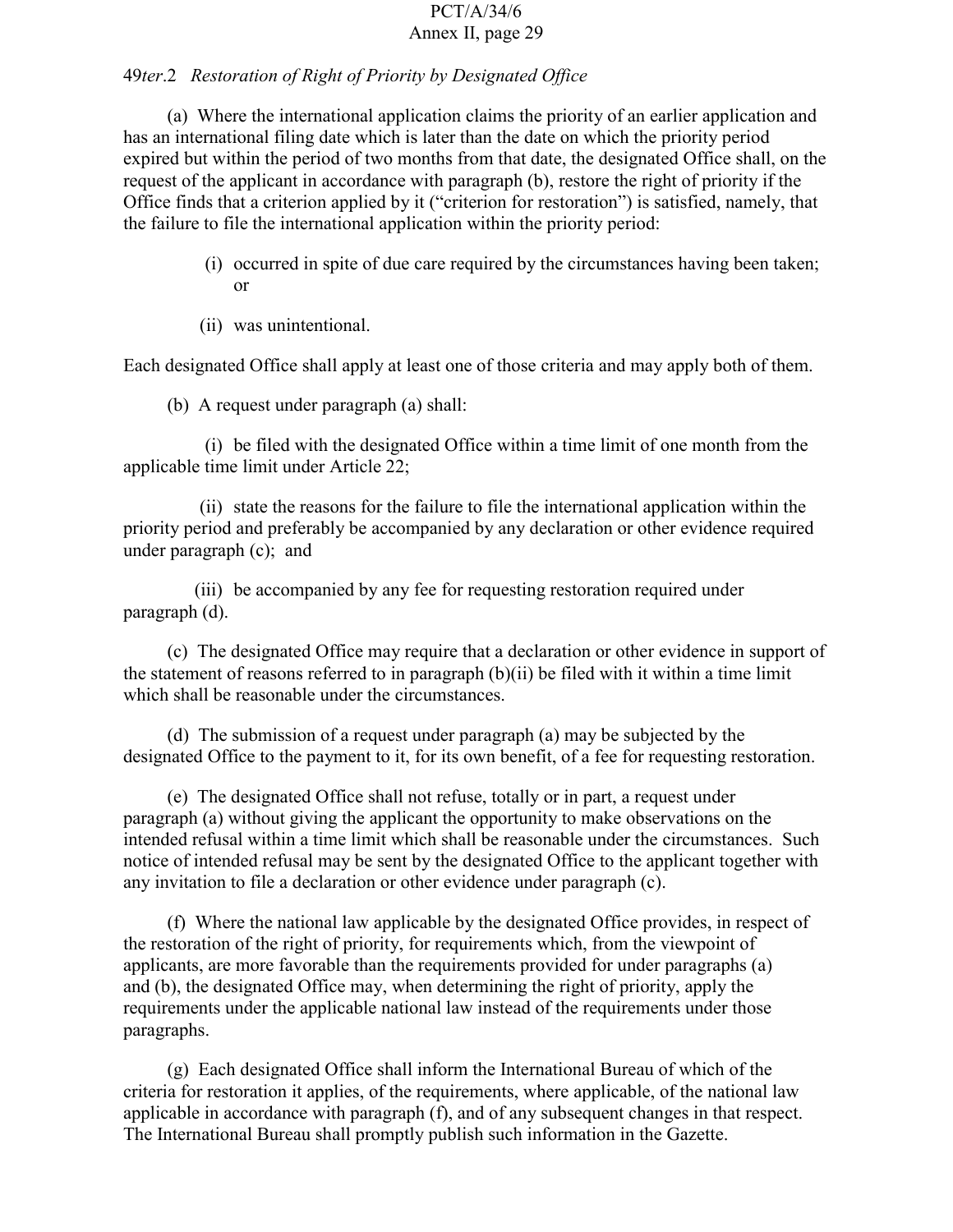49*ter*.2 *Restoration of Right of Priority by Designated Office*

(a) Where the international application claims the priority of an earlier application and has an international filing date which is later than the date on which the priority period expired but within the period of two months from that date, the designated Office shall, on the request of the applicant in accordance with paragraph (b), restore the right of priority if the Office finds that a criterion applied by it ("criterion for restoration") is satisfied, namely, that the failure to file the international application within the priority period:

(i) occurred in spite of due care required by the circumstances having been taken; or

(ii) was unintentional.

Each designated Office shall apply at least one of those criteria and may apply both of them.

(b) A request under paragraph (a) shall:

(i) be filed with the designated Office within a time limit of one month from the applicable time limit under Article 22;

(ii) state the reasons for the failure to file the international application within the priority period and preferably be accompanied by any declaration or other evidence required under paragraph (c); and

(iii) be accompanied by any fee for requesting restoration required under paragraph (d).

(c) The designated Office may require that a declaration or other evidence in support of the statement of reasons referred to in paragraph (b)(ii) be filed with it within a time limit which shall be reasonable under the circumstances.

(d) The submission of a request under paragraph (a) may be subjected by the designated Office to the payment to it, for its own benefit, of a fee for requesting restoration.

(e) The designated Office shall not refuse, totally or in part, a request under paragraph (a) without giving the applicant the opportunity to make observations on the intended refusal within a time limit which shall be reasonable under the circumstances. Such notice of intended refusal may be sent by the designated Office to the applicant together with any invitation to file a declaration or other evidence under paragraph (c).

(f) Where the national law applicable by the designated Office provides, in respect of the restoration of the right of priority, for requirements which, from the viewpoint of applicants, are more favorable than the requirements provided for under paragraphs (a) and (b), the designated Office may, when determining the right of priority, apply the requirements under the applicable national law instead of the requirements under those paragraphs.

(g) Each designated Office shall inform the International Bureau of which of the criteria for restoration it applies, of the requirements, where applicable, of the national law applicable in accordance with paragraph (f), and of any subsequent changes in that respect. The International Bureau shall promptly publish such information in the Gazette.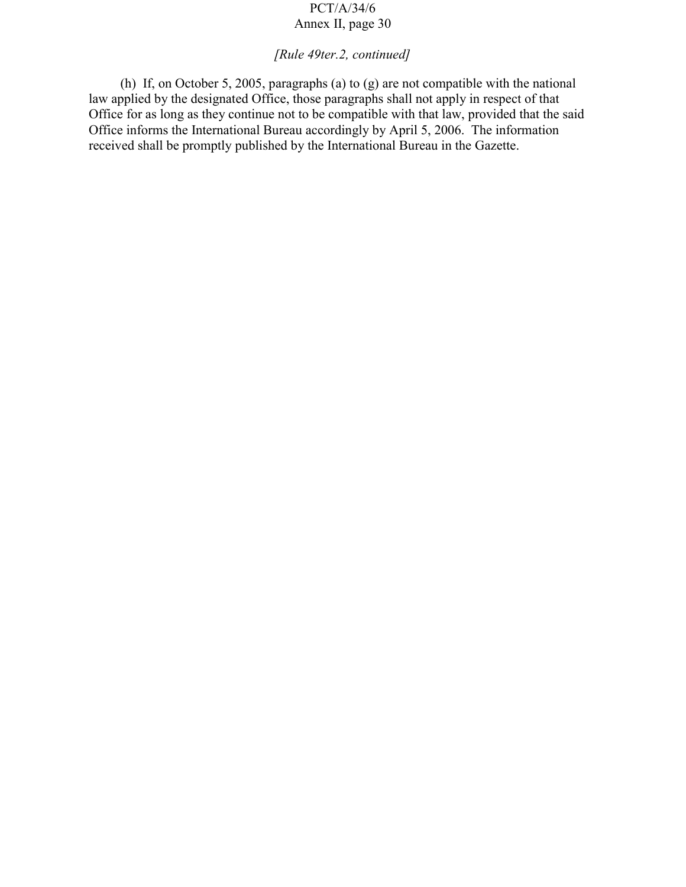*[Rule 49ter.2, continued]*

(h) If, on October 5, 2005, paragraphs (a) to (g) are not compatible with the national law applied by the designated Office, those paragraphs shall not apply in respect of that Office for as long as they continue not to be compatible with that law, provided that the said Office informs the International Bureau accordingly by April 5, 2006. The information received shall be promptly published by the International Bureau in the Gazette.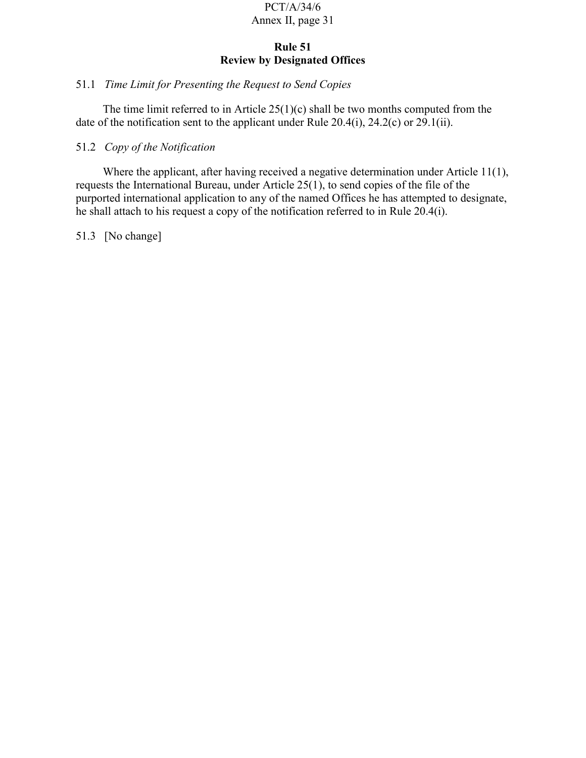## Rule 51
## Review by Designated Offices

51.1 *Time Limit for Presenting the Request to Send Copies*

The time limit referred to in Article 25(1)(c) shall be two months computed from the date of the notification sent to the applicant under Rule 20.4(i), 24.2(c) or 29.1(ii).

51.2 *Copy of the Notification*

Where the applicant, after having received a negative determination under Article 11(1), requests the International Bureau, under Article 25(1), to send copies of the file of the purported international application to any of the named Offices he has attempted to designate, he shall attach to his request a copy of the notification referred to in Rule 20.4(i).

51.3 [No change]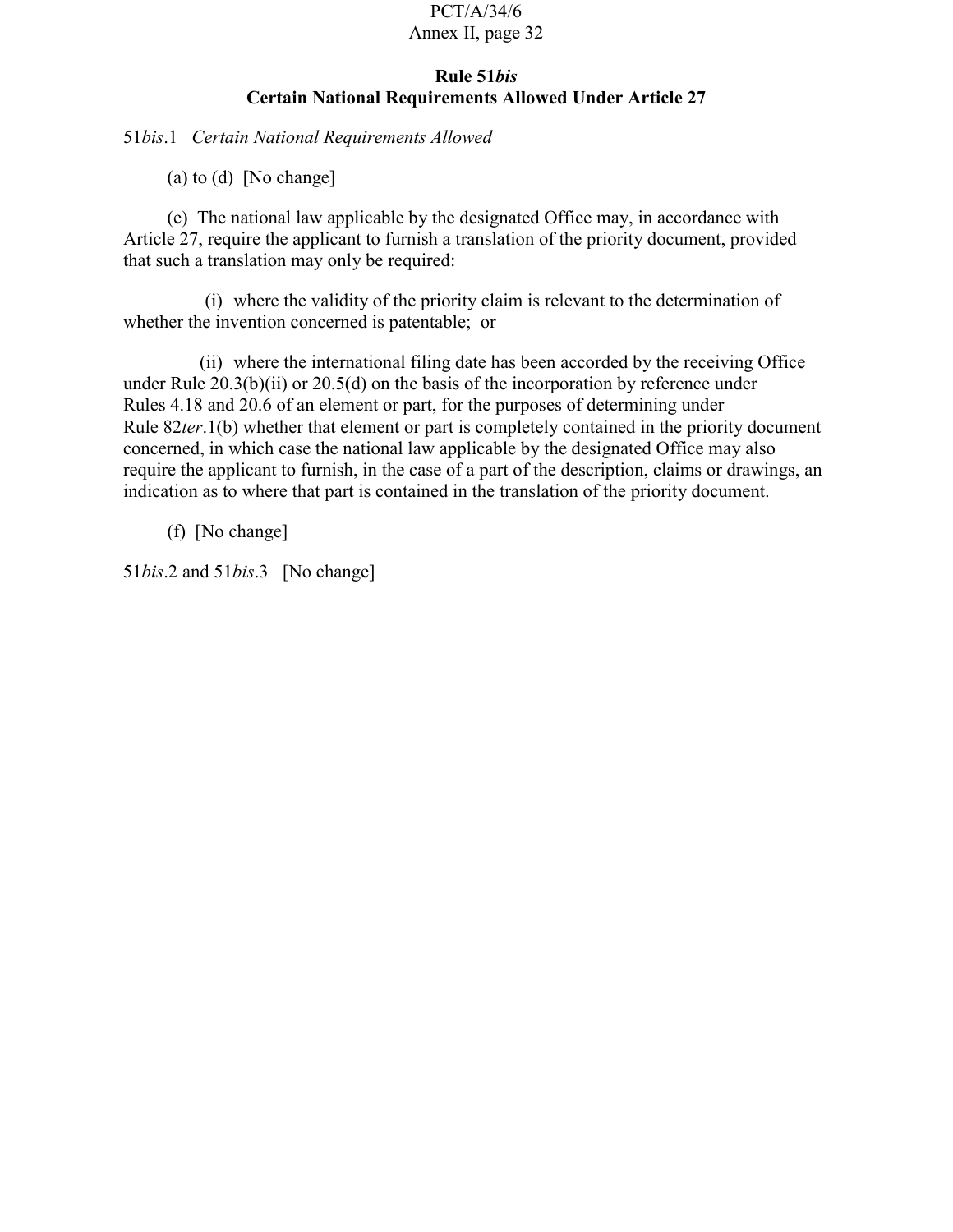## Rule 51*bis*
## Certain National Requirements Allowed Under Article 27

51*bis*.1 *Certain National Requirements Allowed*

(a) to (d) [No change]

(e) The national law applicable by the designated Office may, in accordance with Article 27, require the applicant to furnish a translation of the priority document, provided that such a translation may only be required:

(i) where the validity of the priority claim is relevant to the determination of whether the invention concerned is patentable; or

(ii) where the international filing date has been accorded by the receiving Office under Rule 20.3(b)(ii) or 20.5(d) on the basis of the incorporation by reference under Rules 4.18 and 20.6 of an element or part, for the purposes of determining under Rule 82*ter*.1(b) whether that element or part is completely contained in the priority document concerned, in which case the national law applicable by the designated Office may also require the applicant to furnish, in the case of a part of the description, claims or drawings, an indication as to where that part is contained in the translation of the priority document.

(f) [No change]

51*bis*.2 and 51*bis*.3 [No change]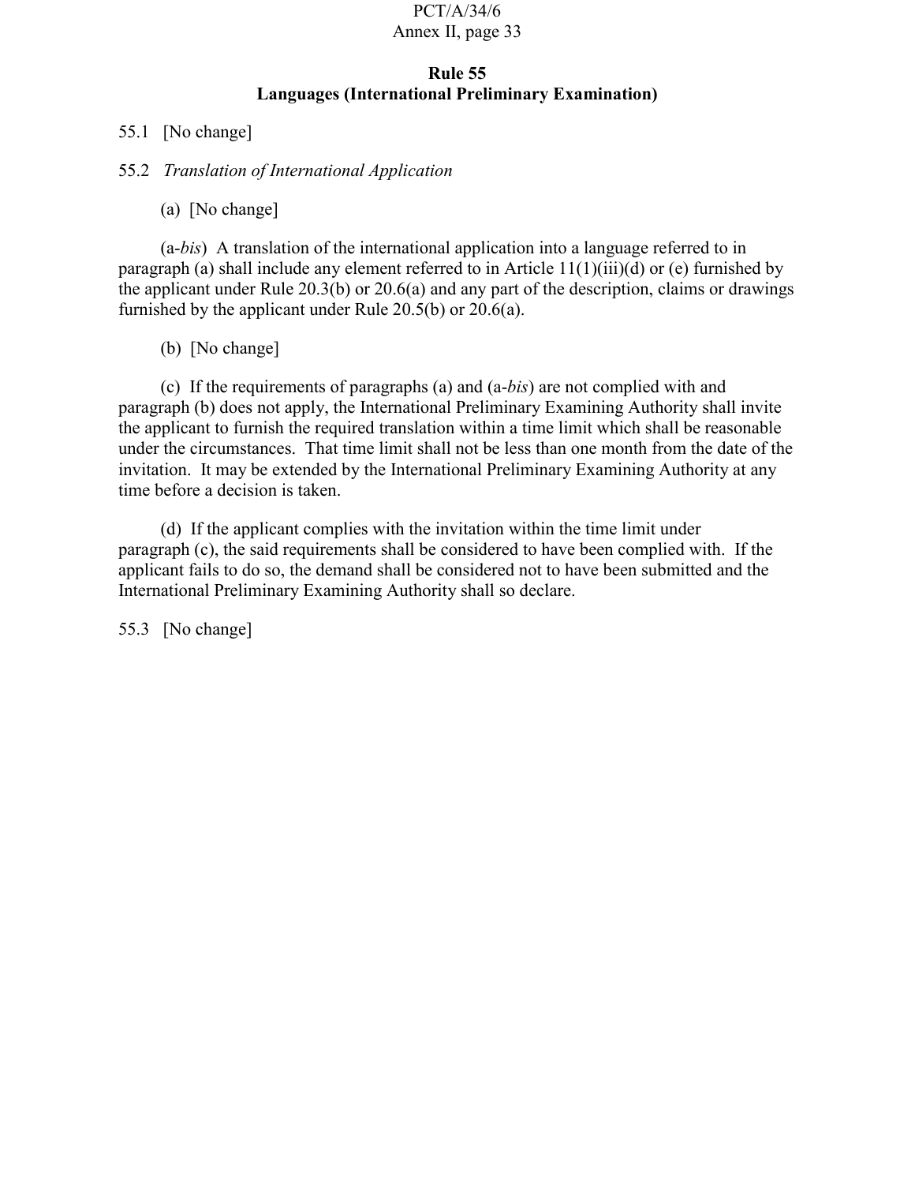## Rule 55
## Languages (International Preliminary Examination)

55.1 [No change]

55.2 *Translation of International Application*

(a) [No change]

(a-*bis*) A translation of the international application into a language referred to in paragraph (a) shall include any element referred to in Article 11(1)(iii)(d) or (e) furnished by the applicant under Rule 20.3(b) or 20.6(a) and any part of the description, claims or drawings furnished by the applicant under Rule 20.5(b) or 20.6(a).

(b) [No change]

(c) If the requirements of paragraphs (a) and (a-*bis*) are not complied with and paragraph (b) does not apply, the International Preliminary Examining Authority shall invite the applicant to furnish the required translation within a time limit which shall be reasonable under the circumstances. That time limit shall not be less than one month from the date of the invitation. It may be extended by the International Preliminary Examining Authority at any time before a decision is taken.

(d) If the applicant complies with the invitation within the time limit under paragraph (c), the said requirements shall be considered to have been complied with. If the applicant fails to do so, the demand shall be considered not to have been submitted and the International Preliminary Examining Authority shall so declare.

55.3 [No change]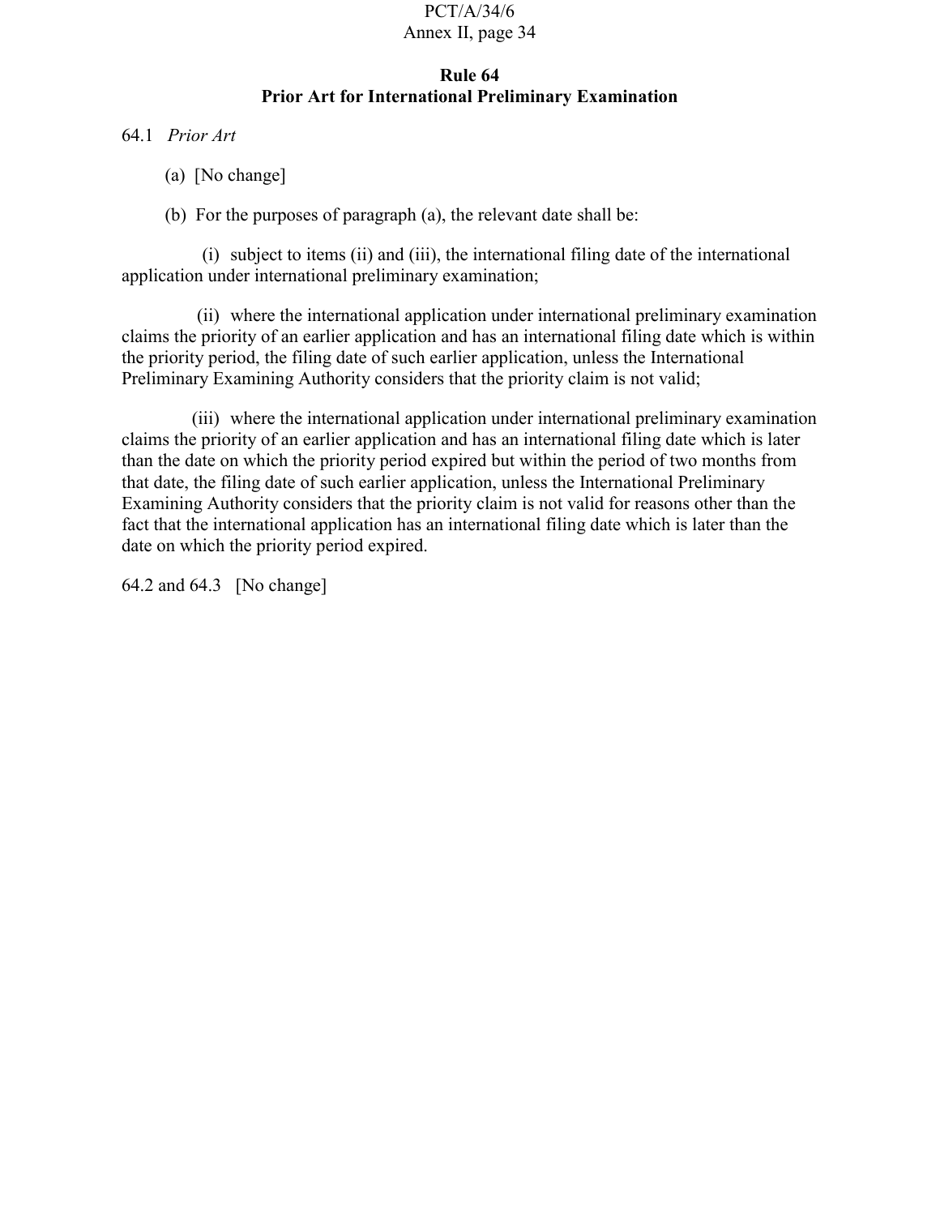## Rule 64
## Prior Art for International Preliminary Examination

64.1 *Prior Art*

(a) [No change]

(b) For the purposes of paragraph (a), the relevant date shall be:

(i) subject to items (ii) and (iii), the international filing date of the international application under international preliminary examination;

(ii) where the international application under international preliminary examination claims the priority of an earlier application and has an international filing date which is within the priority period, the filing date of such earlier application, unless the International Preliminary Examining Authority considers that the priority claim is not valid;

(iii) where the international application under international preliminary examination claims the priority of an earlier application and has an international filing date which is later than the date on which the priority period expired but within the period of two months from that date, the filing date of such earlier application, unless the International Preliminary Examining Authority considers that the priority claim is not valid for reasons other than the fact that the international application has an international filing date which is later than the date on which the priority period expired.

64.2 and 64.3 [No change]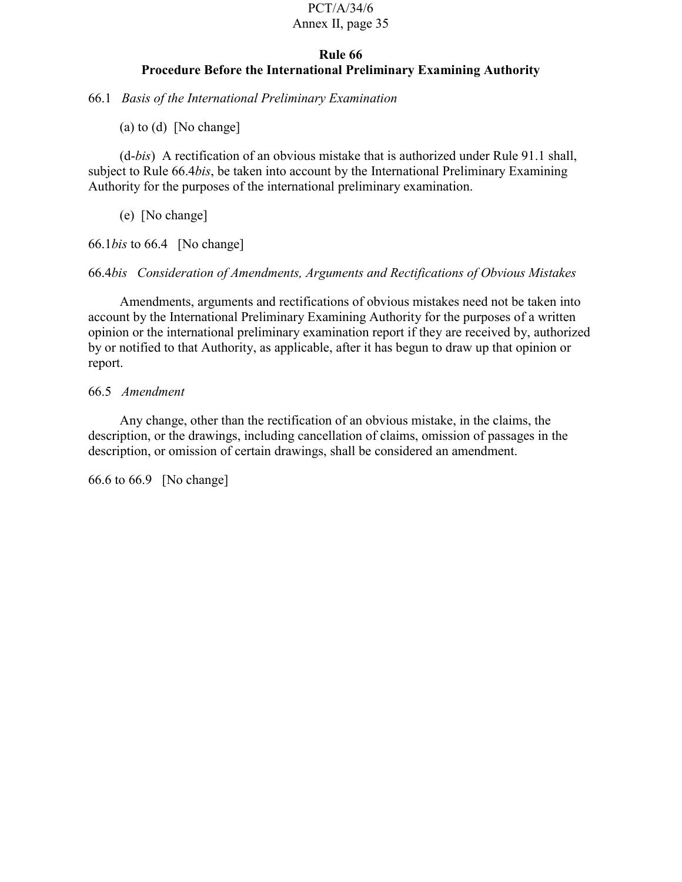## Rule 66
## Procedure Before the International Preliminary Examining Authority

66.1 *Basis of the International Preliminary Examination*

(a) to (d) [No change]

(d-*bis*) A rectification of an obvious mistake that is authorized under Rule 91.1 shall, subject to Rule 66.4*bis*, be taken into account by the International Preliminary Examining Authority for the purposes of the international preliminary examination.

(e) [No change]

66.1*bis* to 66.4 [No change]

66.4*bis* *Consideration of Amendments, Arguments and Rectifications of Obvious Mistakes*

Amendments, arguments and rectifications of obvious mistakes need not be taken into account by the International Preliminary Examining Authority for the purposes of a written opinion or the international preliminary examination report if they are received by, authorized by or notified to that Authority, as applicable, after it has begun to draw up that opinion or report.

66.5 *Amendment*

Any change, other than the rectification of an obvious mistake, in the claims, the description, or the drawings, including cancellation of claims, omission of passages in the description, or omission of certain drawings, shall be considered an amendment.

66.6 to 66.9 [No change]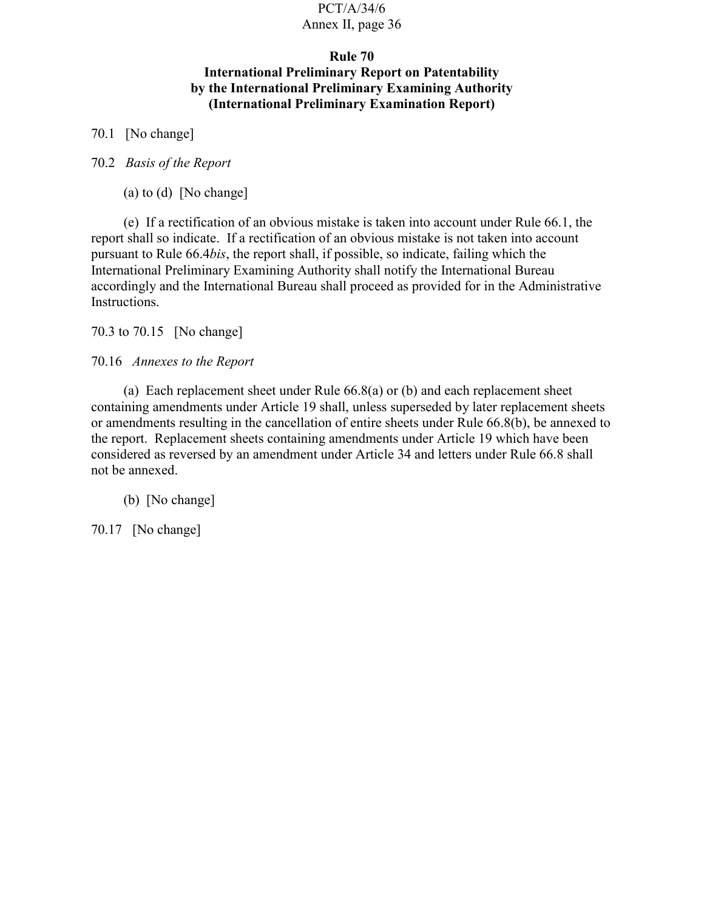## Rule 70
## International Preliminary Report on Patentability by the International Preliminary Examining Authority (International Preliminary Examination Report)

70.1 [No change]

70.2 *Basis of the Report*

(a) to (d) [No change]

(e) If a rectification of an obvious mistake is taken into account under Rule 66.1, the report shall so indicate. If a rectification of an obvious mistake is not taken into account pursuant to Rule 66.4*bis*, the report shall, if possible, so indicate, failing which the International Preliminary Examining Authority shall notify the International Bureau accordingly and the International Bureau shall proceed as provided for in the Administrative Instructions.

70.3 to 70.15 [No change]

70.16 *Annexes to the Report*

(a) Each replacement sheet under Rule 66.8(a) or (b) and each replacement sheet containing amendments under Article 19 shall, unless superseded by later replacement sheets or amendments resulting in the cancellation of entire sheets under Rule 66.8(b), be annexed to the report. Replacement sheets containing amendments under Article 19 which have been considered as reversed by an amendment under Article 34 and letters under Rule 66.8 shall not be annexed.

(b) [No change]

70.17 [No change]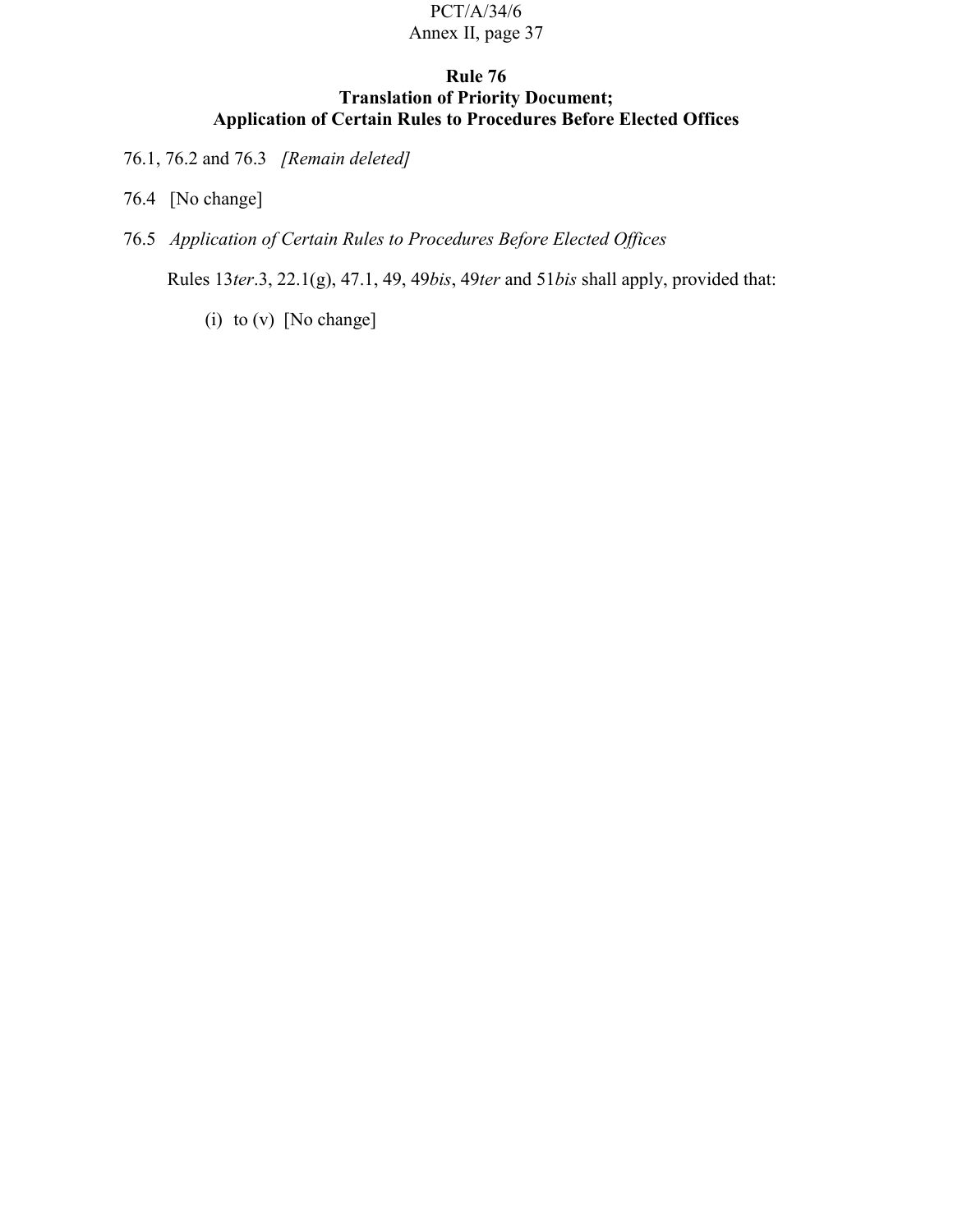### Rule 76
### Translation of Priority Document; Application of Certain Rules to Procedures Before Elected Offices

76.1, 76.2 and 76.3 *[Remain deleted]*

76.4 [No change]

76.5 *Application of Certain Rules to Procedures Before Elected Offices*

Rules 13*ter*.3, 22.1(g), 47.1, 49, 49*bis*, 49*ter* and 51*bis* shall apply, provided that:

(i) to (v) [No change]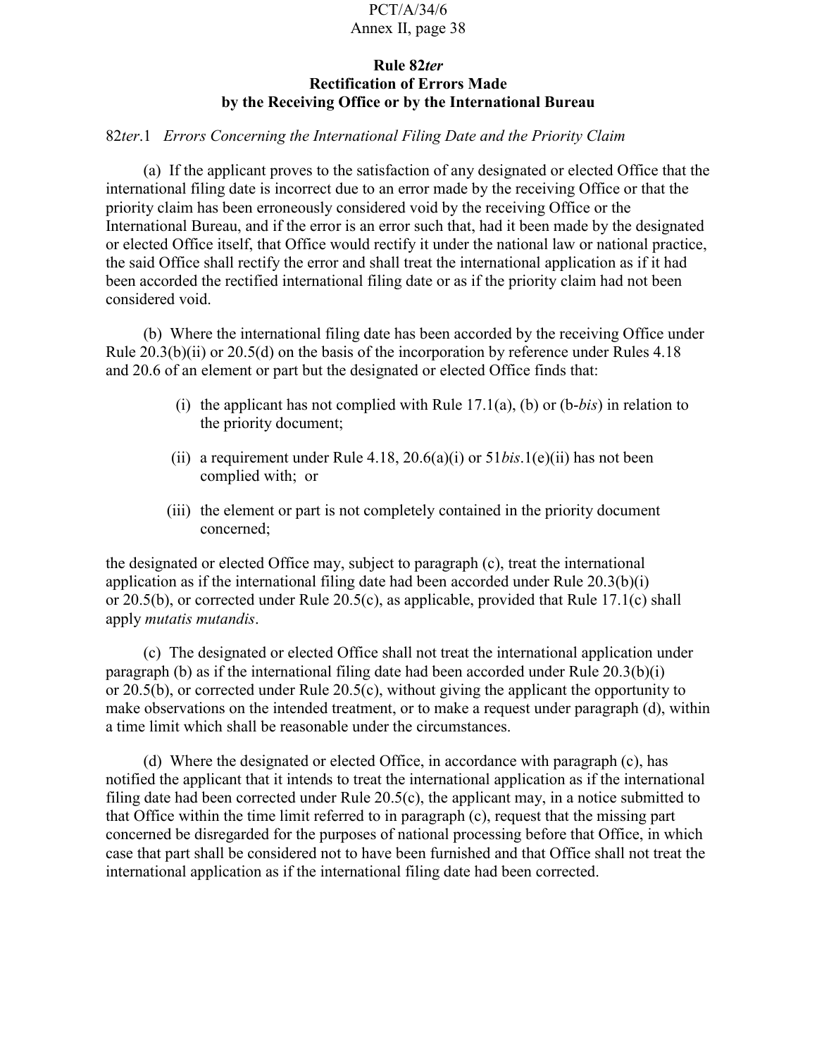### Rule 82*ter*
### Rectification of Errors Made by the Receiving Office or by the International Bureau

82*ter*.1 *Errors Concerning the International Filing Date and the Priority Claim*

(a) If the applicant proves to the satisfaction of any designated or elected Office that the international filing date is incorrect due to an error made by the receiving Office or that the priority claim has been erroneously considered void by the receiving Office or the International Bureau, and if the error is an error such that, had it been made by the designated or elected Office itself, that Office would rectify it under the national law or national practice, the said Office shall rectify the error and shall treat the international application as if it had been accorded the rectified international filing date or as if the priority claim had not been considered void.

(b) Where the international filing date has been accorded by the receiving Office under Rule 20.3(b)(ii) or 20.5(d) on the basis of the incorporation by reference under Rules 4.18 and 20.6 of an element or part but the designated or elected Office finds that:

- (i) the applicant has not complied with Rule 17.1(a), (b) or (b-*bis*) in relation to the priority document;
- (ii) a requirement under Rule 4.18, 20.6(a)(i) or 51*bis*.1(e)(ii) has not been complied with; or
- (iii) the element or part is not completely contained in the priority document concerned;

the designated or elected Office may, subject to paragraph (c), treat the international application as if the international filing date had been accorded under Rule 20.3(b)(i) or 20.5(b), or corrected under Rule 20.5(c), as applicable, provided that Rule 17.1(c) shall apply *mutatis mutandis*.

(c) The designated or elected Office shall not treat the international application under paragraph (b) as if the international filing date had been accorded under Rule 20.3(b)(i) or 20.5(b), or corrected under Rule 20.5(c), without giving the applicant the opportunity to make observations on the intended treatment, or to make a request under paragraph (d), within a time limit which shall be reasonable under the circumstances.

(d) Where the designated or elected Office, in accordance with paragraph (c), has notified the applicant that it intends to treat the international application as if the international filing date had been corrected under Rule 20.5(c), the applicant may, in a notice submitted to that Office within the time limit referred to in paragraph (c), request that the missing part concerned be disregarded for the purposes of national processing before that Office, in which case that part shall be considered not to have been furnished and that Office shall not treat the international application as if the international filing date had been corrected.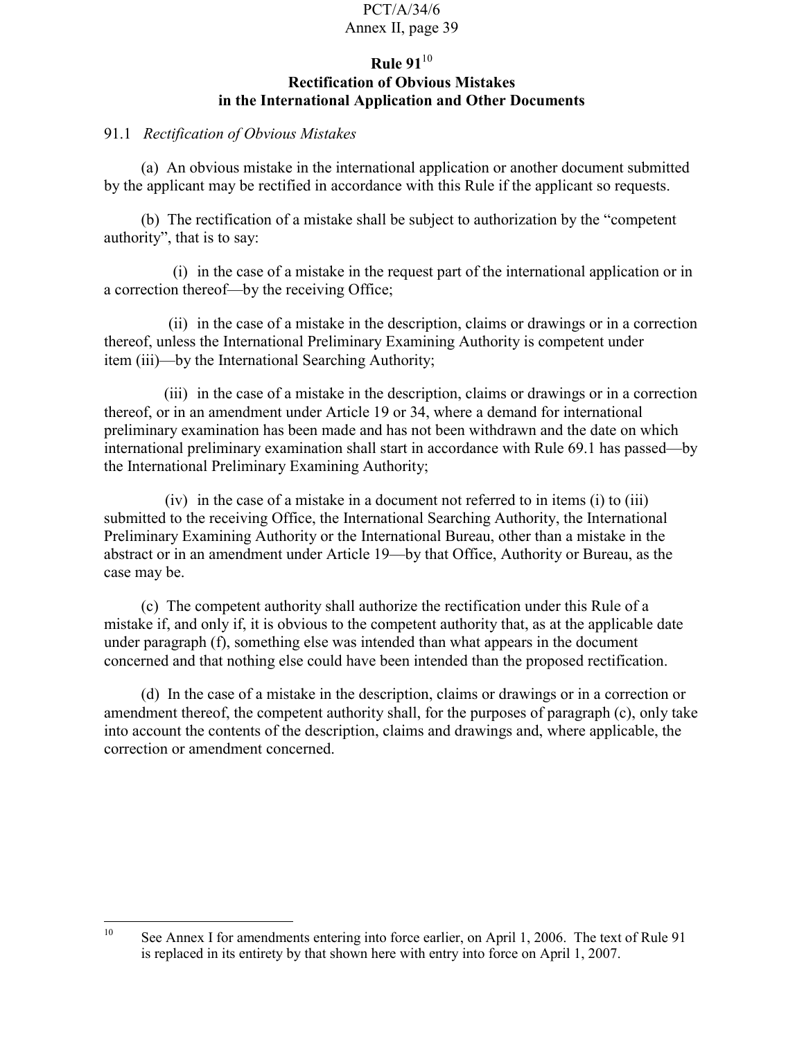## Rule 91[10]
## Rectification of Obvious Mistakes in the International Application and Other Documents

91.1 *Rectification of Obvious Mistakes*

(a) An obvious mistake in the international application or another document submitted by the applicant may be rectified in accordance with this Rule if the applicant so requests.

(b) The rectification of a mistake shall be subject to authorization by the "competent authority", that is to say:

(i) in the case of a mistake in the request part of the international application or in a correction thereof—by the receiving Office;

(ii) in the case of a mistake in the description, claims or drawings or in a correction thereof, unless the International Preliminary Examining Authority is competent under item (iii)—by the International Searching Authority;

(iii) in the case of a mistake in the description, claims or drawings or in a correction thereof, or in an amendment under Article 19 or 34, where a demand for international preliminary examination has been made and has not been withdrawn and the date on which international preliminary examination shall start in accordance with Rule 69.1 has passed—by the International Preliminary Examining Authority;

(iv) in the case of a mistake in a document not referred to in items (i) to (iii) submitted to the receiving Office, the International Searching Authority, the International Preliminary Examining Authority or the International Bureau, other than a mistake in the abstract or in an amendment under Article 19—by that Office, Authority or Bureau, as the case may be.

(c) The competent authority shall authorize the rectification under this Rule of a mistake if, and only if, it is obvious to the competent authority that, as at the applicable date under paragraph (f), something else was intended than what appears in the document concerned and that nothing else could have been intended than the proposed rectification.

(d) In the case of a mistake in the description, claims or drawings or in a correction or amendment thereof, the competent authority shall, for the purposes of paragraph (c), only take into account the contents of the description, claims and drawings and, where applicable, the correction or amendment concerned.

[10] See Annex I for amendments entering into force earlier, on April 1, 2006. The text of Rule 91 is replaced in its entirety by that shown here with entry into force on April 1, 2007.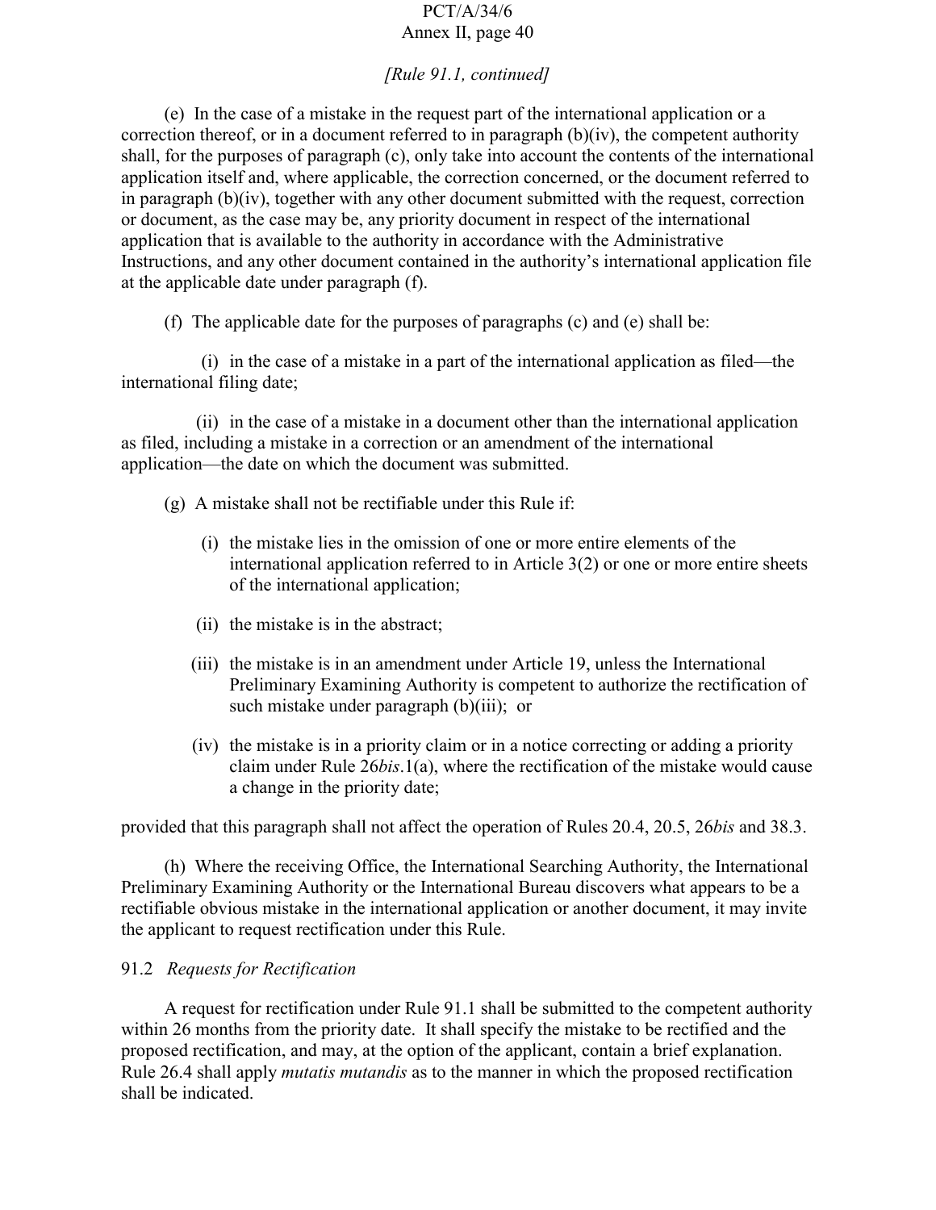*[Rule 91.1, continued]*

(e) In the case of a mistake in the request part of the international application or a correction thereof, or in a document referred to in paragraph (b)(iv), the competent authority shall, for the purposes of paragraph (c), only take into account the contents of the international application itself and, where applicable, the correction concerned, or the document referred to in paragraph (b)(iv), together with any other document submitted with the request, correction or document, as the case may be, any priority document in respect of the international application that is available to the authority in accordance with the Administrative Instructions, and any other document contained in the authority's international application file at the applicable date under paragraph (f).

(f) The applicable date for the purposes of paragraphs (c) and (e) shall be:

(i) in the case of a mistake in a part of the international application as filed—the international filing date;

(ii) in the case of a mistake in a document other than the international application as filed, including a mistake in a correction or an amendment of the international application—the date on which the document was submitted.

(g) A mistake shall not be rectifiable under this Rule if:

(i) the mistake lies in the omission of one or more entire elements of the international application referred to in Article 3(2) or one or more entire sheets of the international application;

(ii) the mistake is in the abstract;

(iii) the mistake is in an amendment under Article 19, unless the International Preliminary Examining Authority is competent to authorize the rectification of such mistake under paragraph (b)(iii); or

(iv) the mistake is in a priority claim or in a notice correcting or adding a priority claim under Rule 26*bis*.1(a), where the rectification of the mistake would cause a change in the priority date;

provided that this paragraph shall not affect the operation of Rules 20.4, 20.5, 26*bis* and 38.3.

(h) Where the receiving Office, the International Searching Authority, the International Preliminary Examining Authority or the International Bureau discovers what appears to be a rectifiable obvious mistake in the international application or another document, it may invite the applicant to request rectification under this Rule.

91.2 *Requests for Rectification*

A request for rectification under Rule 91.1 shall be submitted to the competent authority within 26 months from the priority date. It shall specify the mistake to be rectified and the proposed rectification, and may, at the option of the applicant, contain a brief explanation. Rule 26.4 shall apply *mutatis mutandis* as to the manner in which the proposed rectification shall be indicated.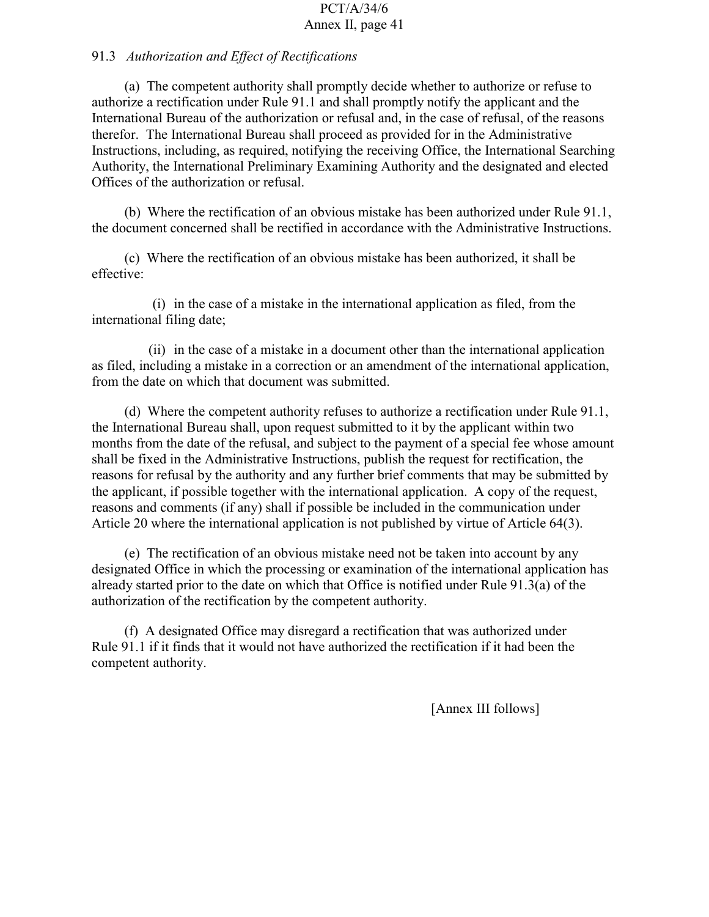91.3 *Authorization and Effect of Rectifications*

(a) The competent authority shall promptly decide whether to authorize or refuse to authorize a rectification under Rule 91.1 and shall promptly notify the applicant and the International Bureau of the authorization or refusal and, in the case of refusal, of the reasons therefor. The International Bureau shall proceed as provided for in the Administrative Instructions, including, as required, notifying the receiving Office, the International Searching Authority, the International Preliminary Examining Authority and the designated and elected Offices of the authorization or refusal.

(b) Where the rectification of an obvious mistake has been authorized under Rule 91.1, the document concerned shall be rectified in accordance with the Administrative Instructions.

(c) Where the rectification of an obvious mistake has been authorized, it shall be effective:

(i) in the case of a mistake in the international application as filed, from the international filing date;

(ii) in the case of a mistake in a document other than the international application as filed, including a mistake in a correction or an amendment of the international application, from the date on which that document was submitted.

(d) Where the competent authority refuses to authorize a rectification under Rule 91.1, the International Bureau shall, upon request submitted to it by the applicant within two months from the date of the refusal, and subject to the payment of a special fee whose amount shall be fixed in the Administrative Instructions, publish the request for rectification, the reasons for refusal by the authority and any further brief comments that may be submitted by the applicant, if possible together with the international application. A copy of the request, reasons and comments (if any) shall if possible be included in the communication under Article 20 where the international application is not published by virtue of Article 64(3).

(e) The rectification of an obvious mistake need not be taken into account by any designated Office in which the processing or examination of the international application has already started prior to the date on which that Office is notified under Rule 91.3(a) of the authorization of the rectification by the competent authority.

(f) A designated Office may disregard a rectification that was authorized under Rule 91.1 if it finds that it would not have authorized the rectification if it had been the competent authority.

[Annex III follows]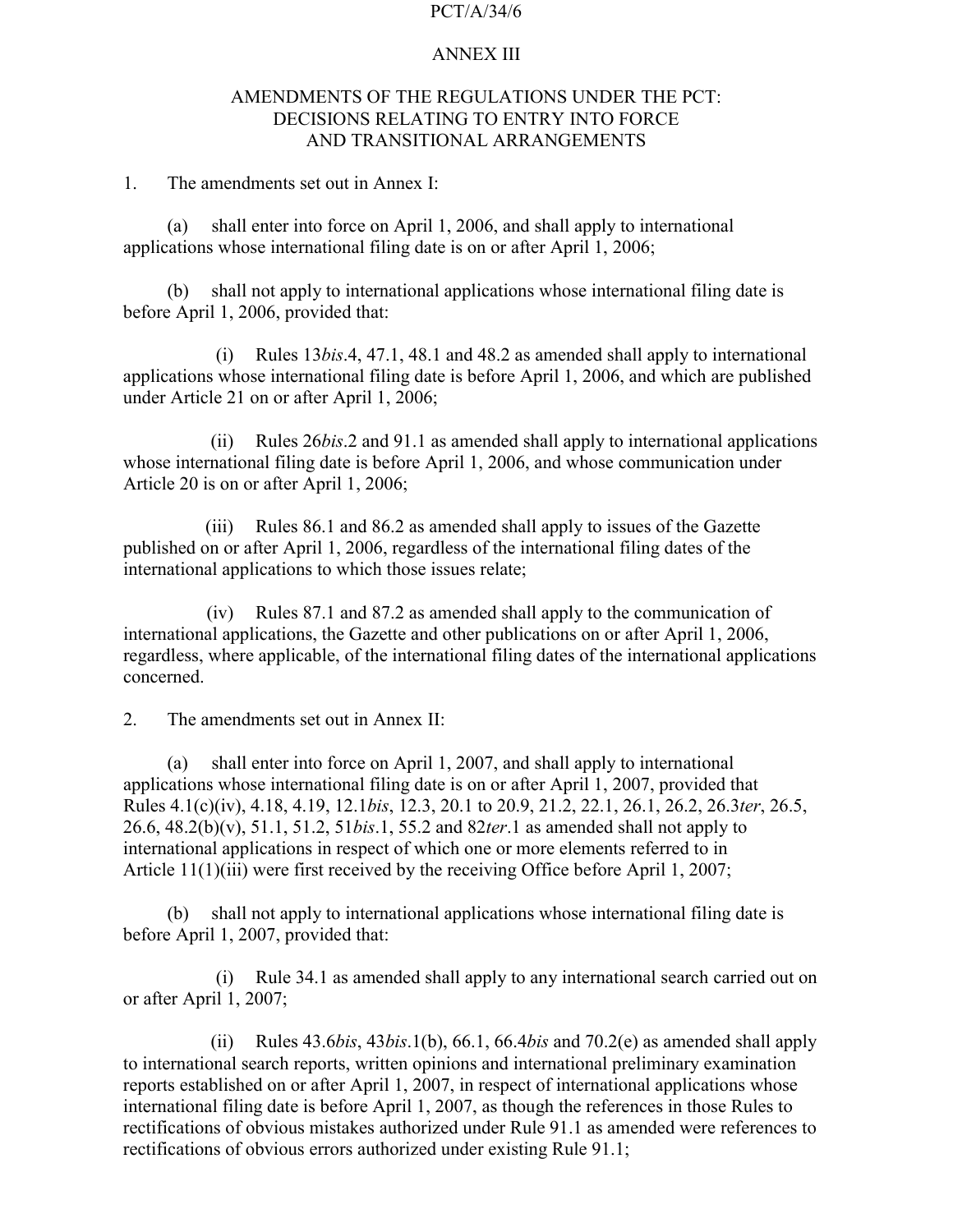# ANNEX III

## AMENDMENTS OF THE REGULATIONS UNDER THE PCT: DECISIONS RELATING TO ENTRY INTO FORCE AND TRANSITIONAL ARRANGEMENTS

1. The amendments set out in Annex I:

(a) shall enter into force on April 1, 2006, and shall apply to international applications whose international filing date is on or after April 1, 2006;

(b) shall not apply to international applications whose international filing date is before April 1, 2006, provided that:

(i) Rules 13*bis*.4, 47.1, 48.1 and 48.2 as amended shall apply to international applications whose international filing date is before April 1, 2006, and which are published under Article 21 on or after April 1, 2006;

(ii) Rules 26*bis*.2 and 91.1 as amended shall apply to international applications whose international filing date is before April 1, 2006, and whose communication under Article 20 is on or after April 1, 2006;

(iii) Rules 86.1 and 86.2 as amended shall apply to issues of the Gazette published on or after April 1, 2006, regardless of the international filing dates of the international applications to which those issues relate;

(iv) Rules 87.1 and 87.2 as amended shall apply to the communication of international applications, the Gazette and other publications on or after April 1, 2006, regardless, where applicable, of the international filing dates of the international applications concerned.

2. The amendments set out in Annex II:

(a) shall enter into force on April 1, 2007, and shall apply to international applications whose international filing date is on or after April 1, 2007, provided that Rules 4.1(c)(iv), 4.18, 4.19, 12.1*bis*, 12.3, 20.1 to 20.9, 21.2, 22.1, 26.1, 26.2, 26.3*ter*, 26.5, 26.6, 48.2(b)(v), 51.1, 51.2, 51*bis*.1, 55.2 and 82*ter*.1 as amended shall not apply to international applications in respect of which one or more elements referred to in Article 11(1)(iii) were first received by the receiving Office before April 1, 2007;

(b) shall not apply to international applications whose international filing date is before April 1, 2007, provided that:

(i) Rule 34.1 as amended shall apply to any international search carried out on or after April 1, 2007;

(ii) Rules 43.6*bis*, 43*bis*.1(b), 66.1, 66.4*bis* and 70.2(e) as amended shall apply to international search reports, written opinions and international preliminary examination reports established on or after April 1, 2007, in respect of international applications whose international filing date is before April 1, 2007, as though the references in those Rules to rectifications of obvious mistakes authorized under Rule 91.1 as amended were references to rectifications of obvious errors authorized under existing Rule 91.1;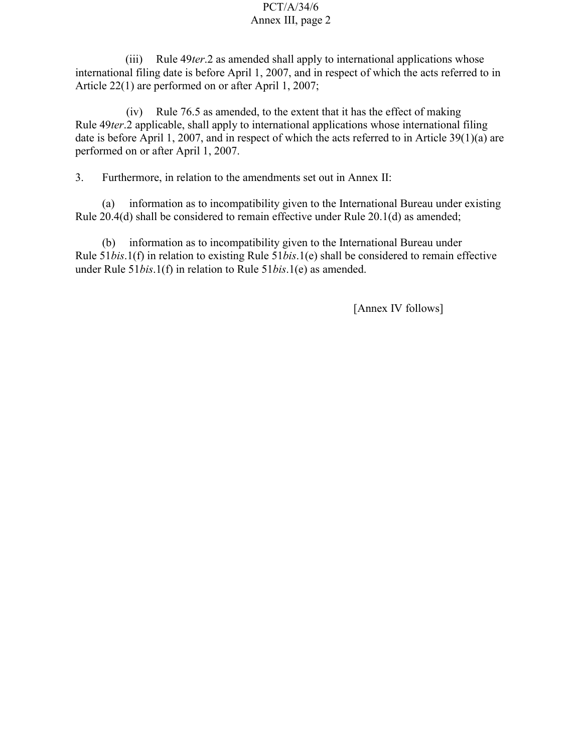(iii) Rule 49*ter*.2 as amended shall apply to international applications whose international filing date is before April 1, 2007, and in respect of which the acts referred to in Article 22(1) are performed on or after April 1, 2007;

(iv) Rule 76.5 as amended, to the extent that it has the effect of making Rule 49*ter*.2 applicable, shall apply to international applications whose international filing date is before April 1, 2007, and in respect of which the acts referred to in Article 39(1)(a) are performed on or after April 1, 2007.

3. Furthermore, in relation to the amendments set out in Annex II:

(a) information as to incompatibility given to the International Bureau under existing Rule 20.4(d) shall be considered to remain effective under Rule 20.1(d) as amended;

(b) information as to incompatibility given to the International Bureau under Rule 51*bis*.1(f) in relation to existing Rule 51*bis*.1(e) shall be considered to remain effective under Rule 51*bis*.1(f) in relation to Rule 51*bis*.1(e) as amended.

[Annex IV follows]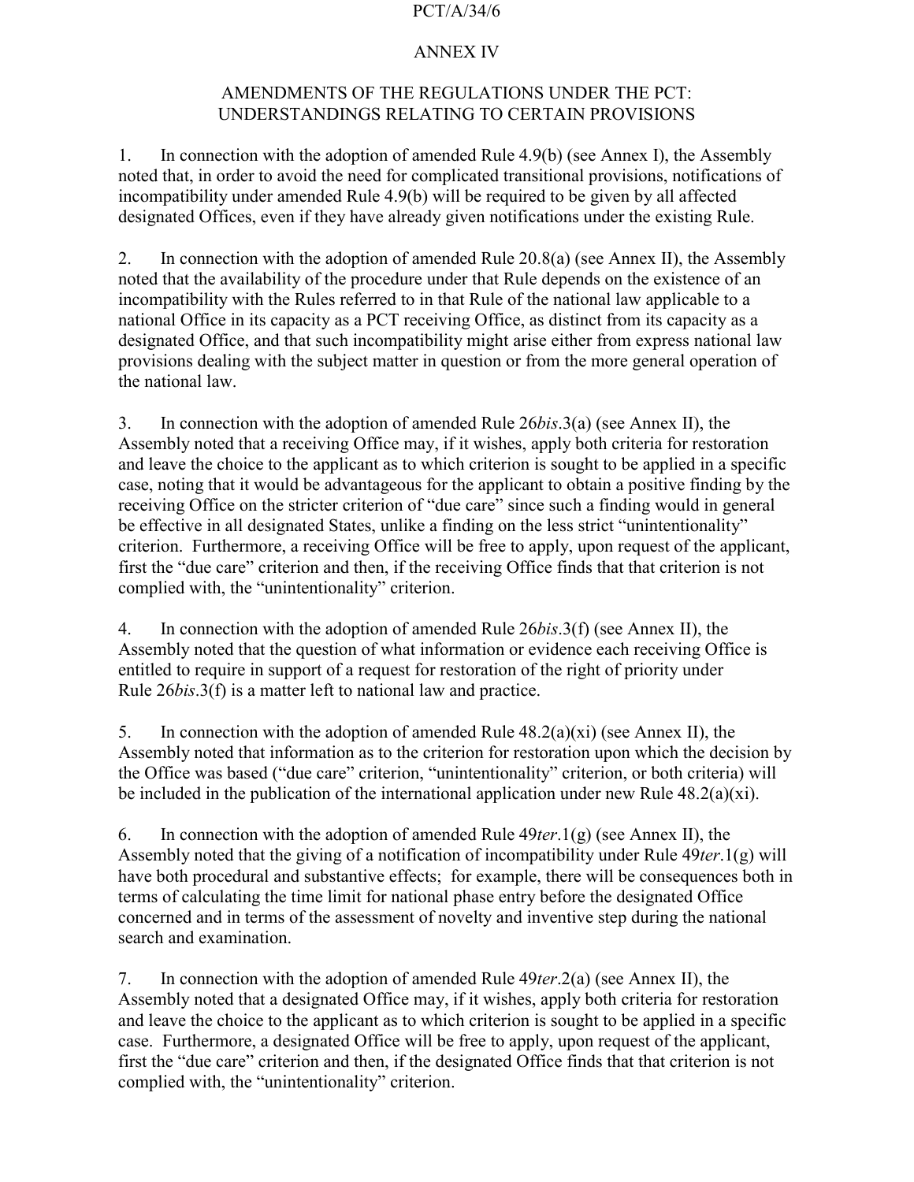## ANNEX IV

## AMENDMENTS OF THE REGULATIONS UNDER THE PCT: UNDERSTANDINGS RELATING TO CERTAIN PROVISIONS

1. In connection with the adoption of amended Rule 4.9(b) (see Annex I), the Assembly noted that, in order to avoid the need for complicated transitional provisions, notifications of incompatibility under amended Rule 4.9(b) will be required to be given by all affected designated Offices, even if they have already given notifications under the existing Rule.

2. In connection with the adoption of amended Rule 20.8(a) (see Annex II), the Assembly noted that the availability of the procedure under that Rule depends on the existence of an incompatibility with the Rules referred to in that Rule of the national law applicable to a national Office in its capacity as a PCT receiving Office, as distinct from its capacity as a designated Office, and that such incompatibility might arise either from express national law provisions dealing with the subject matter in question or from the more general operation of the national law.

3. In connection with the adoption of amended Rule 26*bis*.3(a) (see Annex II), the Assembly noted that a receiving Office may, if it wishes, apply both criteria for restoration and leave the choice to the applicant as to which criterion is sought to be applied in a specific case, noting that it would be advantageous for the applicant to obtain a positive finding by the receiving Office on the stricter criterion of "due care" since such a finding would in general be effective in all designated States, unlike a finding on the less strict "unintentionality" criterion. Furthermore, a receiving Office will be free to apply, upon request of the applicant, first the "due care" criterion and then, if the receiving Office finds that that criterion is not complied with, the "unintentionality" criterion.

4. In connection with the adoption of amended Rule 26*bis*.3(f) (see Annex II), the Assembly noted that the question of what information or evidence each receiving Office is entitled to require in support of a request for restoration of the right of priority under Rule 26*bis*.3(f) is a matter left to national law and practice.

5. In connection with the adoption of amended Rule 48.2(a)(xi) (see Annex II), the Assembly noted that information as to the criterion for restoration upon which the decision by the Office was based ("due care" criterion, "unintentionality" criterion, or both criteria) will be included in the publication of the international application under new Rule 48.2(a)(xi).

6. In connection with the adoption of amended Rule 49*ter*.1(g) (see Annex II), the Assembly noted that the giving of a notification of incompatibility under Rule 49*ter*.1(g) will have both procedural and substantive effects; for example, there will be consequences both in terms of calculating the time limit for national phase entry before the designated Office concerned and in terms of the assessment of novelty and inventive step during the national search and examination.

7. In connection with the adoption of amended Rule 49*ter*.2(a) (see Annex II), the Assembly noted that a designated Office may, if it wishes, apply both criteria for restoration and leave the choice to the applicant as to which criterion is sought to be applied in a specific case. Furthermore, a designated Office will be free to apply, upon request of the applicant, first the "due care" criterion and then, if the designated Office finds that that criterion is not complied with, the "unintentionality" criterion.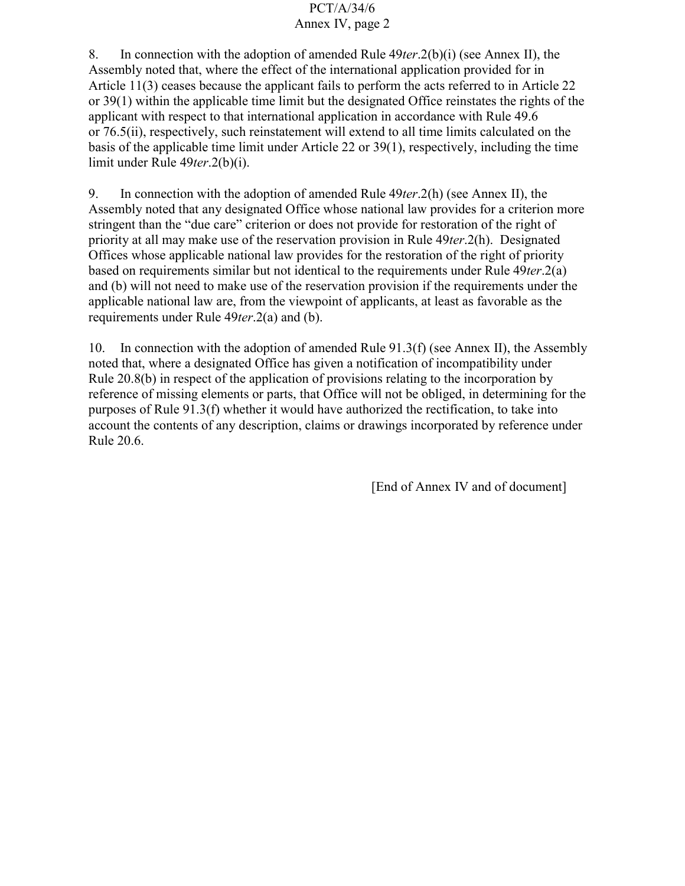8. In connection with the adoption of amended Rule 49*ter*.2(b)(i) (see Annex II), the Assembly noted that, where the effect of the international application provided for in Article 11(3) ceases because the applicant fails to perform the acts referred to in Article 22 or 39(1) within the applicable time limit but the designated Office reinstates the rights of the applicant with respect to that international application in accordance with Rule 49.6 or 76.5(ii), respectively, such reinstatement will extend to all time limits calculated on the basis of the applicable time limit under Article 22 or 39(1), respectively, including the time limit under Rule 49*ter*.2(b)(i).

9. In connection with the adoption of amended Rule 49*ter*.2(h) (see Annex II), the Assembly noted that any designated Office whose national law provides for a criterion more stringent than the "due care" criterion or does not provide for restoration of the right of priority at all may make use of the reservation provision in Rule 49*ter*.2(h). Designated Offices whose applicable national law provides for the restoration of the right of priority based on requirements similar but not identical to the requirements under Rule 49*ter*.2(a) and (b) will not need to make use of the reservation provision if the requirements under the applicable national law are, from the viewpoint of applicants, at least as favorable as the requirements under Rule 49*ter*.2(a) and (b).

10. In connection with the adoption of amended Rule 91.3(f) (see Annex II), the Assembly noted that, where a designated Office has given a notification of incompatibility under Rule 20.8(b) in respect of the application of provisions relating to the incorporation by reference of missing elements or parts, that Office will not be obliged, in determining for the purposes of Rule 91.3(f) whether it would have authorized the rectification, to take into account the contents of any description, claims or drawings incorporated by reference under Rule 20.6.

[End of Annex IV and of document]